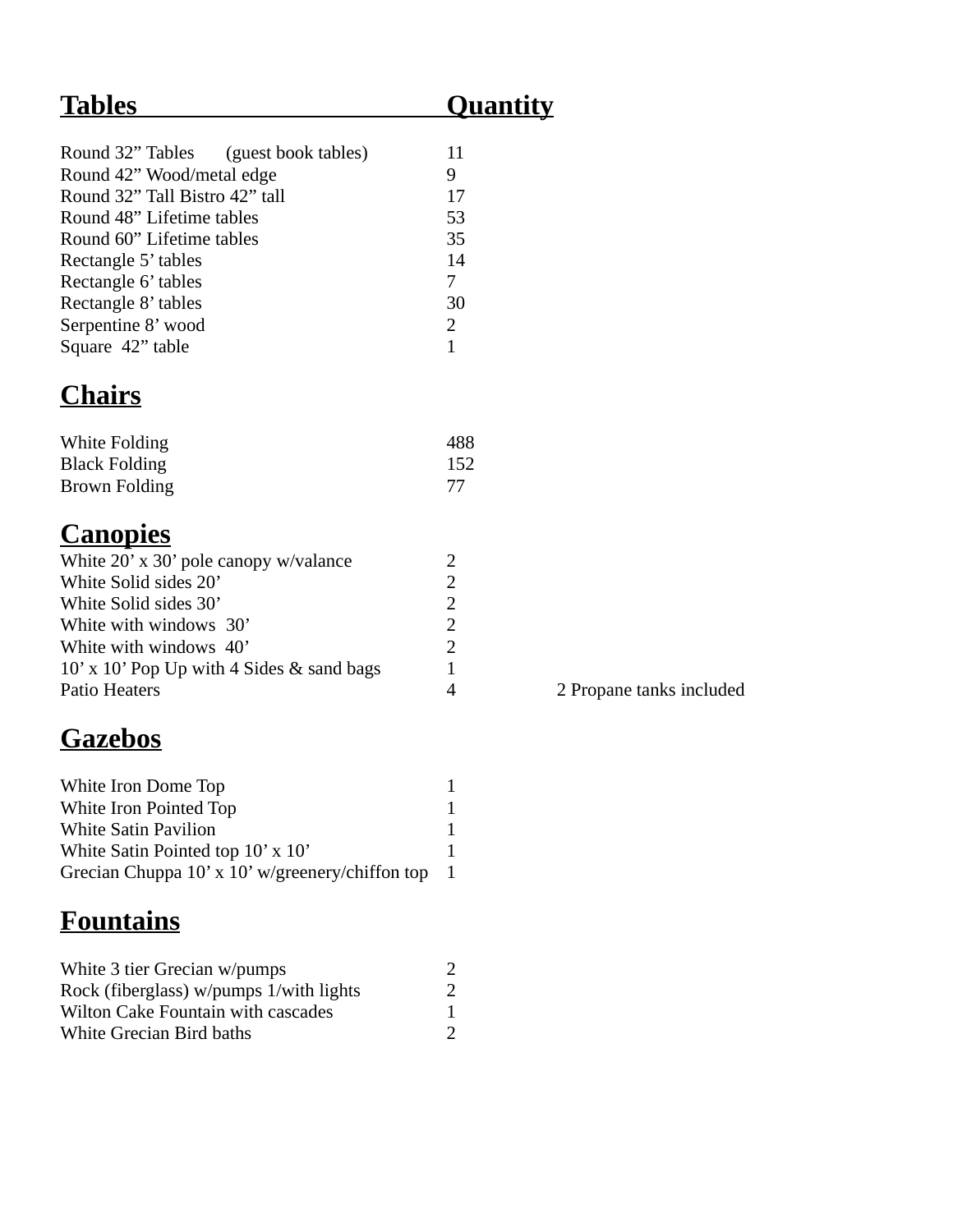| Tables | Quantity | |
|---|---|---|
| Round 32" Tables (guest book tables) | 11 | |
| Round 42" Wood/metal edge | 9 | |
| Round 32" Tall Bistro 42" tall | 17 | |
| Round 48" Lifetime tables | 53 | |
| Round 60" Lifetime tables | 35 | |
| Rectangle 5' tables | 14 | |
| Rectangle 6' tables | 7 | |
| Rectangle 8' tables | 30 | |
| Serpentine 8' wood | 2 | |
| Square 42" table | 1 | |

## Chairs

| | | |
|---|---|---|
| White Folding | 488 | |
| Black Folding | 152 | |
| Brown Folding | 77 | |

## Canopies

| | | |
|---|---|---|
| White 20' x 30' pole canopy w/valance | 2 | |
| White Solid sides 20' | 2 | |
| White Solid sides 30' | 2 | |
| White with windows 30' | 2 | |
| White with windows 40' | 2 | |
| 10' x 10' Pop Up with 4 Sides & sand bags | 1 | |
| Patio Heaters | 4 | 2 Propane tanks included |

## Gazebos

| | | |
|---|---|---|
| White Iron Dome Top | 1 | |
| White Iron Pointed Top | 1 | |
| White Satin Pavilion | 1 | |
| White Satin Pointed top 10' x 10' | 1 | |
| Grecian Chuppa 10' x 10' w/greenery/chiffon top | 1 | |

## Fountains

| | | |
|---|---|---|
| White 3 tier Grecian w/pumps | 2 | |
| Rock (fiberglass) w/pumps 1/with lights | 2 | |
| Wilton Cake Fountain with cascades | 1 | |
| White Grecian Bird baths | 2 | |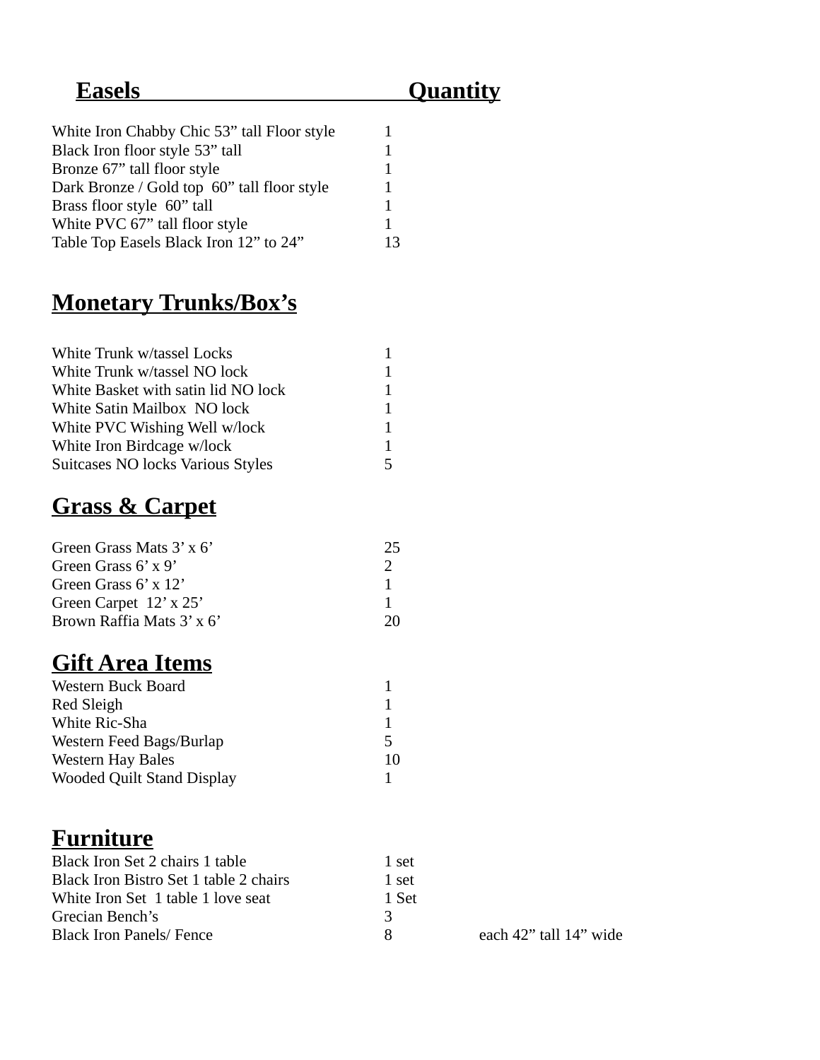## Easels | Quantity

| Easels | Quantity |
|---|---|
| White Iron Chabby Chic 53” tall Floor style | 1 |
| Black Iron floor style 53” tall | 1 |
| Bronze 67” tall floor style | 1 |
| Dark Bronze / Gold top 60” tall floor style | 1 |
| Brass floor style 60” tall | 1 |
| White PVC 67” tall floor style | 1 |
| Table Top Easels Black Iron 12” to 24” | 13 |

## Monetary Trunks/Box’s

| Item | Quantity |
|---|---|
| White Trunk w/tassel Locks | 1 |
| White Trunk w/tassel NO lock | 1 |
| White Basket with satin lid NO lock | 1 |
| White Satin Mailbox NO lock | 1 |
| White PVC Wishing Well w/lock | 1 |
| White Iron Birdcage w/lock | 1 |
| Suitcases NO locks Various Styles | 5 |

## Grass & Carpet

| Item | Quantity |
|---|---|
| Green Grass Mats 3’ x 6’ | 25 |
| Green Grass 6’ x 9’ | 2 |
| Green Grass 6’ x 12’ | 1 |
| Green Carpet 12’ x 25’ | 1 |
| Brown Raffia Mats 3’ x 6’ | 20 |

## Gift Area Items

| Item | Quantity |
|---|---|
| Western Buck Board | 1 |
| Red Sleigh | 1 |
| White Ric-Sha | 1 |
| Western Feed Bags/Burlap | 5 |
| Western Hay Bales | 10 |
| Wooded Quilt Stand Display | 1 |

## Furniture

| Item | Quantity | |
|---|---|---|
| Black Iron Set 2 chairs 1 table | 1 set | |
| Black Iron Bistro Set 1 table 2 chairs | 1 set | |
| White Iron Set 1 table 1 love seat | 1 Set | |
| Grecian Bench’s | 3 | |
| Black Iron Panels/ Fence | 8 | each 42” tall 14” wide |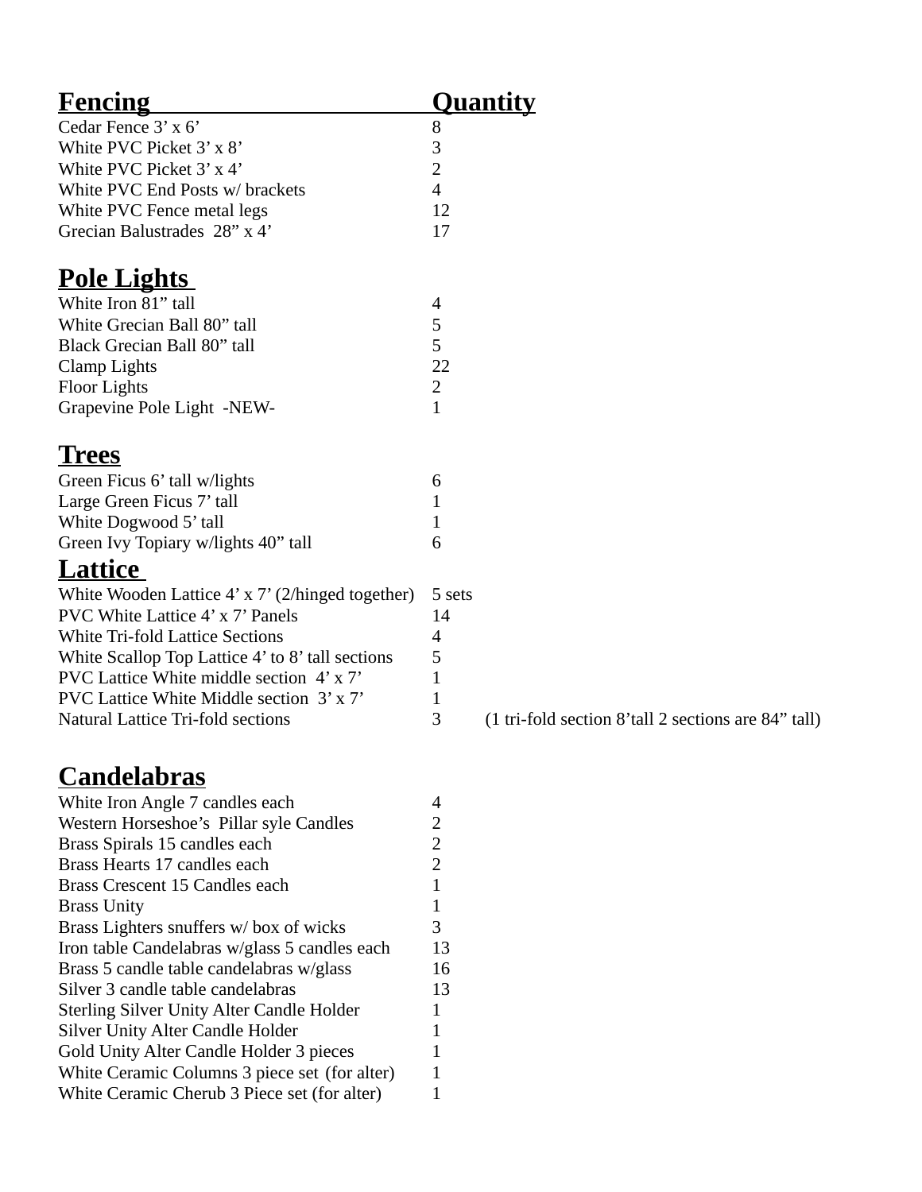| Fencing | Quantity |
|---|---|
| Cedar Fence 3’ x 6’ | 8 |
| White PVC Picket 3’ x 8’ | 3 |
| White PVC Picket 3’ x 4’ | 2 |
| White PVC End Posts w/ brackets | 4 |
| White PVC Fence metal legs | 12 |
| Grecian Balustrades 28” x 4’ | 17 |

## Pole Lights

| | |
|---|---|
| White Iron 81” tall | 4 |
| White Grecian Ball 80” tall | 5 |
| Black Grecian Ball 80” tall | 5 |
| Clamp Lights | 22 |
| Floor Lights | 2 |
| Grapevine Pole Light -NEW- | 1 |

## Trees

| | |
|---|---|
| Green Ficus 6’ tall w/lights | 6 |
| Large Green Ficus 7’ tall | 1 |
| White Dogwood 5’ tall | 1 |
| Green Ivy Topiary w/lights 40” tall | 6 |

## Lattice

| | | |
|---|---|---|
| White Wooden Lattice 4’ x 7’ (2/hinged together) | 5 sets | |
| PVC White Lattice 4’ x 7’ Panels | 14 | |
| White Tri-fold Lattice Sections | 4 | |
| White Scallop Top Lattice 4’ to 8’ tall sections | 5 | |
| PVC Lattice White middle section 4’ x 7’ | 1 | |
| PVC Lattice White Middle section 3’ x 7’ | 1 | |
| Natural Lattice Tri-fold sections | 3 | (1 tri-fold section 8’tall 2 sections are 84” tall) |

## Candelabras

| | |
|---|---|
| White Iron Angle 7 candles each | 4 |
| Western Horseshoe’s Pillar syle Candles | 2 |
| Brass Spirals 15 candles each | 2 |
| Brass Hearts 17 candles each | 2 |
| Brass Crescent 15 Candles each | 1 |
| Brass Unity | 1 |
| Brass Lighters snuffers w/ box of wicks | 3 |
| Iron table Candelabras w/glass 5 candles each | 13 |
| Brass 5 candle table candelabras w/glass | 16 |
| Silver 3 candle table candelabras | 13 |
| Sterling Silver Unity Alter Candle Holder | 1 |
| Silver Unity Alter Candle Holder | 1 |
| Gold Unity Alter Candle Holder 3 pieces | 1 |
| White Ceramic Columns 3 piece set (for alter) | 1 |
| White Ceramic Cherub 3 Piece set (for alter) | 1 |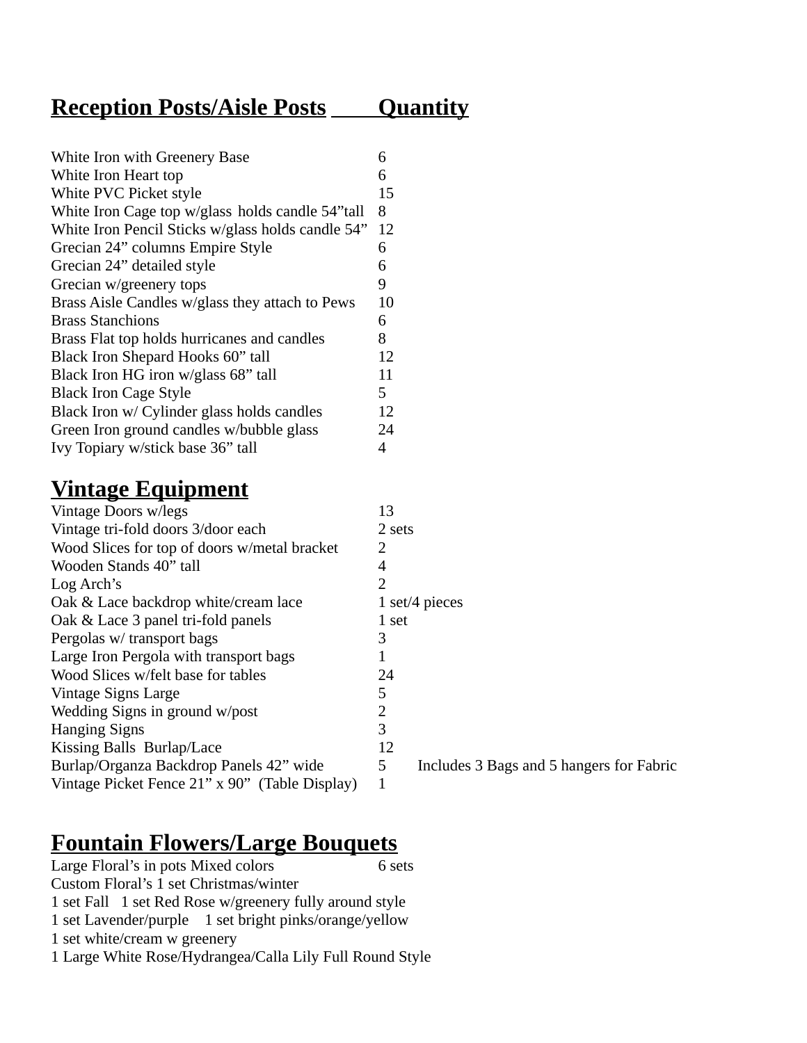| Reception Posts/Aisle Posts | Quantity |
|---|---|
| White Iron with Greenery Base | 6 |
| White Iron Heart top | 6 |
| White PVC Picket style | 15 |
| White Iron Cage top w/glass holds candle 54"tall | 8 |
| White Iron Pencil Sticks w/glass holds candle 54" | 12 |
| Grecian 24" columns Empire Style | 6 |
| Grecian 24" detailed style | 6 |
| Grecian w/greenery tops | 9 |
| Brass Aisle Candles w/glass they attach to Pews | 10 |
| Brass Stanchions | 6 |
| Brass Flat top holds hurricanes and candles | 8 |
| Black Iron Shepard Hooks 60" tall | 12 |
| Black Iron HG iron w/glass 68" tall | 11 |
| Black Iron Cage Style | 5 |
| Black Iron w/ Cylinder glass holds candles | 12 |
| Green Iron ground candles w/bubble glass | 24 |
| Ivy Topiary w/stick base 36" tall | 4 |

## Vintage Equipment

| Item | Quantity | Notes |
|---|---|---|
| Vintage Doors w/legs | 13 | |
| Vintage tri-fold doors 3/door each | 2 sets | |
| Wood Slices for top of doors w/metal bracket | 2 | |
| Wooden Stands 40" tall | 4 | |
| Log Arch's | 2 | |
| Oak & Lace backdrop white/cream lace | 1 set/4 pieces | |
| Oak & Lace 3 panel tri-fold panels | 1 set | |
| Pergolas w/ transport bags | 3 | |
| Large Iron Pergola with transport bags | 1 | |
| Wood Slices w/felt base for tables | 24 | |
| Vintage Signs Large | 5 | |
| Wedding Signs in ground w/post | 2 | |
| Hanging Signs | 3 | |
| Kissing Balls Burlap/Lace | 12 | |
| Burlap/Organza Backdrop Panels 42" wide | 5 | Includes 3 Bags and 5 hangers for Fabric |
| Vintage Picket Fence 21" x 90" (Table Display) | 1 | |

## Fountain Flowers/Large Bouquets

Large Floral's in pots Mixed colors 6 sets

Custom Floral's 1 set Christmas/winter

1 set Fall 1 set Red Rose w/greenery fully around style

1 set Lavender/purple 1 set bright pinks/orange/yellow

1 set white/cream w greenery

1 Large White Rose/Hydrangea/Calla Lily Full Round Style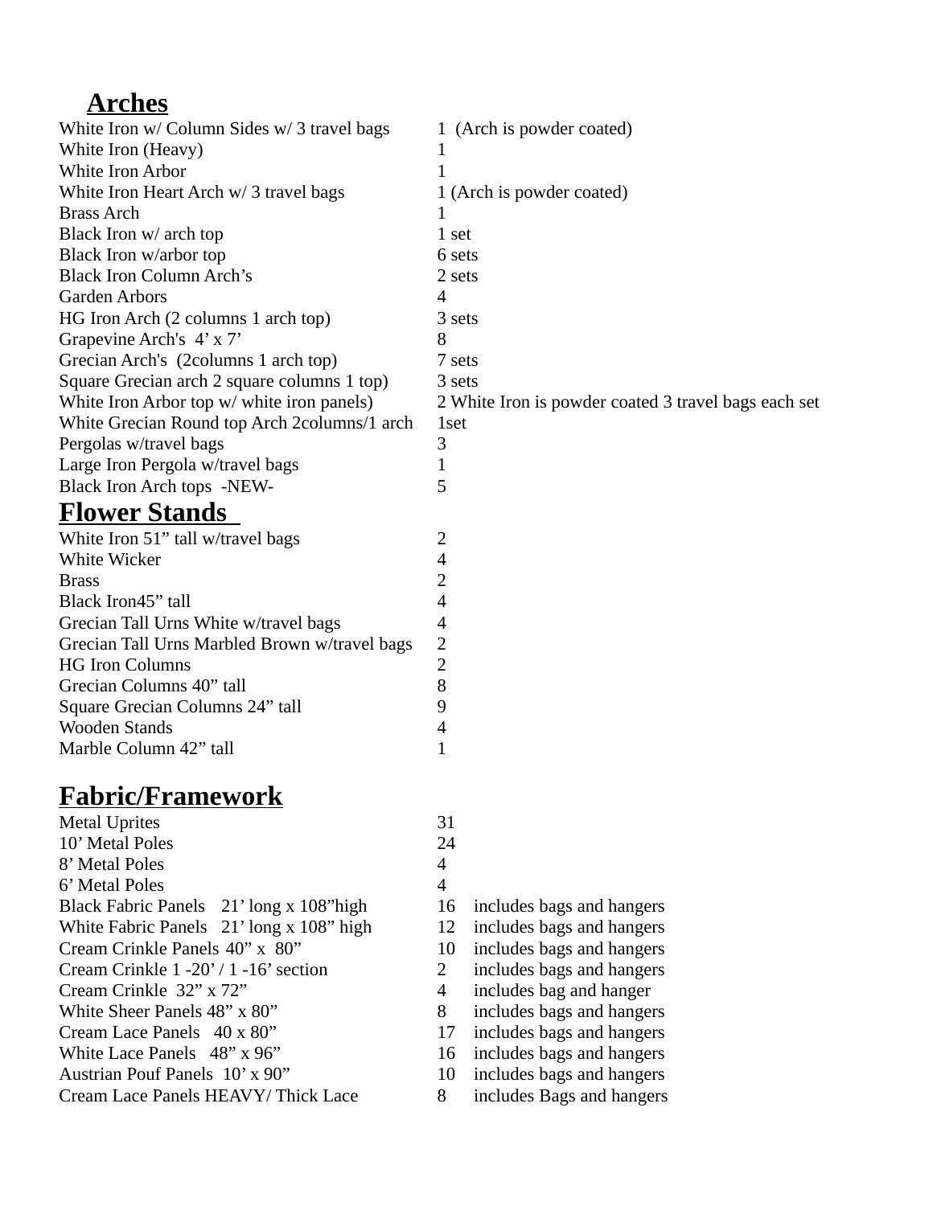## Arches

| | |
|---|---|
| White Iron w/ Column Sides w/ 3 travel bags | 1 (Arch is powder coated) |
| White Iron (Heavy) | 1 |
| White Iron Arbor | 1 |
| White Iron Heart Arch w/ 3 travel bags | 1 (Arch is powder coated) |
| Brass Arch | 1 |
| Black Iron w/ arch top | 1 set |
| Black Iron w/arbor top | 6 sets |
| Black Iron Column Arch's | 2 sets |
| Garden Arbors | 4 |
| HG Iron Arch (2 columns 1 arch top) | 3 sets |
| Grapevine Arch's 4' x 7' | 8 |
| Grecian Arch's (2columns 1 arch top) | 7 sets |
| Square Grecian arch 2 square columns 1 top) | 3 sets |
| White Iron Arbor top w/ white iron panels) | 2 White Iron is powder coated 3 travel bags each set |
| White Grecian Round top Arch 2columns/1 arch | 1set |
| Pergolas w/travel bags | 3 |
| Large Iron Pergola w/travel bags | 1 |
| Black Iron Arch tops -NEW- | 5 |

## Flower Stands

| | |
|---|---|
| White Iron 51" tall w/travel bags | 2 |
| White Wicker | 4 |
| Brass | 2 |
| Black Iron45" tall | 4 |
| Grecian Tall Urns White w/travel bags | 4 |
| Grecian Tall Urns Marbled Brown w/travel bags | 2 |
| HG Iron Columns | 2 |
| Grecian Columns 40" tall | 8 |
| Square Grecian Columns 24" tall | 9 |
| Wooden Stands | 4 |
| Marble Column 42" tall | 1 |

## Fabric/Framework

| | | |
|---|---|---|
| Metal Uprites | 31 | |
| 10' Metal Poles | 24 | |
| 8' Metal Poles | 4 | |
| 6' Metal Poles | 4 | |
| Black Fabric Panels 21' long x 108"high | 16 | includes bags and hangers |
| White Fabric Panels 21' long x 108" high | 12 | includes bags and hangers |
| Cream Crinkle Panels 40" x 80" | 10 | includes bags and hangers |
| Cream Crinkle 1 -20' / 1 -16' section | 2 | includes bags and hangers |
| Cream Crinkle 32" x 72" | 4 | includes bag and hanger |
| White Sheer Panels 48" x 80" | 8 | includes bags and hangers |
| Cream Lace Panels 40 x 80" | 17 | includes bags and hangers |
| White Lace Panels 48" x 96" | 16 | includes bags and hangers |
| Austrian Pouf Panels 10' x 90" | 10 | includes bags and hangers |
| Cream Lace Panels HEAVY/ Thick Lace | 8 | includes Bags and hangers |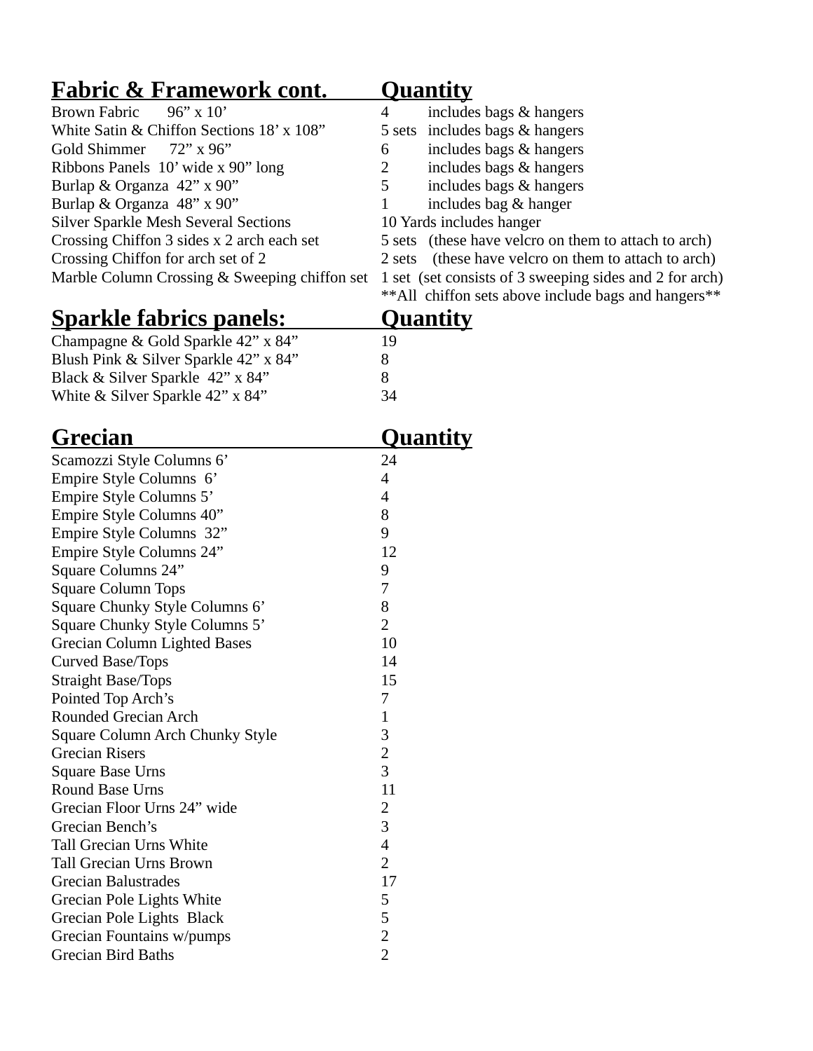| Fabric & Framework cont. | Quantity |
|---|---|
| Brown Fabric 96” x 10’ | 4 includes bags & hangers |
| White Satin & Chiffon Sections 18’ x 108” | 5 sets includes bags & hangers |
| Gold Shimmer 72” x 96” | 6 includes bags & hangers |
| Ribbons Panels 10’ wide x 90” long | 2 includes bags & hangers |
| Burlap & Organza 42” x 90” | 5 includes bags & hangers |
| Burlap & Organza 48” x 90” | 1 includes bag & hanger |
| Silver Sparkle Mesh Several Sections | 10 Yards includes hanger |
| Crossing Chiffon 3 sides x 2 arch each set | 5 sets (these have velcro on them to attach to arch) |
| Crossing Chiffon for arch set of 2 | 2 sets (these have velcro on them to attach to arch) |
| Marble Column Crossing & Sweeping chiffon set | 1 set (set consists of 3 sweeping sides and 2 for arch) |
| | **All chiffon sets above include bags and hangers** |

| Sparkle fabrics panels: | Quantity |
|---|---|
| Champagne & Gold Sparkle 42” x 84” | 19 |
| Blush Pink & Silver Sparkle 42” x 84” | 8 |
| Black & Silver Sparkle 42” x 84” | 8 |
| White & Silver Sparkle 42” x 84” | 34 |

| Grecian | Quantity |
|---|---|
| Scamozzi Style Columns 6’ | 24 |
| Empire Style Columns 6’ | 4 |
| Empire Style Columns 5’ | 4 |
| Empire Style Columns 40” | 8 |
| Empire Style Columns 32” | 9 |
| Empire Style Columns 24” | 12 |
| Square Columns 24” | 9 |
| Square Column Tops | 7 |
| Square Chunky Style Columns 6’ | 8 |
| Square Chunky Style Columns 5’ | 2 |
| Grecian Column Lighted Bases | 10 |
| Curved Base/Tops | 14 |
| Straight Base/Tops | 15 |
| Pointed Top Arch’s | 7 |
| Rounded Grecian Arch | 1 |
| Square Column Arch Chunky Style | 3 |
| Grecian Risers | 2 |
| Square Base Urns | 3 |
| Round Base Urns | 11 |
| Grecian Floor Urns 24” wide | 2 |
| Grecian Bench’s | 3 |
| Tall Grecian Urns White | 4 |
| Tall Grecian Urns Brown | 2 |
| Grecian Balustrades | 17 |
| Grecian Pole Lights White | 5 |
| Grecian Pole Lights Black | 5 |
| Grecian Fountains w/pumps | 2 |
| Grecian Bird Baths | 2 |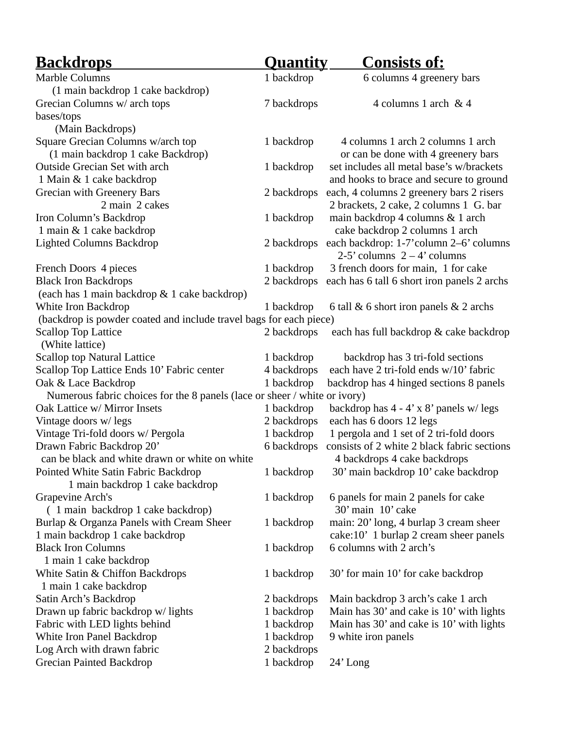| Backdrops | Quantity | Consists of: |
|---|---|---|
| Marble Columns (1 main backdrop 1 cake backdrop) | 1 backdrop | 6 columns 4 greenery bars |
| Grecian Columns w/ arch tops (Main Backdrops) | 7 backdrops | 4 columns 1 arch & 4 bases/tops |
| Square Grecian Columns w/arch top (1 main backdrop 1 cake Backdrop) | 1 backdrop | 4 columns 1 arch 2 columns 1 arch or can be done with 4 greenery bars |
| Outside Grecian Set with arch 1 Main & 1 cake backdrop | 1 backdrop | set includes all metal base's w/brackets and hooks to brace and secure to ground |
| Grecian with Greenery Bars 2 main 2 cakes | 2 backdrops | each, 4 columns 2 greenery bars 2 risers 2 brackets, 2 cake, 2 columns 1 G. bar |
| Iron Column's Backdrop 1 main & 1 cake backdrop | 1 backdrop | main backdrop 4 columns & 1 arch cake backdrop 2 columns 1 arch |
| Lighted Columns Backdrop | 2 backdrops | each backdrop: 1-7'column 2–6' columns 2-5' columns 2 – 4' columns |
| French Doors 4 pieces | 1 backdrop | 3 french doors for main, 1 for cake |
| Black Iron Backdrops (each has 1 main backdrop & 1 cake backdrop) | 2 backdrops | each has 6 tall 6 short iron panels 2 archs |
| White Iron Backdrop (backdrop is powder coated and include travel bags for each piece) | 1 backdrop | 6 tall & 6 short iron panels & 2 archs |
| Scallop Top Lattice (White lattice) | 2 backdrops | each has full backdrop & cake backdrop |
| Scallop top Natural Lattice | 1 backdrop | backdrop has 3 tri-fold sections |
| Scallop Top Lattice Ends 10' Fabric center | 4 backdrops | each have 2 tri-fold ends w/10' fabric |
| Oak & Lace Backdrop Numerous fabric choices for the 8 panels (lace or sheer / white or ivory) | 1 backdrop | backdrop has 4 hinged sections 8 panels |
| Oak Lattice w/ Mirror Insets | 1 backdrop | backdrop has 4 - 4' x 8' panels w/ legs |
| Vintage doors w/ legs | 2 backdrops | each has 6 doors 12 legs |
| Vintage Tri-fold doors w/ Pergola | 1 backdrop | 1 pergola and 1 set of 2 tri-fold doors |
| Drawn Fabric Backdrop 20' can be black and white drawn or white on white | 6 backdrops | consists of 2 white 2 black fabric sections 4 backdrops 4 cake backdrops |
| Pointed White Satin Fabric Backdrop 1 main backdrop 1 cake backdrop | 1 backdrop | 30' main backdrop 10' cake backdrop |
| Grapevine Arch's ( 1 main backdrop 1 cake backdrop) | 1 backdrop | 6 panels for main 2 panels for cake 30' main 10' cake |
| Burlap & Organza Panels with Cream Sheer 1 main backdrop 1 cake backdrop | 1 backdrop | main: 20' long, 4 burlap 3 cream sheer cake:10' 1 burlap 2 cream sheer panels |
| Black Iron Columns 1 main 1 cake backdrop | 1 backdrop | 6 columns with 2 arch's |
| White Satin & Chiffon Backdrops 1 main 1 cake backdrop | 1 backdrop | 30' for main 10' for cake backdrop |
| Satin Arch's Backdrop | 2 backdrops | Main backdrop 3 arch's cake 1 arch |
| Drawn up fabric backdrop w/ lights | 1 backdrop | Main has 30' and cake is 10' with lights |
| Fabric with LED lights behind | 1 backdrop | Main has 30' and cake is 10' with lights |
| White Iron Panel Backdrop | 1 backdrop | 9 white iron panels |
| Log Arch with drawn fabric | 2 backdrops | |
| Grecian Painted Backdrop | 1 backdrop | 24' Long |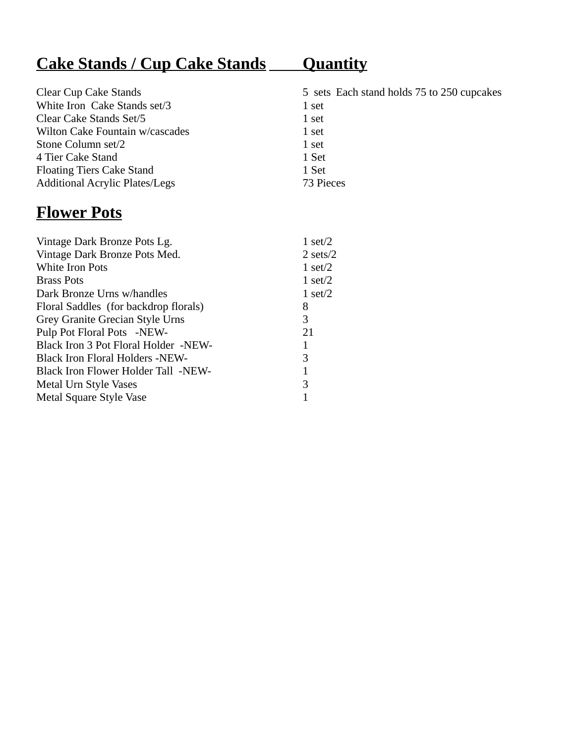| **Cake Stands / Cup Cake Stands** | **Quantity** |
| --- | --- |
| Clear Cup Cake Stands | 5 sets Each stand holds 75 to 250 cupcakes |
| White Iron Cake Stands set/3 | 1 set |
| Clear Cake Stands Set/5 | 1 set |
| Wilton Cake Fountain w/cascades | 1 set |
| Stone Column set/2 | 1 set |
| 4 Tier Cake Stand | 1 Set |
| Floating Tiers Cake Stand | 1 Set |
| Additional Acrylic Plates/Legs | 73 Pieces |

## Flower Pots

| | |
| --- | --- |
| Vintage Dark Bronze Pots Lg. | 1 set/2 |
| Vintage Dark Bronze Pots Med. | 2 sets/2 |
| White Iron Pots | 1 set/2 |
| Brass Pots | 1 set/2 |
| Dark Bronze Urns w/handles | 1 set/2 |
| Floral Saddles (for backdrop florals) | 8 |
| Grey Granite Grecian Style Urns | 3 |
| Pulp Pot Floral Pots -NEW- | 21 |
| Black Iron 3 Pot Floral Holder -NEW- | 1 |
| Black Iron Floral Holders -NEW- | 3 |
| Black Iron Flower Holder Tall -NEW- | 1 |
| Metal Urn Style Vases | 3 |
| Metal Square Style Vase | 1 |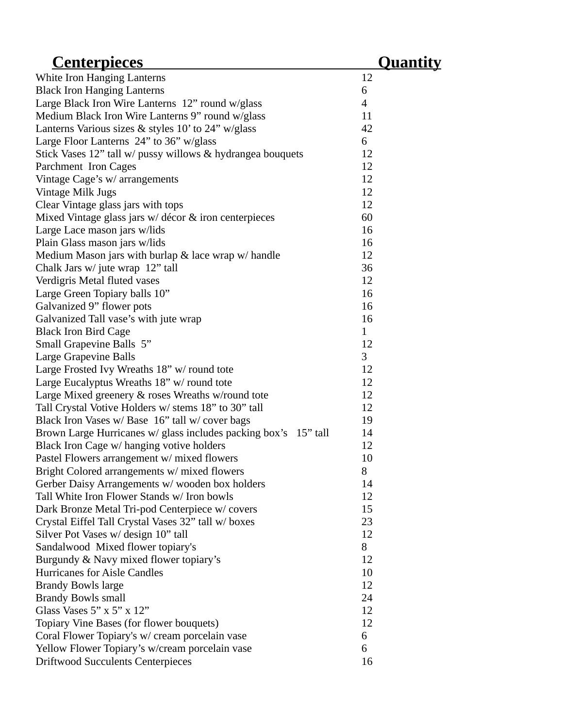| Centerpieces | Quantity |
|---|---|
| White Iron Hanging Lanterns | 12 |
| Black Iron Hanging Lanterns | 6 |
| Large Black Iron Wire Lanterns 12” round w/glass | 4 |
| Medium Black Iron Wire Lanterns 9” round w/glass | 11 |
| Lanterns Various sizes & styles 10’ to 24” w/glass | 42 |
| Large Floor Lanterns 24” to 36” w/glass | 6 |
| Stick Vases 12” tall w/ pussy willows & hydrangea bouquets | 12 |
| Parchment Iron Cages | 12 |
| Vintage Cage’s w/ arrangements | 12 |
| Vintage Milk Jugs | 12 |
| Clear Vintage glass jars with tops | 12 |
| Mixed Vintage glass jars w/ décor & iron centerpieces | 60 |
| Large Lace mason jars w/lids | 16 |
| Plain Glass mason jars w/lids | 16 |
| Medium Mason jars with burlap & lace wrap w/ handle | 12 |
| Chalk Jars w/ jute wrap 12” tall | 36 |
| Verdigris Metal fluted vases | 12 |
| Large Green Topiary balls 10” | 16 |
| Galvanized 9” flower pots | 16 |
| Galvanized Tall vase’s with jute wrap | 16 |
| Black Iron Bird Cage | 1 |
| Small Grapevine Balls 5” | 12 |
| Large Grapevine Balls | 3 |
| Large Frosted Ivy Wreaths 18” w/ round tote | 12 |
| Large Eucalyptus Wreaths 18” w/ round tote | 12 |
| Large Mixed greenery & roses Wreaths w/round tote | 12 |
| Tall Crystal Votive Holders w/ stems 18” to 30” tall | 12 |
| Black Iron Vases w/ Base 16” tall w/ cover bags | 19 |
| Brown Large Hurricanes w/ glass includes packing box’s 15” tall | 14 |
| Black Iron Cage w/ hanging votive holders | 12 |
| Pastel Flowers arrangement w/ mixed flowers | 10 |
| Bright Colored arrangements w/ mixed flowers | 8 |
| Gerber Daisy Arrangements w/ wooden box holders | 14 |
| Tall White Iron Flower Stands w/ Iron bowls | 12 |
| Dark Bronze Metal Tri-pod Centerpiece w/ covers | 15 |
| Crystal Eiffel Tall Crystal Vases 32” tall w/ boxes | 23 |
| Silver Pot Vases w/ design 10” tall | 12 |
| Sandalwood Mixed flower topiary's | 8 |
| Burgundy & Navy mixed flower topiary’s | 12 |
| Hurricanes for Aisle Candles | 10 |
| Brandy Bowls large | 12 |
| Brandy Bowls small | 24 |
| Glass Vases 5” x 5” x 12” | 12 |
| Topiary Vine Bases (for flower bouquets) | 12 |
| Coral Flower Topiary's w/ cream porcelain vase | 6 |
| Yellow Flower Topiary’s w/cream porcelain vase | 6 |
| Driftwood Succulents Centerpieces | 16 |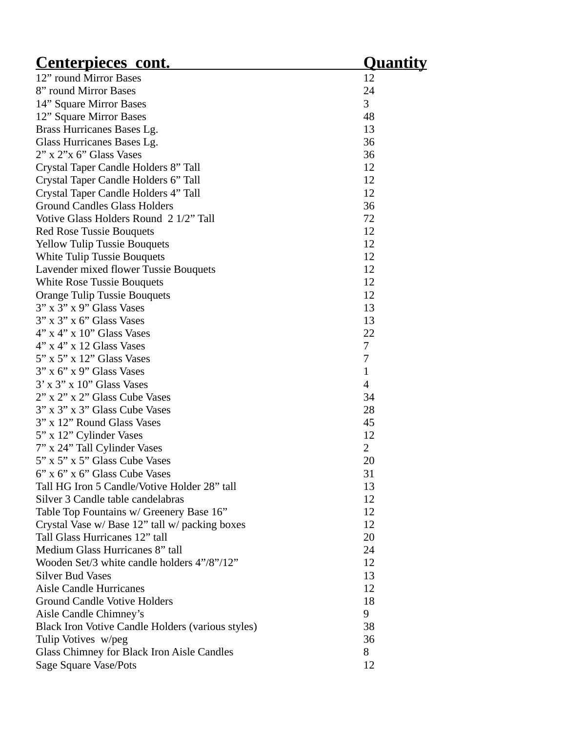| Centerpieces cont. | Quantity |
|---|---|
| 12” round Mirror Bases | 12 |
| 8” round Mirror Bases | 24 |
| 14” Square Mirror Bases | 3 |
| 12” Square Mirror Bases | 48 |
| Brass Hurricanes Bases Lg. | 13 |
| Glass Hurricanes Bases Lg. | 36 |
| 2” x 2”x 6” Glass Vases | 36 |
| Crystal Taper Candle Holders 8” Tall | 12 |
| Crystal Taper Candle Holders 6” Tall | 12 |
| Crystal Taper Candle Holders 4” Tall | 12 |
| Ground Candles Glass Holders | 36 |
| Votive Glass Holders Round 2 1/2” Tall | 72 |
| Red Rose Tussie Bouquets | 12 |
| Yellow Tulip Tussie Bouquets | 12 |
| White Tulip Tussie Bouquets | 12 |
| Lavender mixed flower Tussie Bouquets | 12 |
| White Rose Tussie Bouquets | 12 |
| Orange Tulip Tussie Bouquets | 12 |
| 3” x 3” x 9” Glass Vases | 13 |
| 3” x 3” x 6” Glass Vases | 13 |
| 4” x 4” x 10” Glass Vases | 22 |
| 4” x 4” x 12 Glass Vases | 7 |
| 5” x 5” x 12” Glass Vases | 7 |
| 3” x 6” x 9” Glass Vases | 1 |
| 3’ x 3” x 10” Glass Vases | 4 |
| 2” x 2” x 2” Glass Cube Vases | 34 |
| 3” x 3” x 3” Glass Cube Vases | 28 |
| 3” x 12” Round Glass Vases | 45 |
| 5” x 12” Cylinder Vases | 12 |
| 7” x 24” Tall Cylinder Vases | 2 |
| 5” x 5” x 5” Glass Cube Vases | 20 |
| 6” x 6” x 6” Glass Cube Vases | 31 |
| Tall HG Iron 5 Candle/Votive Holder 28” tall | 13 |
| Silver 3 Candle table candelabras | 12 |
| Table Top Fountains w/ Greenery Base 16” | 12 |
| Crystal Vase w/ Base 12” tall w/ packing boxes | 12 |
| Tall Glass Hurricanes 12” tall | 20 |
| Medium Glass Hurricanes 8” tall | 24 |
| Wooden Set/3 white candle holders 4”/8”/12” | 12 |
| Silver Bud Vases | 13 |
| Aisle Candle Hurricanes | 12 |
| Ground Candle Votive Holders | 18 |
| Aisle Candle Chimney’s | 9 |
| Black Iron Votive Candle Holders (various styles) | 38 |
| Tulip Votives w/peg | 36 |
| Glass Chimney for Black Iron Aisle Candles | 8 |
| Sage Square Vase/Pots | 12 |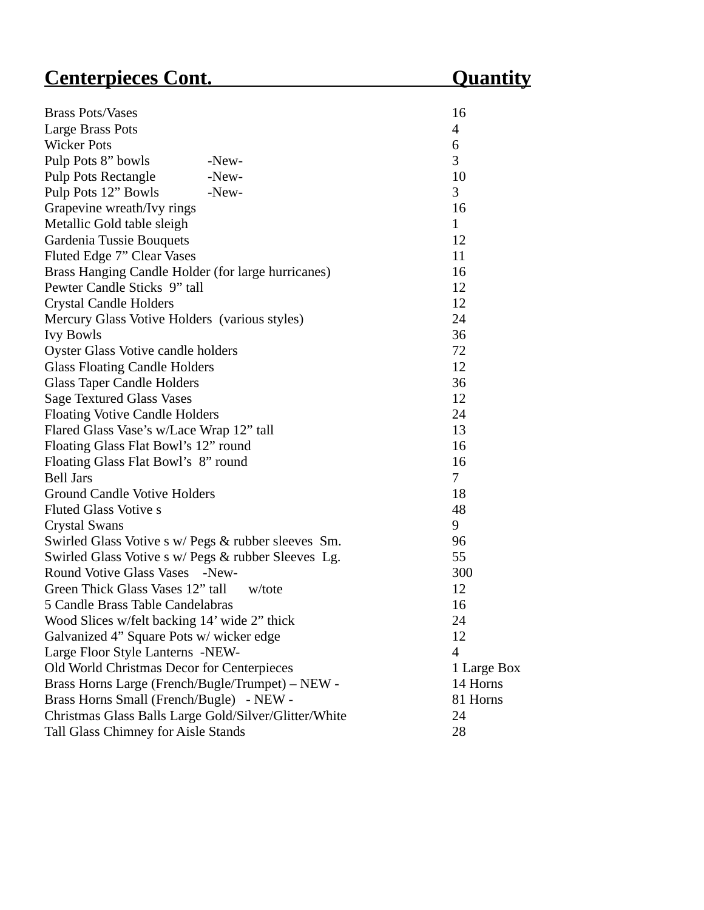| Centerpieces Cont. | Quantity |
| --- | --- |
| Brass Pots/Vases | 16 |
| Large Brass Pots | 4 |
| Wicker Pots | 6 |
| Pulp Pots 8” bowls -New- | 3 |
| Pulp Pots Rectangle -New- | 10 |
| Pulp Pots 12” Bowls -New- | 3 |
| Grapevine wreath/Ivy rings | 16 |
| Metallic Gold table sleigh | 1 |
| Gardenia Tussie Bouquets | 12 |
| Fluted Edge 7” Clear Vases | 11 |
| Brass Hanging Candle Holder (for large hurricanes) | 16 |
| Pewter Candle Sticks 9” tall | 12 |
| Crystal Candle Holders | 12 |
| Mercury Glass Votive Holders (various styles) | 24 |
| Ivy Bowls | 36 |
| Oyster Glass Votive candle holders | 72 |
| Glass Floating Candle Holders | 12 |
| Glass Taper Candle Holders | 36 |
| Sage Textured Glass Vases | 12 |
| Floating Votive Candle Holders | 24 |
| Flared Glass Vase’s w/Lace Wrap 12” tall | 13 |
| Floating Glass Flat Bowl’s 12” round | 16 |
| Floating Glass Flat Bowl’s 8” round | 16 |
| Bell Jars | 7 |
| Ground Candle Votive Holders | 18 |
| Fluted Glass Votive s | 48 |
| Crystal Swans | 9 |
| Swirled Glass Votive s w/ Pegs & rubber sleeves Sm. | 96 |
| Swirled Glass Votive s w/ Pegs & rubber Sleeves Lg. | 55 |
| Round Votive Glass Vases -New- | 300 |
| Green Thick Glass Vases 12” tall w/tote | 12 |
| 5 Candle Brass Table Candelabras | 16 |
| Wood Slices w/felt backing 14’ wide 2” thick | 24 |
| Galvanized 4” Square Pots w/ wicker edge | 12 |
| Large Floor Style Lanterns -NEW- | 4 |
| Old World Christmas Decor for Centerpieces | 1 Large Box |
| Brass Horns Large (French/Bugle/Trumpet) – NEW - | 14 Horns |
| Brass Horns Small (French/Bugle) - NEW - | 81 Horns |
| Christmas Glass Balls Large Gold/Silver/Glitter/White | 24 |
| Tall Glass Chimney for Aisle Stands | 28 |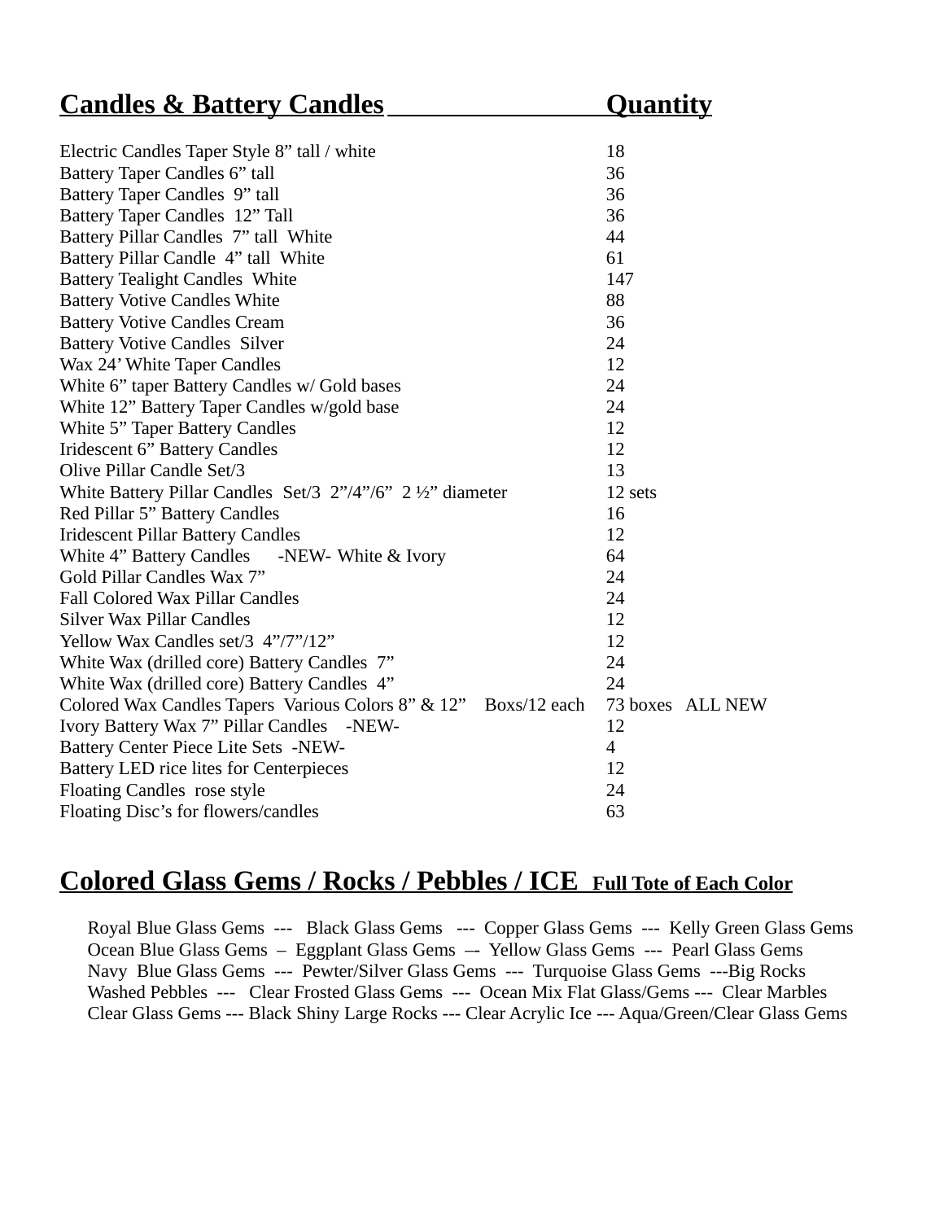| Candles & Battery Candles | Quantity |
|---|---|
| Electric Candles Taper Style 8” tall / white | 18 |
| Battery Taper Candles 6” tall | 36 |
| Battery Taper Candles 9” tall | 36 |
| Battery Taper Candles 12” Tall | 36 |
| Battery Pillar Candles 7” tall White | 44 |
| Battery Pillar Candle 4” tall White | 61 |
| Battery Tealight Candles White | 147 |
| Battery Votive Candles White | 88 |
| Battery Votive Candles Cream | 36 |
| Battery Votive Candles Silver | 24 |
| Wax 24’ White Taper Candles | 12 |
| White 6” taper Battery Candles w/ Gold bases | 24 |
| White 12” Battery Taper Candles w/gold base | 24 |
| White 5” Taper Battery Candles | 12 |
| Iridescent 6” Battery Candles | 12 |
| Olive Pillar Candle Set/3 | 13 |
| White Battery Pillar Candles Set/3 2”/4”/6” 2 ½” diameter | 12 sets |
| Red Pillar 5” Battery Candles | 16 |
| Iridescent Pillar Battery Candles | 12 |
| White 4” Battery Candles -NEW- White & Ivory | 64 |
| Gold Pillar Candles Wax 7” | 24 |
| Fall Colored Wax Pillar Candles | 24 |
| Silver Wax Pillar Candles | 12 |
| Yellow Wax Candles set/3 4”/7”/12” | 12 |
| White Wax (drilled core) Battery Candles 7” | 24 |
| White Wax (drilled core) Battery Candles 4” | 24 |
| Colored Wax Candles Tapers Various Colors 8” & 12” Boxs/12 each | 73 boxes ALL NEW |
| Ivory Battery Wax 7” Pillar Candles -NEW- | 12 |
| Battery Center Piece Lite Sets -NEW- | 4 |
| Battery LED rice lites for Centerpieces | 12 |
| Floating Candles rose style | 24 |
| Floating Disc’s for flowers/candles | 63 |

## Colored Glass Gems / Rocks / Pebbles / ICE **Full Tote of Each Color**

Royal Blue Glass Gems --- Black Glass Gems --- Copper Glass Gems --- Kelly Green Glass Gems
Ocean Blue Glass Gems – Eggplant Glass Gems –- Yellow Glass Gems --- Pearl Glass Gems
Navy Blue Glass Gems --- Pewter/Silver Glass Gems --- Turquoise Glass Gems ---Big Rocks
Washed Pebbles --- Clear Frosted Glass Gems --- Ocean Mix Flat Glass/Gems --- Clear Marbles
Clear Glass Gems --- Black Shiny Large Rocks --- Clear Acrylic Ice --- Aqua/Green/Clear Glass Gems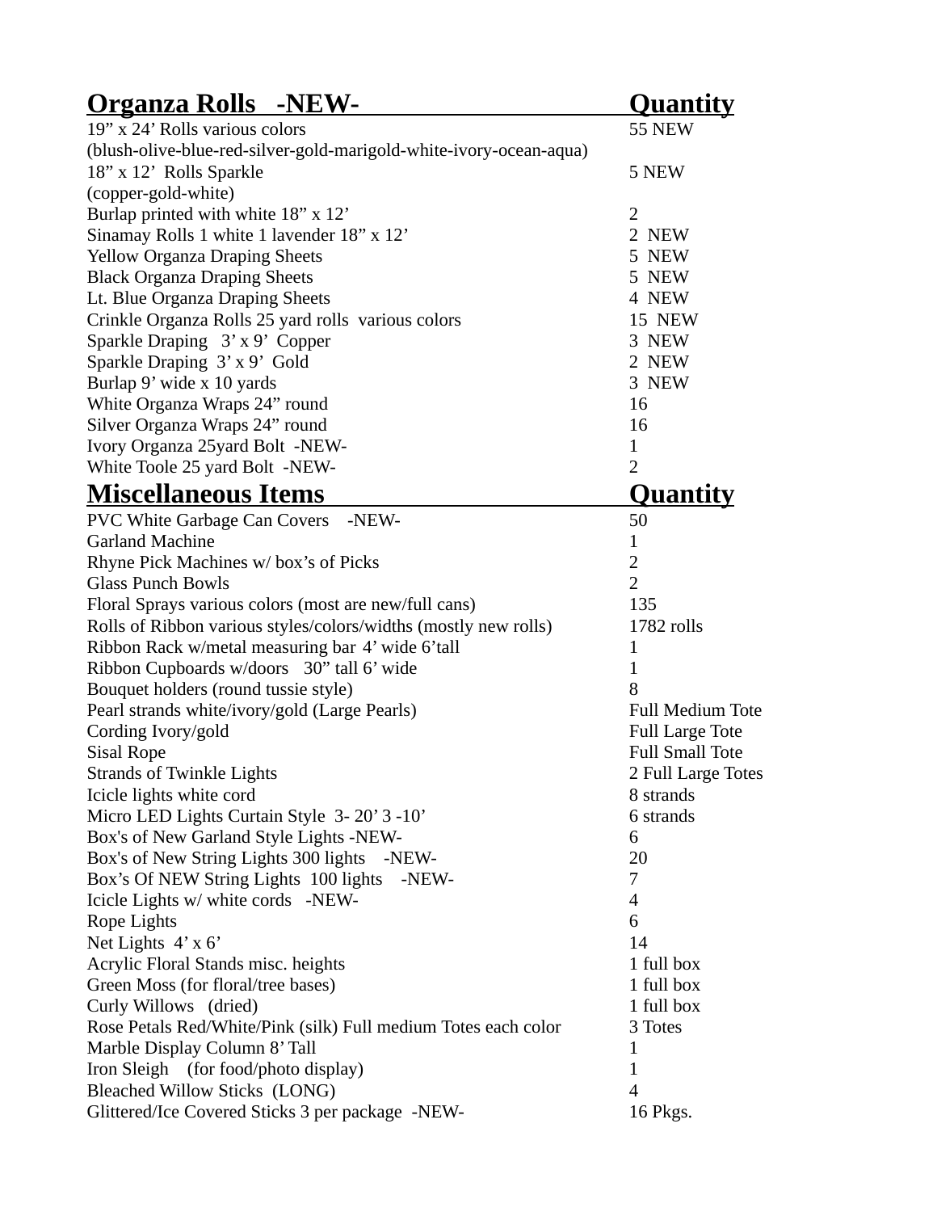| Organza Rolls -NEW- | Quantity |
|---|---|
| 19" x 24' Rolls various colors (blush-olive-blue-red-silver-gold-marigold-white-ivory-ocean-aqua) | 55 NEW |
| 18" x 12' Rolls Sparkle (copper-gold-white) | 5 NEW |
| Burlap printed with white 18" x 12' | 2 |
| Sinamay Rolls 1 white 1 lavender 18" x 12' | 2 NEW |
| Yellow Organza Draping Sheets | 5 NEW |
| Black Organza Draping Sheets | 5 NEW |
| Lt. Blue Organza Draping Sheets | 4 NEW |
| Crinkle Organza Rolls 25 yard rolls various colors | 15 NEW |
| Sparkle Draping 3' x 9' Copper | 3 NEW |
| Sparkle Draping 3' x 9' Gold | 2 NEW |
| Burlap 9' wide x 10 yards | 3 NEW |
| White Organza Wraps 24" round | 16 |
| Silver Organza Wraps 24" round | 16 |
| Ivory Organza 25yard Bolt -NEW- | 1 |
| White Toole 25 yard Bolt -NEW- | 2 |

| Miscellaneous Items | Quantity |
|---|---|
| PVC White Garbage Can Covers -NEW- | 50 |
| Garland Machine | 1 |
| Rhyne Pick Machines w/ box's of Picks | 2 |
| Glass Punch Bowls | 2 |
| Floral Sprays various colors (most are new/full cans) | 135 |
| Rolls of Ribbon various styles/colors/widths (mostly new rolls) | 1782 rolls |
| Ribbon Rack w/metal measuring bar 4' wide 6'tall | 1 |
| Ribbon Cupboards w/doors 30" tall 6' wide | 1 |
| Bouquet holders (round tussie style) | 8 |
| Pearl strands white/ivory/gold (Large Pearls) | Full Medium Tote |
| Cording Ivory/gold | Full Large Tote |
| Sisal Rope | Full Small Tote |
| Strands of Twinkle Lights | 2 Full Large Totes |
| Icicle lights white cord | 8 strands |
| Micro LED Lights Curtain Style 3- 20' 3 -10' | 6 strands |
| Box's of New Garland Style Lights -NEW- | 6 |
| Box's of New String Lights 300 lights -NEW- | 20 |
| Box's Of NEW String Lights 100 lights -NEW- | 7 |
| Icicle Lights w/ white cords -NEW- | 4 |
| Rope Lights | 6 |
| Net Lights 4' x 6' | 14 |
| Acrylic Floral Stands misc. heights | 1 full box |
| Green Moss (for floral/tree bases) | 1 full box |
| Curly Willows (dried) | 1 full box |
| Rose Petals Red/White/Pink (silk) Full medium Totes each color | 3 Totes |
| Marble Display Column 8' Tall | 1 |
| Iron Sleigh (for food/photo display) | 1 |
| Bleached Willow Sticks (LONG) | 4 |
| Glittered/Ice Covered Sticks 3 per package -NEW- | 16 Pkgs. |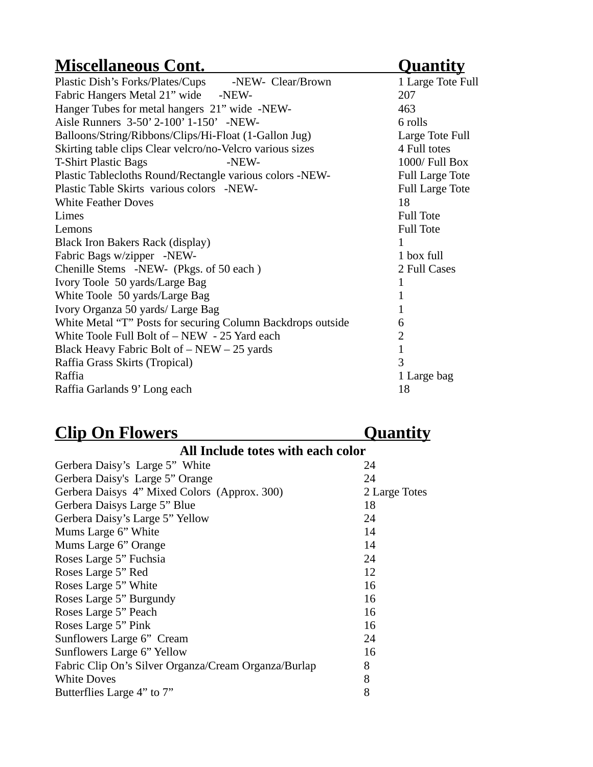| Miscellaneous Cont. | Quantity |
|---|---|
| Plastic Dish's Forks/Plates/Cups -NEW- Clear/Brown | 1 Large Tote Full |
| Fabric Hangers Metal 21" wide -NEW- | 207 |
| Hanger Tubes for metal hangers 21" wide -NEW- | 463 |
| Aisle Runners 3-50' 2-100' 1-150' -NEW- | 6 rolls |
| Balloons/String/Ribbons/Clips/Hi-Float (1-Gallon Jug) | Large Tote Full |
| Skirting table clips Clear velcro/no-Velcro various sizes | 4 Full totes |
| T-Shirt Plastic Bags -NEW- | 1000/ Full Box |
| Plastic Tablecloths Round/Rectangle various colors -NEW- | Full Large Tote |
| Plastic Table Skirts various colors -NEW- | Full Large Tote |
| White Feather Doves | 18 |
| Limes | Full Tote |
| Lemons | Full Tote |
| Black Iron Bakers Rack (display) | 1 |
| Fabric Bags w/zipper -NEW- | 1 box full |
| Chenille Stems -NEW- (Pkgs. of 50 each ) | 2 Full Cases |
| Ivory Toole 50 yards/Large Bag | 1 |
| White Toole 50 yards/Large Bag | 1 |
| Ivory Organza 50 yards/ Large Bag | 1 |
| White Metal "T" Posts for securing Column Backdrops outside | 6 |
| White Toole Full Bolt of – NEW - 25 Yard each | 2 |
| Black Heavy Fabric Bolt of – NEW – 25 yards | 1 |
| Raffia Grass Skirts (Tropical) | 3 |
| Raffia | 1 Large bag |
| Raffia Garlands 9' Long each | 18 |

| Clip On Flowers | Quantity |
|---|---|
| **All Include totes with each color** | |
| Gerbera Daisy's Large 5" White | 24 |
| Gerbera Daisy's Large 5" Orange | 24 |
| Gerbera Daisys 4" Mixed Colors (Approx. 300) | 2 Large Totes |
| Gerbera Daisys Large 5" Blue | 18 |
| Gerbera Daisy's Large 5" Yellow | 24 |
| Mums Large 6" White | 14 |
| Mums Large 6" Orange | 14 |
| Roses Large 5" Fuchsia | 24 |
| Roses Large 5" Red | 12 |
| Roses Large 5" White | 16 |
| Roses Large 5" Burgundy | 16 |
| Roses Large 5" Peach | 16 |
| Roses Large 5" Pink | 16 |
| Sunflowers Large 6" Cream | 24 |
| Sunflowers Large 6" Yellow | 16 |
| Fabric Clip On's Silver Organza/Cream Organza/Burlap | 8 |
| White Doves | 8 |
| Butterflies Large 4" to 7" | 8 |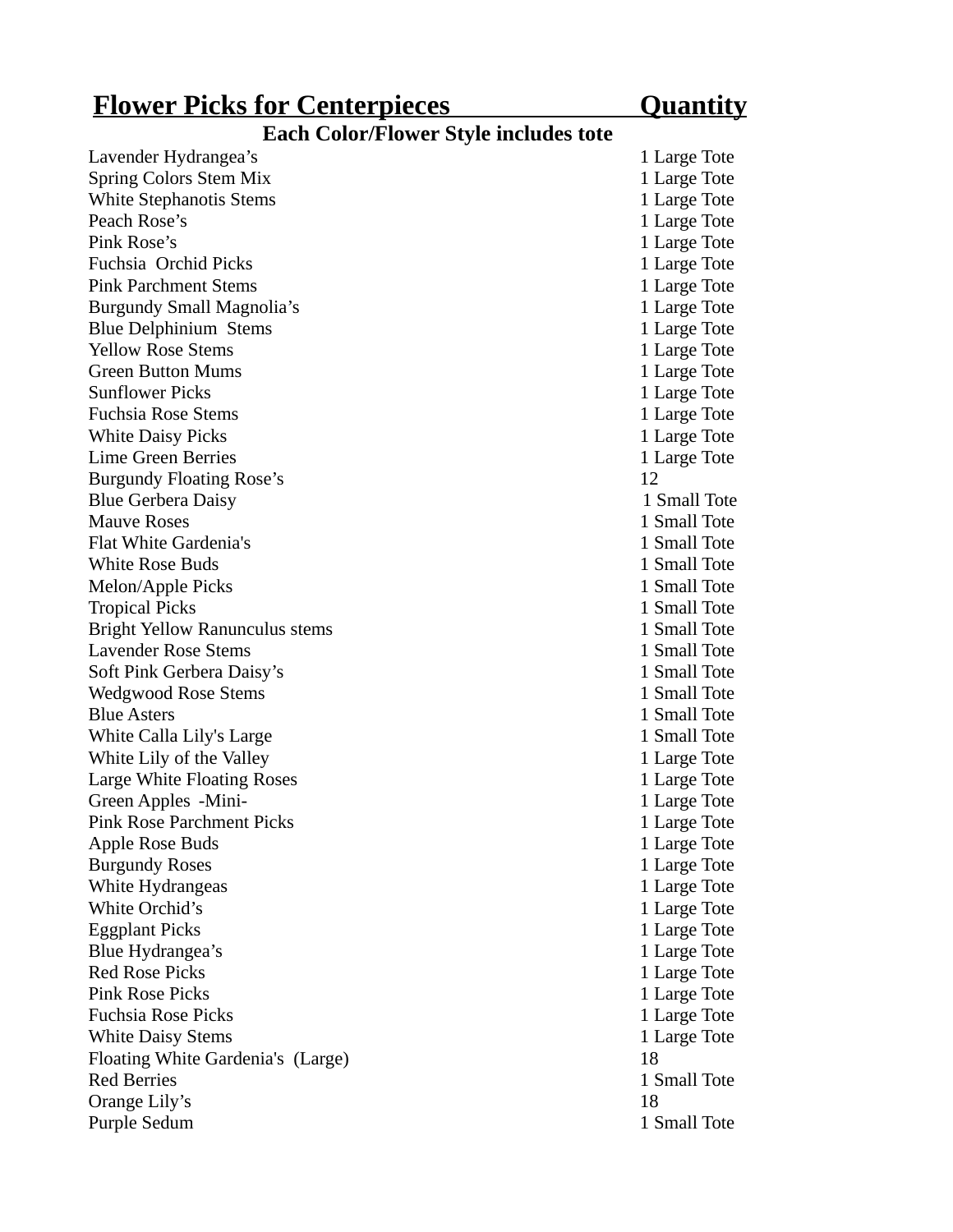| Flower Picks for Centerpieces | Quantity |
|---|---|
| **Each Color/Flower Style includes tote** | |
| Lavender Hydrangea’s | 1 Large Tote |
| Spring Colors Stem Mix | 1 Large Tote |
| White Stephanotis Stems | 1 Large Tote |
| Peach Rose’s | 1 Large Tote |
| Pink Rose’s | 1 Large Tote |
| Fuchsia Orchid Picks | 1 Large Tote |
| Pink Parchment Stems | 1 Large Tote |
| Burgundy Small Magnolia’s | 1 Large Tote |
| Blue Delphinium Stems | 1 Large Tote |
| Yellow Rose Stems | 1 Large Tote |
| Green Button Mums | 1 Large Tote |
| Sunflower Picks | 1 Large Tote |
| Fuchsia Rose Stems | 1 Large Tote |
| White Daisy Picks | 1 Large Tote |
| Lime Green Berries | 1 Large Tote |
| Burgundy Floating Rose’s | 12 |
| Blue Gerbera Daisy | 1 Small Tote |
| Mauve Roses | 1 Small Tote |
| Flat White Gardenia's | 1 Small Tote |
| White Rose Buds | 1 Small Tote |
| Melon/Apple Picks | 1 Small Tote |
| Tropical Picks | 1 Small Tote |
| Bright Yellow Ranunculus stems | 1 Small Tote |
| Lavender Rose Stems | 1 Small Tote |
| Soft Pink Gerbera Daisy’s | 1 Small Tote |
| Wedgwood Rose Stems | 1 Small Tote |
| Blue Asters | 1 Small Tote |
| White Calla Lily's Large | 1 Small Tote |
| White Lily of the Valley | 1 Large Tote |
| Large White Floating Roses | 1 Large Tote |
| Green Apples -Mini- | 1 Large Tote |
| Pink Rose Parchment Picks | 1 Large Tote |
| Apple Rose Buds | 1 Large Tote |
| Burgundy Roses | 1 Large Tote |
| White Hydrangeas | 1 Large Tote |
| White Orchid’s | 1 Large Tote |
| Eggplant Picks | 1 Large Tote |
| Blue Hydrangea’s | 1 Large Tote |
| Red Rose Picks | 1 Large Tote |
| Pink Rose Picks | 1 Large Tote |
| Fuchsia Rose Picks | 1 Large Tote |
| White Daisy Stems | 1 Large Tote |
| Floating White Gardenia's (Large) | 18 |
| Red Berries | 1 Small Tote |
| Orange Lily’s | 18 |
| Purple Sedum | 1 Small Tote |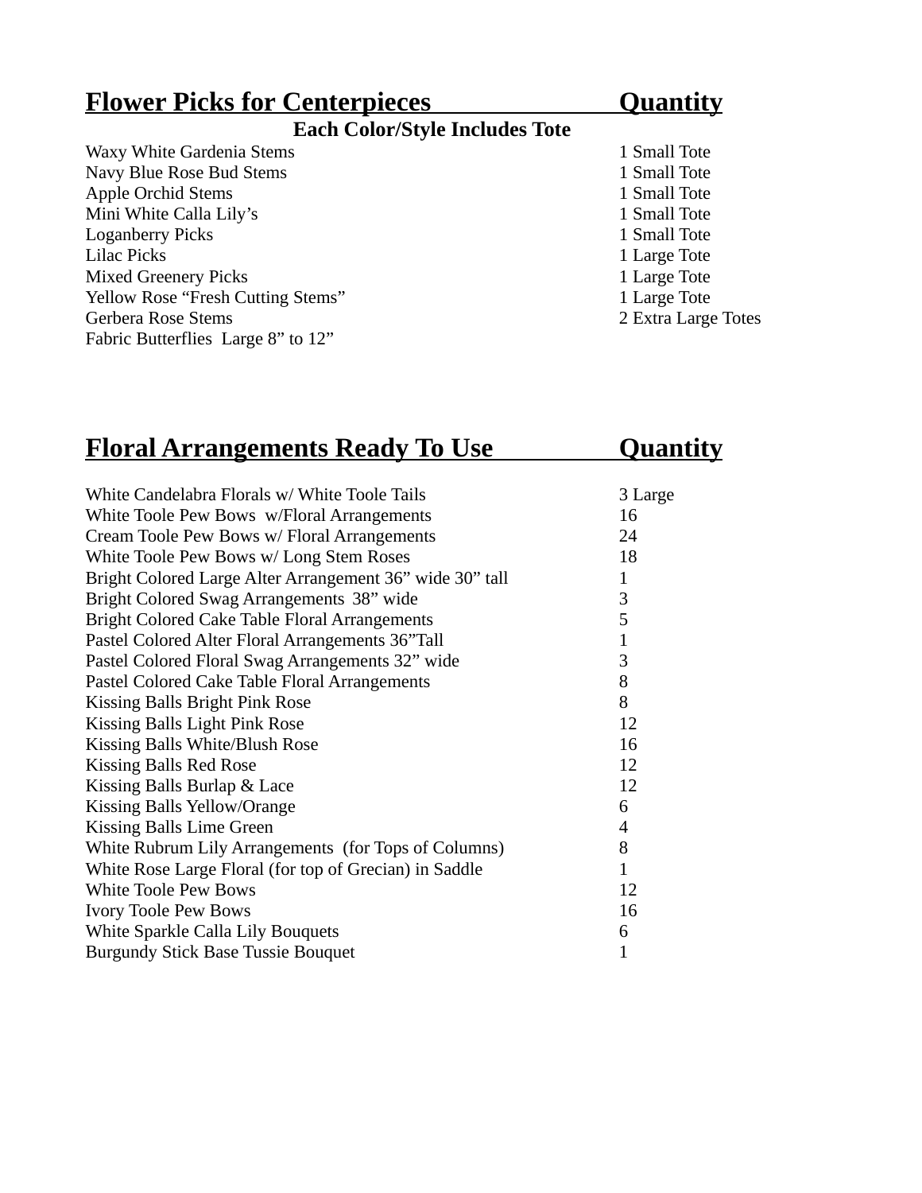| Flower Picks for Centerpieces | Quantity |
| --- | --- |
| **Each Color/Style Includes Tote** | |
| Waxy White Gardenia Stems | 1 Small Tote |
| Navy Blue Rose Bud Stems | 1 Small Tote |
| Apple Orchid Stems | 1 Small Tote |
| Mini White Calla Lily's | 1 Small Tote |
| Loganberry Picks | 1 Small Tote |
| Lilac Picks | 1 Large Tote |
| Mixed Greenery Picks | 1 Large Tote |
| Yellow Rose "Fresh Cutting Stems" | 1 Large Tote |
| Gerbera Rose Stems | 2 Extra Large Totes |
| Fabric Butterflies Large 8" to 12" | |

| Floral Arrangements Ready To Use | Quantity |
| --- | --- |
| White Candelabra Florals w/ White Toole Tails | 3 Large |
| White Toole Pew Bows w/Floral Arrangements | 16 |
| Cream Toole Pew Bows w/ Floral Arrangements | 24 |
| White Toole Pew Bows w/ Long Stem Roses | 18 |
| Bright Colored Large Alter Arrangement 36" wide 30" tall | 1 |
| Bright Colored Swag Arrangements 38" wide | 3 |
| Bright Colored Cake Table Floral Arrangements | 5 |
| Pastel Colored Alter Floral Arrangements 36"Tall | 1 |
| Pastel Colored Floral Swag Arrangements 32" wide | 3 |
| Pastel Colored Cake Table Floral Arrangements | 8 |
| Kissing Balls Bright Pink Rose | 8 |
| Kissing Balls Light Pink Rose | 12 |
| Kissing Balls White/Blush Rose | 16 |
| Kissing Balls Red Rose | 12 |
| Kissing Balls Burlap & Lace | 12 |
| Kissing Balls Yellow/Orange | 6 |
| Kissing Balls Lime Green | 4 |
| White Rubrum Lily Arrangements (for Tops of Columns) | 8 |
| White Rose Large Floral (for top of Grecian) in Saddle | 1 |
| White Toole Pew Bows | 12 |
| Ivory Toole Pew Bows | 16 |
| White Sparkle Calla Lily Bouquets | 6 |
| Burgundy Stick Base Tussie Bouquet | 1 |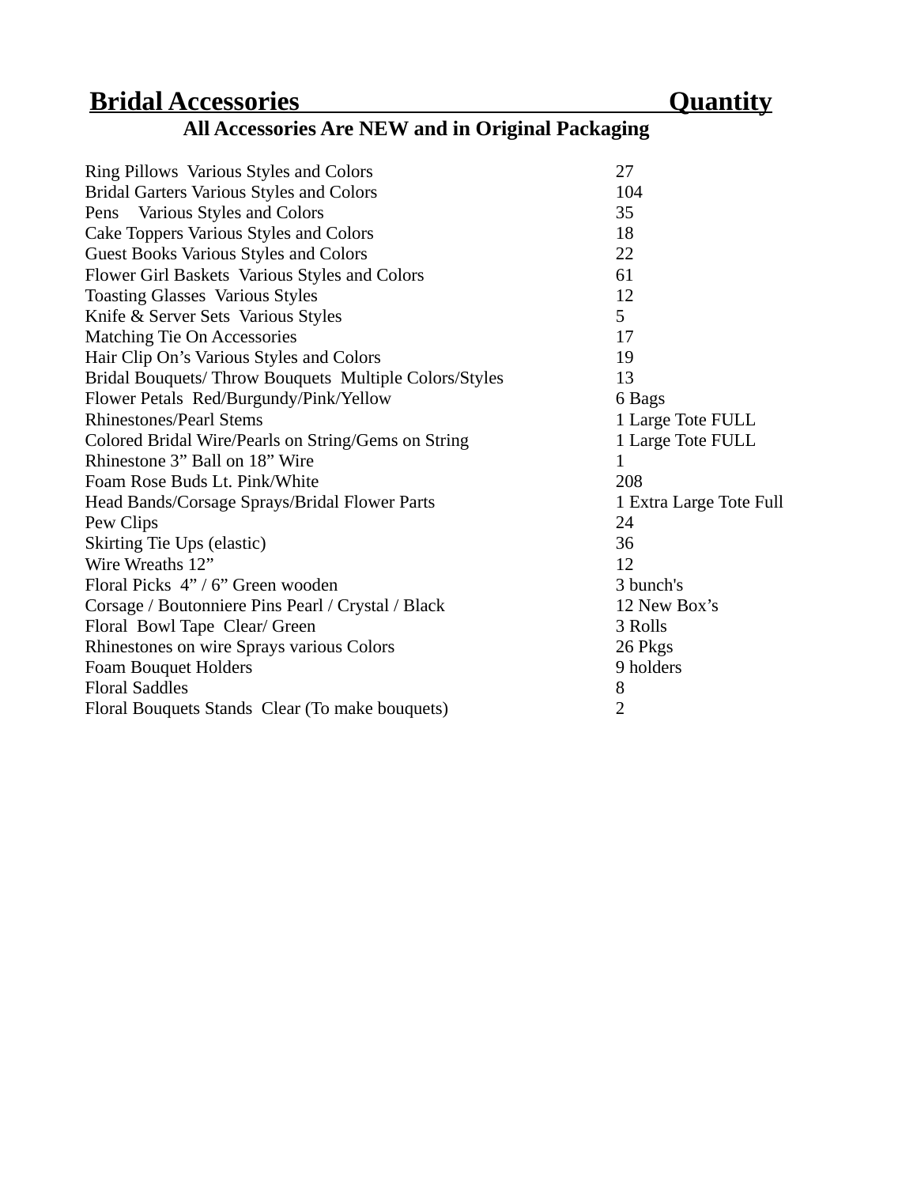| **Bridal Accessories** | **Quantity** |
|---|---|
| Ring Pillows Various Styles and Colors | 27 |
| Bridal Garters Various Styles and Colors | 104 |
| Pens Various Styles and Colors | 35 |
| Cake Toppers Various Styles and Colors | 18 |
| Guest Books Various Styles and Colors | 22 |
| Flower Girl Baskets Various Styles and Colors | 61 |
| Toasting Glasses Various Styles | 12 |
| Knife & Server Sets Various Styles | 5 |
| Matching Tie On Accessories | 17 |
| Hair Clip On's Various Styles and Colors | 19 |
| Bridal Bouquets/ Throw Bouquets Multiple Colors/Styles | 13 |
| Flower Petals Red/Burgundy/Pink/Yellow | 6 Bags |
| Rhinestones/Pearl Stems | 1 Large Tote FULL |
| Colored Bridal Wire/Pearls on String/Gems on String | 1 Large Tote FULL |
| Rhinestone 3" Ball on 18" Wire | 1 |
| Foam Rose Buds Lt. Pink/White | 208 |
| Head Bands/Corsage Sprays/Bridal Flower Parts | 1 Extra Large Tote Full |
| Pew Clips | 24 |
| Skirting Tie Ups (elastic) | 36 |
| Wire Wreaths 12" | 12 |
| Floral Picks 4" / 6" Green wooden | 3 bunch's |
| Corsage / Boutonniere Pins Pearl / Crystal / Black | 12 New Box's |
| Floral Bowl Tape Clear/ Green | 3 Rolls |
| Rhinestones on wire Sprays various Colors | 26 Pkgs |
| Foam Bouquet Holders | 9 holders |
| Floral Saddles | 8 |
| Floral Bouquets Stands Clear (To make bouquets) | 2 |

**All Accessories Are NEW and in Original Packaging**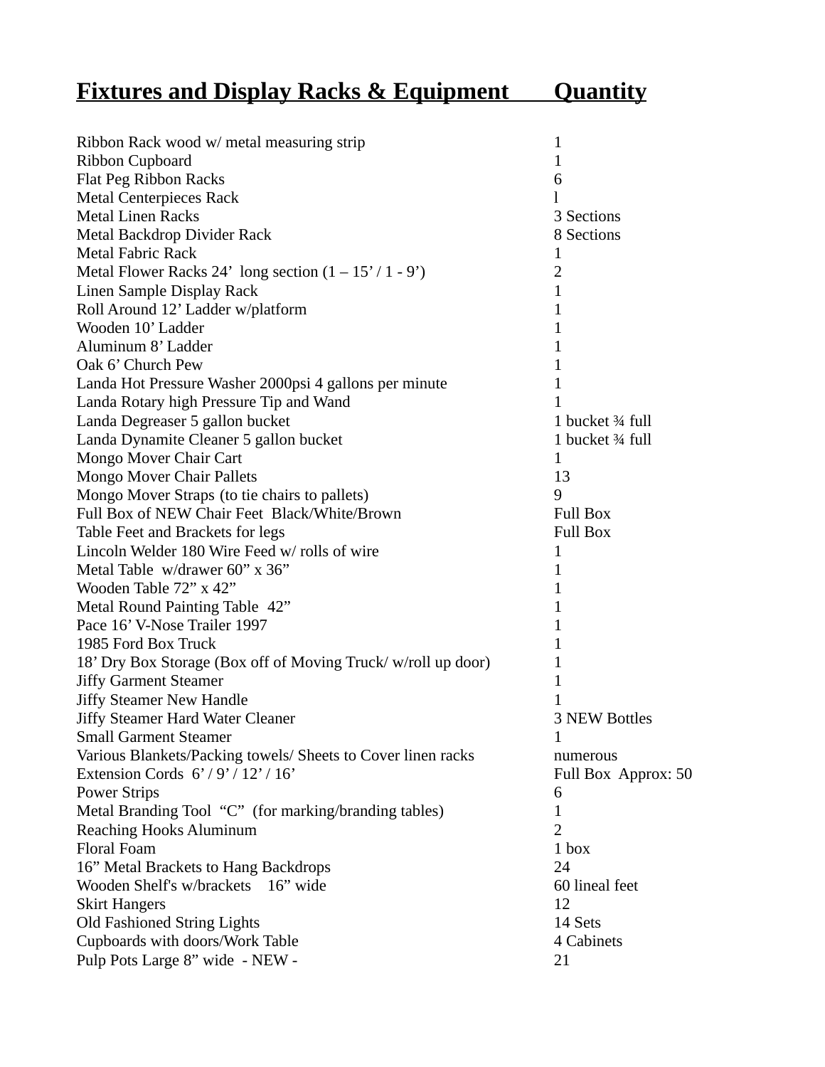| **Fixtures and Display Racks & Equipment** | **Quantity** |
|---|---|
| Ribbon Rack wood w/ metal measuring strip | 1 |
| Ribbon Cupboard | 1 |
| Flat Peg Ribbon Racks | 6 |
| Metal Centerpieces Rack | l |
| Metal Linen Racks | 3 Sections |
| Metal Backdrop Divider Rack | 8 Sections |
| Metal Fabric Rack | 1 |
| Metal Flower Racks 24' long section (1 – 15' / 1 - 9') | 2 |
| Linen Sample Display Rack | 1 |
| Roll Around 12' Ladder w/platform | 1 |
| Wooden 10' Ladder | 1 |
| Aluminum 8' Ladder | 1 |
| Oak 6' Church Pew | 1 |
| Landa Hot Pressure Washer 2000psi 4 gallons per minute | 1 |
| Landa Rotary high Pressure Tip and Wand | 1 |
| Landa Degreaser 5 gallon bucket | 1 bucket ¾ full |
| Landa Dynamite Cleaner 5 gallon bucket | 1 bucket ¾ full |
| Mongo Mover Chair Cart | 1 |
| Mongo Mover Chair Pallets | 13 |
| Mongo Mover Straps (to tie chairs to pallets) | 9 |
| Full Box of NEW Chair Feet Black/White/Brown | Full Box |
| Table Feet and Brackets for legs | Full Box |
| Lincoln Welder 180 Wire Feed w/ rolls of wire | 1 |
| Metal Table w/drawer 60" x 36" | 1 |
| Wooden Table 72" x 42" | 1 |
| Metal Round Painting Table 42" | 1 |
| Pace 16' V-Nose Trailer 1997 | 1 |
| 1985 Ford Box Truck | 1 |
| 18' Dry Box Storage (Box off of Moving Truck/ w/roll up door) | 1 |
| Jiffy Garment Steamer | 1 |
| Jiffy Steamer New Handle | 1 |
| Jiffy Steamer Hard Water Cleaner | 3 NEW Bottles |
| Small Garment Steamer | 1 |
| Various Blankets/Packing towels/ Sheets to Cover linen racks | numerous |
| Extension Cords 6' / 9' / 12' / 16' | Full Box Approx: 50 |
| Power Strips | 6 |
| Metal Branding Tool "C" (for marking/branding tables) | 1 |
| Reaching Hooks Aluminum | 2 |
| Floral Foam | 1 box |
| 16" Metal Brackets to Hang Backdrops | 24 |
| Wooden Shelf's w/brackets 16" wide | 60 lineal feet |
| Skirt Hangers | 12 |
| Old Fashioned String Lights | 14 Sets |
| Cupboards with doors/Work Table | 4 Cabinets |
| Pulp Pots Large 8" wide - NEW - | 21 |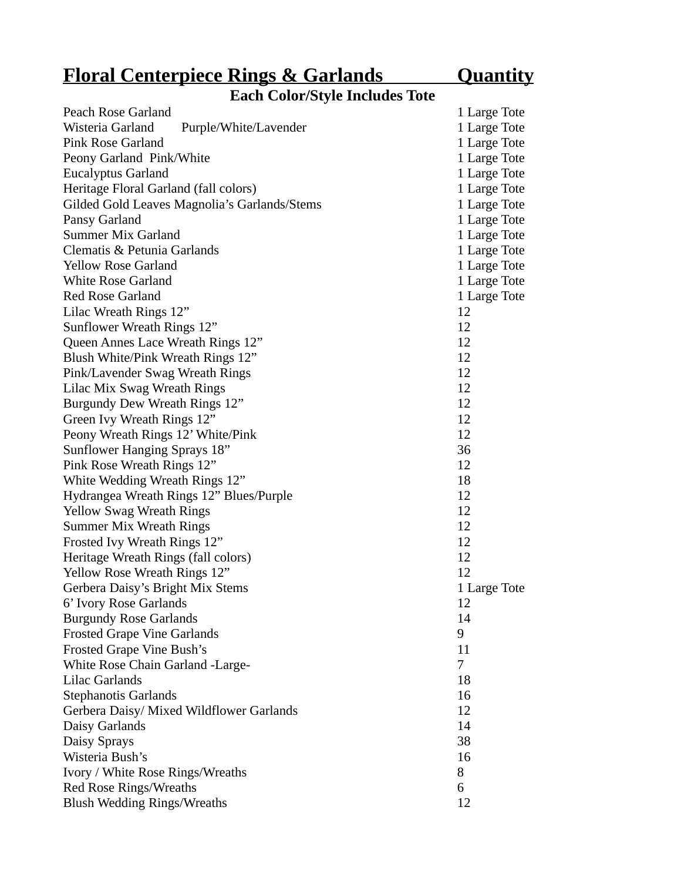| **Floral Centerpiece Rings & Garlands** | **Quantity** |
| --- | --- |
| **Each Color/Style Includes Tote** | |
| Peach Rose Garland | 1 Large Tote |
| Wisteria Garland Purple/White/Lavender | 1 Large Tote |
| Pink Rose Garland | 1 Large Tote |
| Peony Garland Pink/White | 1 Large Tote |
| Eucalyptus Garland | 1 Large Tote |
| Heritage Floral Garland (fall colors) | 1 Large Tote |
| Gilded Gold Leaves Magnolia's Garlands/Stems | 1 Large Tote |
| Pansy Garland | 1 Large Tote |
| Summer Mix Garland | 1 Large Tote |
| Clematis & Petunia Garlands | 1 Large Tote |
| Yellow Rose Garland | 1 Large Tote |
| White Rose Garland | 1 Large Tote |
| Red Rose Garland | 1 Large Tote |
| Lilac Wreath Rings 12" | 12 |
| Sunflower Wreath Rings 12" | 12 |
| Queen Annes Lace Wreath Rings 12" | 12 |
| Blush White/Pink Wreath Rings 12" | 12 |
| Pink/Lavender Swag Wreath Rings | 12 |
| Lilac Mix Swag Wreath Rings | 12 |
| Burgundy Dew Wreath Rings 12" | 12 |
| Green Ivy Wreath Rings 12" | 12 |
| Peony Wreath Rings 12' White/Pink | 12 |
| Sunflower Hanging Sprays 18" | 36 |
| Pink Rose Wreath Rings 12" | 12 |
| White Wedding Wreath Rings 12" | 18 |
| Hydrangea Wreath Rings 12" Blues/Purple | 12 |
| Yellow Swag Wreath Rings | 12 |
| Summer Mix Wreath Rings | 12 |
| Frosted Ivy Wreath Rings 12" | 12 |
| Heritage Wreath Rings (fall colors) | 12 |
| Yellow Rose Wreath Rings 12" | 12 |
| Gerbera Daisy's Bright Mix Stems | 1 Large Tote |
| 6' Ivory Rose Garlands | 12 |
| Burgundy Rose Garlands | 14 |
| Frosted Grape Vine Garlands | 9 |
| Frosted Grape Vine Bush's | 11 |
| White Rose Chain Garland -Large- | 7 |
| Lilac Garlands | 18 |
| Stephanotis Garlands | 16 |
| Gerbera Daisy/ Mixed Wildflower Garlands | 12 |
| Daisy Garlands | 14 |
| Daisy Sprays | 38 |
| Wisteria Bush's | 16 |
| Ivory / White Rose Rings/Wreaths | 8 |
| Red Rose Rings/Wreaths | 6 |
| Blush Wedding Rings/Wreaths | 12 |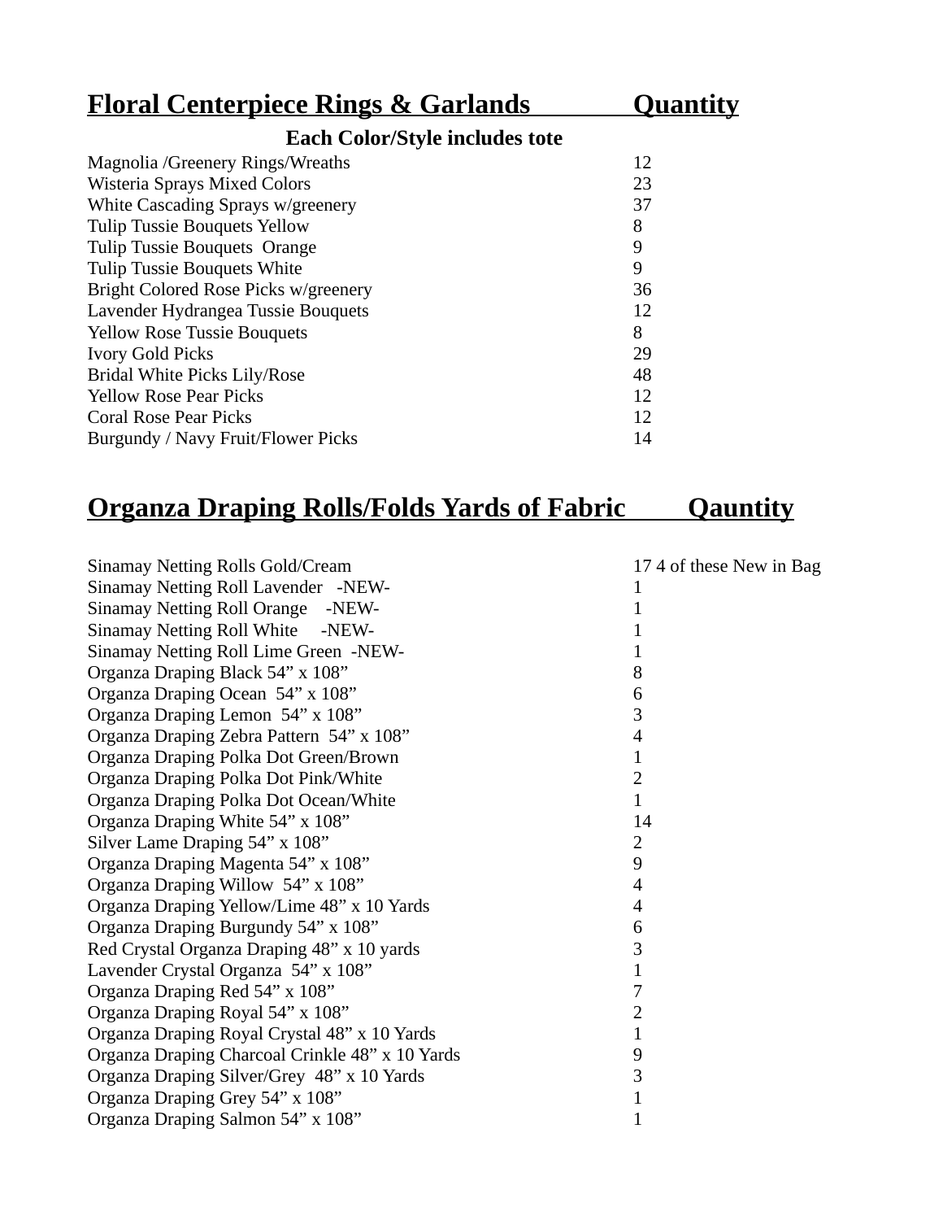| **Floral Centerpiece Rings & Garlands** | **Quantity** |
| --- | --- |
| **Each Color/Style includes tote** | |
| Magnolia /Greenery Rings/Wreaths | 12 |
| Wisteria Sprays Mixed Colors | 23 |
| White Cascading Sprays w/greenery | 37 |
| Tulip Tussie Bouquets Yellow | 8 |
| Tulip Tussie Bouquets Orange | 9 |
| Tulip Tussie Bouquets White | 9 |
| Bright Colored Rose Picks w/greenery | 36 |
| Lavender Hydrangea Tussie Bouquets | 12 |
| Yellow Rose Tussie Bouquets | 8 |
| Ivory Gold Picks | 29 |
| Bridal White Picks Lily/Rose | 48 |
| Yellow Rose Pear Picks | 12 |
| Coral Rose Pear Picks | 12 |
| Burgundy / Navy Fruit/Flower Picks | 14 |

| **Organza Draping Rolls/Folds Yards of Fabric** | **Qauntity** |
| --- | --- |
| Sinamay Netting Rolls Gold/Cream | 17 4 of these New in Bag |
| Sinamay Netting Roll Lavender -NEW- | 1 |
| Sinamay Netting Roll Orange -NEW- | 1 |
| Sinamay Netting Roll White -NEW- | 1 |
| Sinamay Netting Roll Lime Green -NEW- | 1 |
| Organza Draping Black 54" x 108" | 8 |
| Organza Draping Ocean 54" x 108" | 6 |
| Organza Draping Lemon 54" x 108" | 3 |
| Organza Draping Zebra Pattern 54" x 108" | 4 |
| Organza Draping Polka Dot Green/Brown | 1 |
| Organza Draping Polka Dot Pink/White | 2 |
| Organza Draping Polka Dot Ocean/White | 1 |
| Organza Draping White 54" x 108" | 14 |
| Silver Lame Draping 54" x 108" | 2 |
| Organza Draping Magenta 54" x 108" | 9 |
| Organza Draping Willow 54" x 108" | 4 |
| Organza Draping Yellow/Lime 48" x 10 Yards | 4 |
| Organza Draping Burgundy 54" x 108" | 6 |
| Red Crystal Organza Draping 48" x 10 yards | 3 |
| Lavender Crystal Organza 54" x 108" | 1 |
| Organza Draping Red 54" x 108" | 7 |
| Organza Draping Royal 54" x 108" | 2 |
| Organza Draping Royal Crystal 48" x 10 Yards | 1 |
| Organza Draping Charcoal Crinkle 48" x 10 Yards | 9 |
| Organza Draping Silver/Grey 48" x 10 Yards | 3 |
| Organza Draping Grey 54" x 108" | 1 |
| Organza Draping Salmon 54" x 108" | 1 |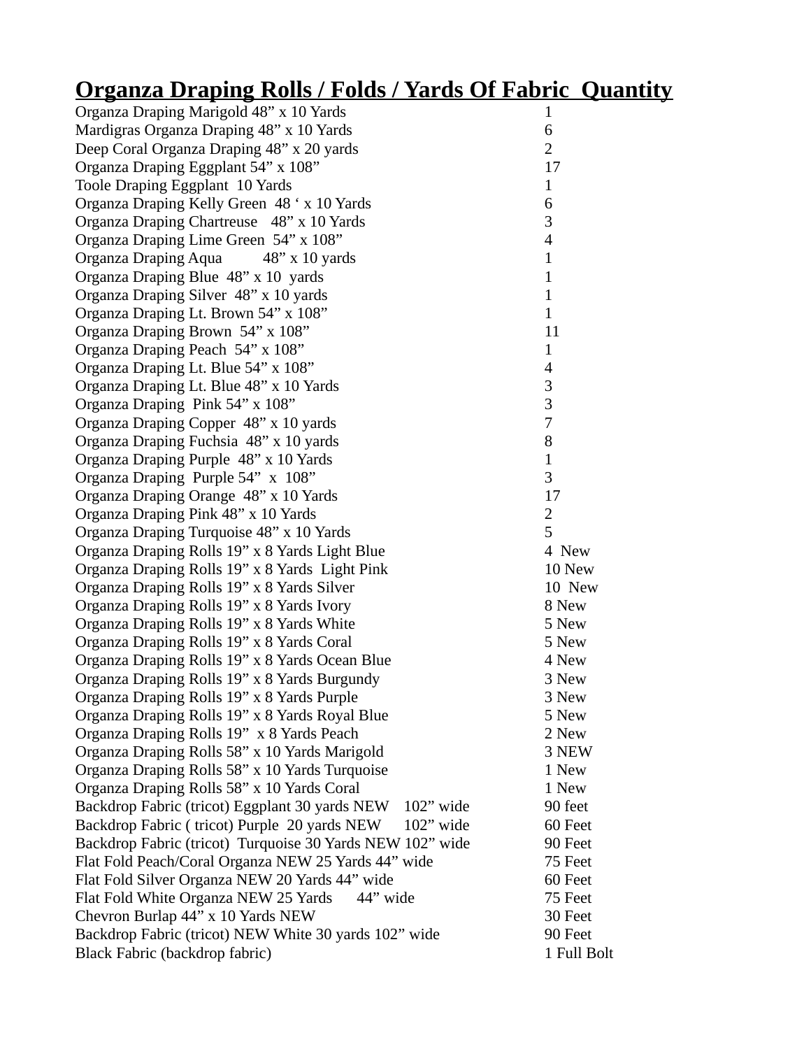| **Organza Draping Rolls / Folds / Yards Of Fabric** | **Quantity** |
|---|---|
| Organza Draping Marigold 48” x 10 Yards | 1 |
| Mardigras Organza Draping 48” x 10 Yards | 6 |
| Deep Coral Organza Draping 48” x 20 yards | 2 |
| Organza Draping Eggplant 54” x 108” | 17 |
| Toole Draping Eggplant 10 Yards | 1 |
| Organza Draping Kelly Green 48 ‘ x 10 Yards | 6 |
| Organza Draping Chartreuse 48” x 10 Yards | 3 |
| Organza Draping Lime Green 54” x 108” | 4 |
| Organza Draping Aqua 48” x 10 yards | 1 |
| Organza Draping Blue 48” x 10 yards | 1 |
| Organza Draping Silver 48” x 10 yards | 1 |
| Organza Draping Lt. Brown 54” x 108” | 1 |
| Organza Draping Brown 54” x 108” | 11 |
| Organza Draping Peach 54” x 108” | 1 |
| Organza Draping Lt. Blue 54” x 108” | 4 |
| Organza Draping Lt. Blue 48” x 10 Yards | 3 |
| Organza Draping Pink 54” x 108” | 3 |
| Organza Draping Copper 48” x 10 yards | 7 |
| Organza Draping Fuchsia 48” x 10 yards | 8 |
| Organza Draping Purple 48” x 10 Yards | 1 |
| Organza Draping Purple 54” x 108” | 3 |
| Organza Draping Orange 48” x 10 Yards | 17 |
| Organza Draping Pink 48” x 10 Yards | 2 |
| Organza Draping Turquoise 48” x 10 Yards | 5 |
| Organza Draping Rolls 19” x 8 Yards Light Blue | 4 New |
| Organza Draping Rolls 19” x 8 Yards Light Pink | 10 New |
| Organza Draping Rolls 19” x 8 Yards Silver | 10 New |
| Organza Draping Rolls 19” x 8 Yards Ivory | 8 New |
| Organza Draping Rolls 19” x 8 Yards White | 5 New |
| Organza Draping Rolls 19” x 8 Yards Coral | 5 New |
| Organza Draping Rolls 19” x 8 Yards Ocean Blue | 4 New |
| Organza Draping Rolls 19” x 8 Yards Burgundy | 3 New |
| Organza Draping Rolls 19” x 8 Yards Purple | 3 New |
| Organza Draping Rolls 19” x 8 Yards Royal Blue | 5 New |
| Organza Draping Rolls 19” x 8 Yards Peach | 2 New |
| Organza Draping Rolls 58” x 10 Yards Marigold | 3 NEW |
| Organza Draping Rolls 58” x 10 Yards Turquoise | 1 New |
| Organza Draping Rolls 58” x 10 Yards Coral | 1 New |
| Backdrop Fabric (tricot) Eggplant 30 yards NEW 102” wide | 90 feet |
| Backdrop Fabric ( tricot) Purple 20 yards NEW 102” wide | 60 Feet |
| Backdrop Fabric (tricot) Turquoise 30 Yards NEW 102” wide | 90 Feet |
| Flat Fold Peach/Coral Organza NEW 25 Yards 44” wide | 75 Feet |
| Flat Fold Silver Organza NEW 20 Yards 44” wide | 60 Feet |
| Flat Fold White Organza NEW 25 Yards 44” wide | 75 Feet |
| Chevron Burlap 44” x 10 Yards NEW | 30 Feet |
| Backdrop Fabric (tricot) NEW White 30 yards 102” wide | 90 Feet |
| Black Fabric (backdrop fabric) | 1 Full Bolt |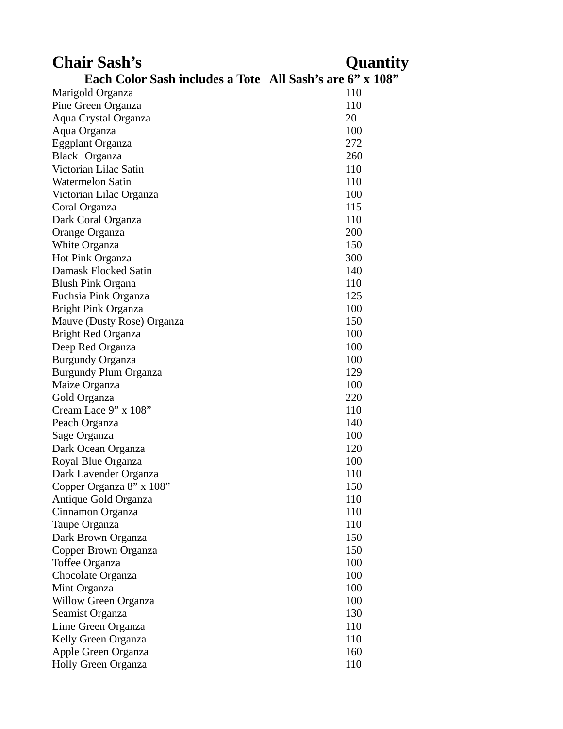| Chair Sash's | Quantity |
| --- | --- |
| **Each Color Sash includes a Tote All Sash's are 6" x 108"** | |
| Marigold Organza | 110 |
| Pine Green Organza | 110 |
| Aqua Crystal Organza | 20 |
| Aqua Organza | 100 |
| Eggplant Organza | 272 |
| Black Organza | 260 |
| Victorian Lilac Satin | 110 |
| Watermelon Satin | 110 |
| Victorian Lilac Organza | 100 |
| Coral Organza | 115 |
| Dark Coral Organza | 110 |
| Orange Organza | 200 |
| White Organza | 150 |
| Hot Pink Organza | 300 |
| Damask Flocked Satin | 140 |
| Blush Pink Organa | 110 |
| Fuchsia Pink Organza | 125 |
| Bright Pink Organza | 100 |
| Mauve (Dusty Rose) Organza | 150 |
| Bright Red Organza | 100 |
| Deep Red Organza | 100 |
| Burgundy Organza | 100 |
| Burgundy Plum Organza | 129 |
| Maize Organza | 100 |
| Gold Organza | 220 |
| Cream Lace 9" x 108" | 110 |
| Peach Organza | 140 |
| Sage Organza | 100 |
| Dark Ocean Organza | 120 |
| Royal Blue Organza | 100 |
| Dark Lavender Organza | 110 |
| Copper Organza 8" x 108" | 150 |
| Antique Gold Organza | 110 |
| Cinnamon Organza | 110 |
| Taupe Organza | 110 |
| Dark Brown Organza | 150 |
| Copper Brown Organza | 150 |
| Toffee Organza | 100 |
| Chocolate Organza | 100 |
| Mint Organza | 100 |
| Willow Green Organza | 100 |
| Seamist Organza | 130 |
| Lime Green Organza | 110 |
| Kelly Green Organza | 110 |
| Apple Green Organza | 160 |
| Holly Green Organza | 110 |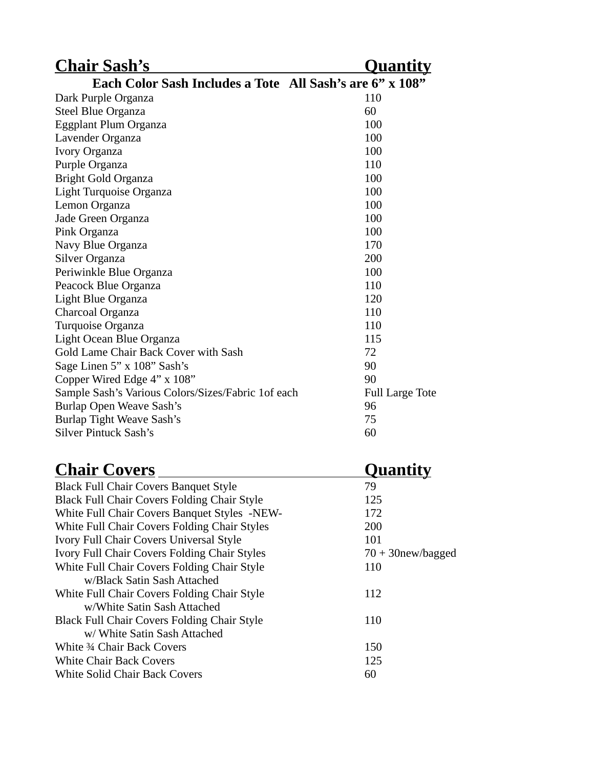| Chair Sash’s | Quantity |
|---|---|
| **Each Color Sash Includes a Tote   All Sash’s are 6” x 108”** | |
| Dark Purple Organza | 110 |
| Steel Blue Organza | 60 |
| Eggplant Plum Organza | 100 |
| Lavender Organza | 100 |
| Ivory Organza | 100 |
| Purple Organza | 110 |
| Bright Gold Organza | 100 |
| Light Turquoise Organza | 100 |
| Lemon Organza | 100 |
| Jade Green Organza | 100 |
| Pink Organza | 100 |
| Navy Blue Organza | 170 |
| Silver Organza | 200 |
| Periwinkle Blue Organza | 100 |
| Peacock Blue Organza | 110 |
| Light Blue Organza | 120 |
| Charcoal Organza | 110 |
| Turquoise Organza | 110 |
| Light Ocean Blue Organza | 115 |
| Gold Lame Chair Back Cover with Sash | 72 |
| Sage Linen 5” x 108” Sash’s | 90 |
| Copper Wired Edge 4” x 108” | 90 |
| Sample Sash’s Various Colors/Sizes/Fabric 1of each | Full Large Tote |
| Burlap Open Weave Sash’s | 96 |
| Burlap Tight Weave Sash’s | 75 |
| Silver Pintuck Sash’s | 60 |

| Chair Covers | Quantity |
|---|---|
| Black Full Chair Covers Banquet Style | 79 |
| Black Full Chair Covers Folding Chair Style | 125 |
| White Full Chair Covers Banquet Styles -NEW- | 172 |
| White Full Chair Covers Folding Chair Styles | 200 |
| Ivory Full Chair Covers Universal Style | 101 |
| Ivory Full Chair Covers Folding Chair Styles | 70 + 30new/bagged |
| White Full Chair Covers Folding Chair Style w/Black Satin Sash Attached | 110 |
| White Full Chair Covers Folding Chair Style w/White Satin Sash Attached | 112 |
| Black Full Chair Covers Folding Chair Style w/ White Satin Sash Attached | 110 |
| White ¾ Chair Back Covers | 150 |
| White Chair Back Covers | 125 |
| White Solid Chair Back Covers | 60 |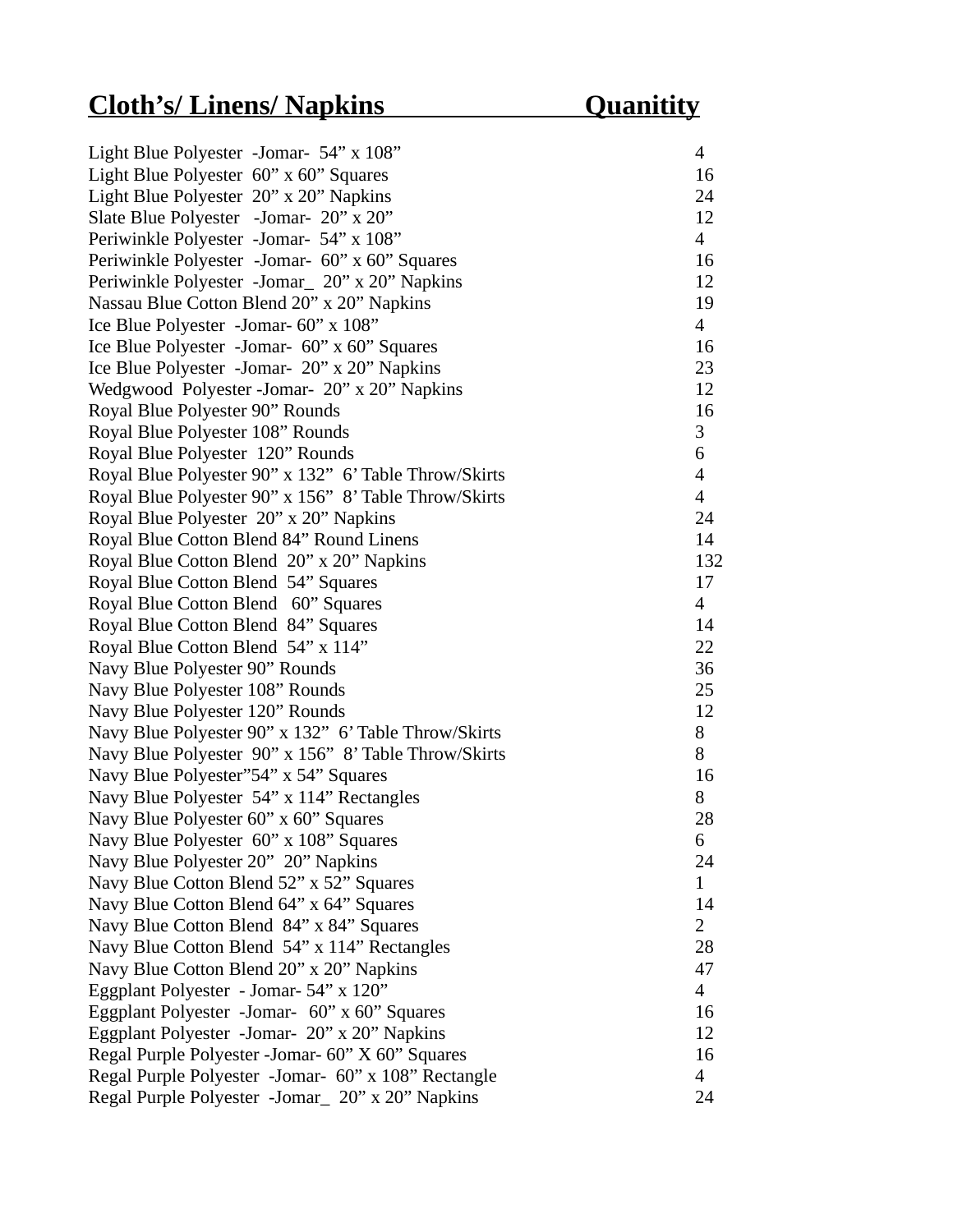| Cloth's/ Linens/ Napkins | Quanitity |
|---|---|
| Light Blue Polyester -Jomar- 54" x 108" | 4 |
| Light Blue Polyester 60" x 60" Squares | 16 |
| Light Blue Polyester 20" x 20" Napkins | 24 |
| Slate Blue Polyester -Jomar- 20" x 20" | 12 |
| Periwinkle Polyester -Jomar- 54" x 108" | 4 |
| Periwinkle Polyester -Jomar- 60" x 60" Squares | 16 |
| Periwinkle Polyester -Jomar_ 20" x 20" Napkins | 12 |
| Nassau Blue Cotton Blend 20" x 20" Napkins | 19 |
| Ice Blue Polyester -Jomar- 60" x 108" | 4 |
| Ice Blue Polyester -Jomar- 60" x 60" Squares | 16 |
| Ice Blue Polyester -Jomar- 20" x 20" Napkins | 23 |
| Wedgwood Polyester -Jomar- 20" x 20" Napkins | 12 |
| Royal Blue Polyester 90" Rounds | 16 |
| Royal Blue Polyester 108" Rounds | 3 |
| Royal Blue Polyester 120" Rounds | 6 |
| Royal Blue Polyester 90" x 132" 6' Table Throw/Skirts | 4 |
| Royal Blue Polyester 90" x 156" 8' Table Throw/Skirts | 4 |
| Royal Blue Polyester 20" x 20" Napkins | 24 |
| Royal Blue Cotton Blend 84" Round Linens | 14 |
| Royal Blue Cotton Blend 20" x 20" Napkins | 132 |
| Royal Blue Cotton Blend 54" Squares | 17 |
| Royal Blue Cotton Blend 60" Squares | 4 |
| Royal Blue Cotton Blend 84" Squares | 14 |
| Royal Blue Cotton Blend 54" x 114" | 22 |
| Navy Blue Polyester 90" Rounds | 36 |
| Navy Blue Polyester 108" Rounds | 25 |
| Navy Blue Polyester 120" Rounds | 12 |
| Navy Blue Polyester 90" x 132" 6' Table Throw/Skirts | 8 |
| Navy Blue Polyester 90" x 156" 8' Table Throw/Skirts | 8 |
| Navy Blue Polyester"54" x 54" Squares | 16 |
| Navy Blue Polyester 54" x 114" Rectangles | 8 |
| Navy Blue Polyester 60" x 60" Squares | 28 |
| Navy Blue Polyester 60" x 108" Squares | 6 |
| Navy Blue Polyester 20" 20" Napkins | 24 |
| Navy Blue Cotton Blend 52" x 52" Squares | 1 |
| Navy Blue Cotton Blend 64" x 64" Squares | 14 |
| Navy Blue Cotton Blend 84" x 84" Squares | 2 |
| Navy Blue Cotton Blend 54" x 114" Rectangles | 28 |
| Navy Blue Cotton Blend 20" x 20" Napkins | 47 |
| Eggplant Polyester - Jomar- 54" x 120" | 4 |
| Eggplant Polyester -Jomar- 60" x 60" Squares | 16 |
| Eggplant Polyester -Jomar- 20" x 20" Napkins | 12 |
| Regal Purple Polyester -Jomar- 60" X 60" Squares | 16 |
| Regal Purple Polyester -Jomar- 60" x 108" Rectangle | 4 |
| Regal Purple Polyester -Jomar_ 20" x 20" Napkins | 24 |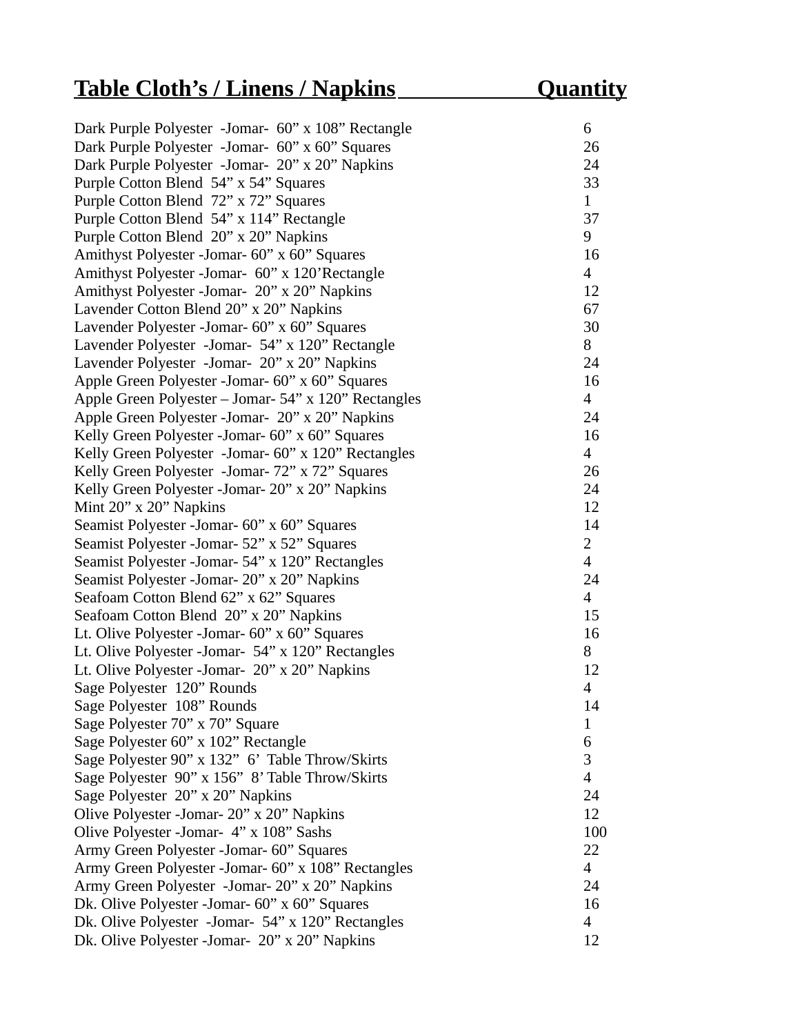| Table Cloth's / Linens / Napkins | Quantity |
| --- | --- |
| Dark Purple Polyester -Jomar- 60" x 108" Rectangle | 6 |
| Dark Purple Polyester -Jomar- 60" x 60" Squares | 26 |
| Dark Purple Polyester -Jomar- 20" x 20" Napkins | 24 |
| Purple Cotton Blend 54" x 54" Squares | 33 |
| Purple Cotton Blend 72" x 72" Squares | 1 |
| Purple Cotton Blend 54" x 114" Rectangle | 37 |
| Purple Cotton Blend 20" x 20" Napkins | 9 |
| Amithyst Polyester -Jomar- 60" x 60" Squares | 16 |
| Amithyst Polyester -Jomar- 60" x 120'Rectangle | 4 |
| Amithyst Polyester -Jomar- 20" x 20" Napkins | 12 |
| Lavender Cotton Blend 20" x 20" Napkins | 67 |
| Lavender Polyester -Jomar- 60" x 60" Squares | 30 |
| Lavender Polyester -Jomar- 54" x 120" Rectangle | 8 |
| Lavender Polyester -Jomar- 20" x 20" Napkins | 24 |
| Apple Green Polyester -Jomar- 60" x 60" Squares | 16 |
| Apple Green Polyester – Jomar- 54" x 120" Rectangles | 4 |
| Apple Green Polyester -Jomar- 20" x 20" Napkins | 24 |
| Kelly Green Polyester -Jomar- 60" x 60" Squares | 16 |
| Kelly Green Polyester -Jomar- 60" x 120" Rectangles | 4 |
| Kelly Green Polyester -Jomar- 72" x 72" Squares | 26 |
| Kelly Green Polyester -Jomar- 20" x 20" Napkins | 24 |
| Mint 20" x 20" Napkins | 12 |
| Seamist Polyester -Jomar- 60" x 60" Squares | 14 |
| Seamist Polyester -Jomar- 52" x 52" Squares | 2 |
| Seamist Polyester -Jomar- 54" x 120" Rectangles | 4 |
| Seamist Polyester -Jomar- 20" x 20" Napkins | 24 |
| Seafoam Cotton Blend 62" x 62" Squares | 4 |
| Seafoam Cotton Blend 20" x 20" Napkins | 15 |
| Lt. Olive Polyester -Jomar- 60" x 60" Squares | 16 |
| Lt. Olive Polyester -Jomar- 54" x 120" Rectangles | 8 |
| Lt. Olive Polyester -Jomar- 20" x 20" Napkins | 12 |
| Sage Polyester 120" Rounds | 4 |
| Sage Polyester 108" Rounds | 14 |
| Sage Polyester 70" x 70" Square | 1 |
| Sage Polyester 60" x 102" Rectangle | 6 |
| Sage Polyester 90" x 132" 6' Table Throw/Skirts | 3 |
| Sage Polyester 90" x 156" 8' Table Throw/Skirts | 4 |
| Sage Polyester 20" x 20" Napkins | 24 |
| Olive Polyester -Jomar- 20" x 20" Napkins | 12 |
| Olive Polyester -Jomar- 4" x 108" Sashs | 100 |
| Army Green Polyester -Jomar- 60" Squares | 22 |
| Army Green Polyester -Jomar- 60" x 108" Rectangles | 4 |
| Army Green Polyester -Jomar- 20" x 20" Napkins | 24 |
| Dk. Olive Polyester -Jomar- 60" x 60" Squares | 16 |
| Dk. Olive Polyester -Jomar- 54" x 120" Rectangles | 4 |
| Dk. Olive Polyester -Jomar- 20" x 20" Napkins | 12 |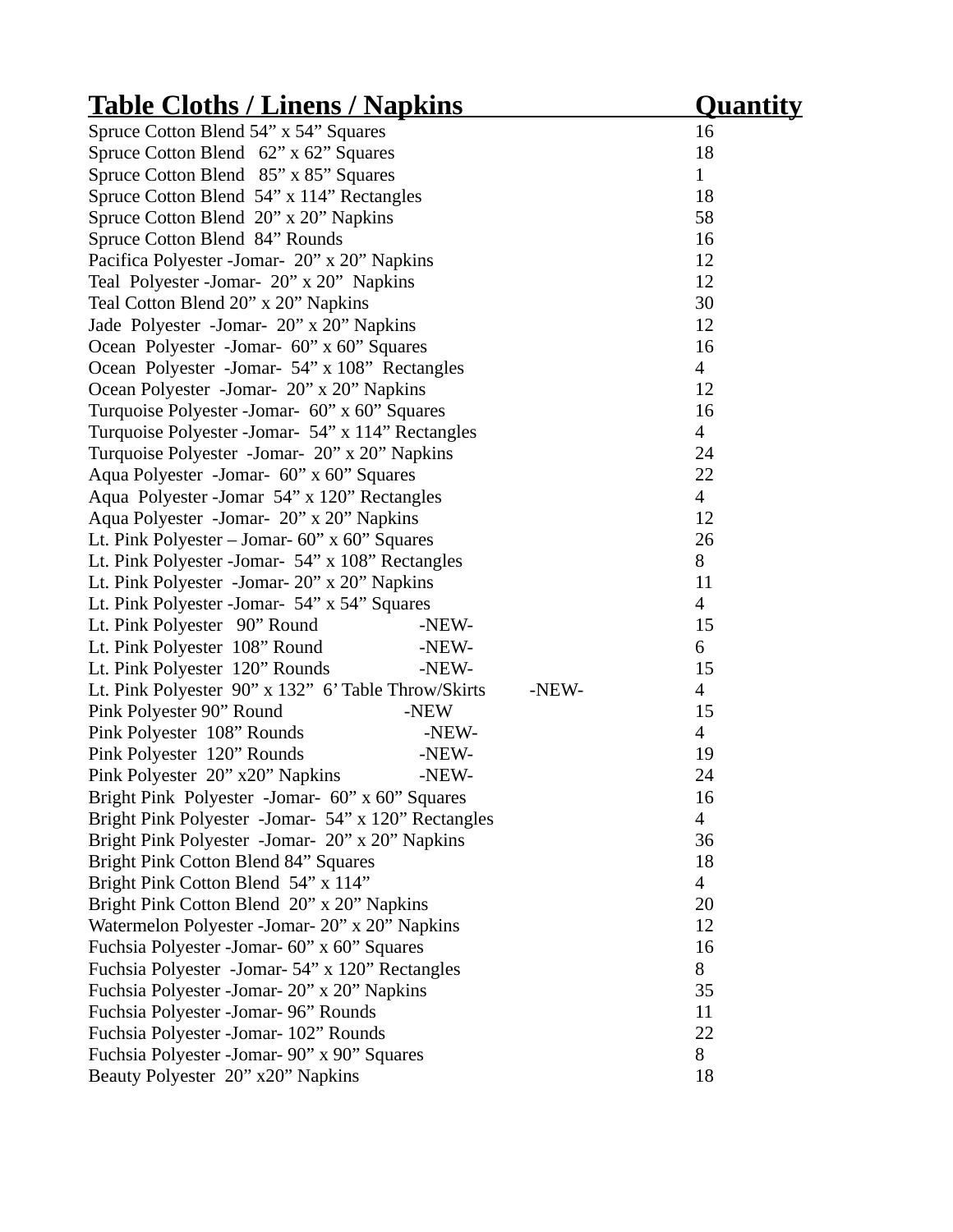| Table Cloths / Linens / Napkins | Quantity |
|---|---|
| Spruce Cotton Blend 54” x 54” Squares | 16 |
| Spruce Cotton Blend 62” x 62” Squares | 18 |
| Spruce Cotton Blend 85” x 85” Squares | 1 |
| Spruce Cotton Blend 54” x 114” Rectangles | 18 |
| Spruce Cotton Blend 20” x 20” Napkins | 58 |
| Spruce Cotton Blend 84” Rounds | 16 |
| Pacifica Polyester -Jomar- 20” x 20” Napkins | 12 |
| Teal Polyester -Jomar- 20” x 20” Napkins | 12 |
| Teal Cotton Blend 20” x 20” Napkins | 30 |
| Jade Polyester -Jomar- 20” x 20” Napkins | 12 |
| Ocean Polyester -Jomar- 60” x 60” Squares | 16 |
| Ocean Polyester -Jomar- 54” x 108” Rectangles | 4 |
| Ocean Polyester -Jomar- 20” x 20” Napkins | 12 |
| Turquoise Polyester -Jomar- 60” x 60” Squares | 16 |
| Turquoise Polyester -Jomar- 54” x 114” Rectangles | 4 |
| Turquoise Polyester -Jomar- 20” x 20” Napkins | 24 |
| Aqua Polyester -Jomar- 60” x 60” Squares | 22 |
| Aqua Polyester -Jomar 54” x 120” Rectangles | 4 |
| Aqua Polyester -Jomar- 20” x 20” Napkins | 12 |
| Lt. Pink Polyester – Jomar- 60” x 60” Squares | 26 |
| Lt. Pink Polyester -Jomar- 54” x 108” Rectangles | 8 |
| Lt. Pink Polyester -Jomar- 20” x 20” Napkins | 11 |
| Lt. Pink Polyester -Jomar- 54” x 54” Squares | 4 |
| Lt. Pink Polyester 90” Round -NEW- | 15 |
| Lt. Pink Polyester 108” Round -NEW- | 6 |
| Lt. Pink Polyester 120” Rounds -NEW- | 15 |
| Lt. Pink Polyester 90” x 132” 6’ Table Throw/Skirts -NEW- | 4 |
| Pink Polyester 90” Round -NEW | 15 |
| Pink Polyester 108” Rounds -NEW- | 4 |
| Pink Polyester 120” Rounds -NEW- | 19 |
| Pink Polyester 20” x20” Napkins -NEW- | 24 |
| Bright Pink Polyester -Jomar- 60” x 60” Squares | 16 |
| Bright Pink Polyester -Jomar- 54” x 120” Rectangles | 4 |
| Bright Pink Polyester -Jomar- 20” x 20” Napkins | 36 |
| Bright Pink Cotton Blend 84” Squares | 18 |
| Bright Pink Cotton Blend 54” x 114” | 4 |
| Bright Pink Cotton Blend 20” x 20” Napkins | 20 |
| Watermelon Polyester -Jomar- 20” x 20” Napkins | 12 |
| Fuchsia Polyester -Jomar- 60” x 60” Squares | 16 |
| Fuchsia Polyester -Jomar- 54” x 120” Rectangles | 8 |
| Fuchsia Polyester -Jomar- 20” x 20” Napkins | 35 |
| Fuchsia Polyester -Jomar- 96” Rounds | 11 |
| Fuchsia Polyester -Jomar- 102” Rounds | 22 |
| Fuchsia Polyester -Jomar- 90” x 90” Squares | 8 |
| Beauty Polyester 20” x20” Napkins | 18 |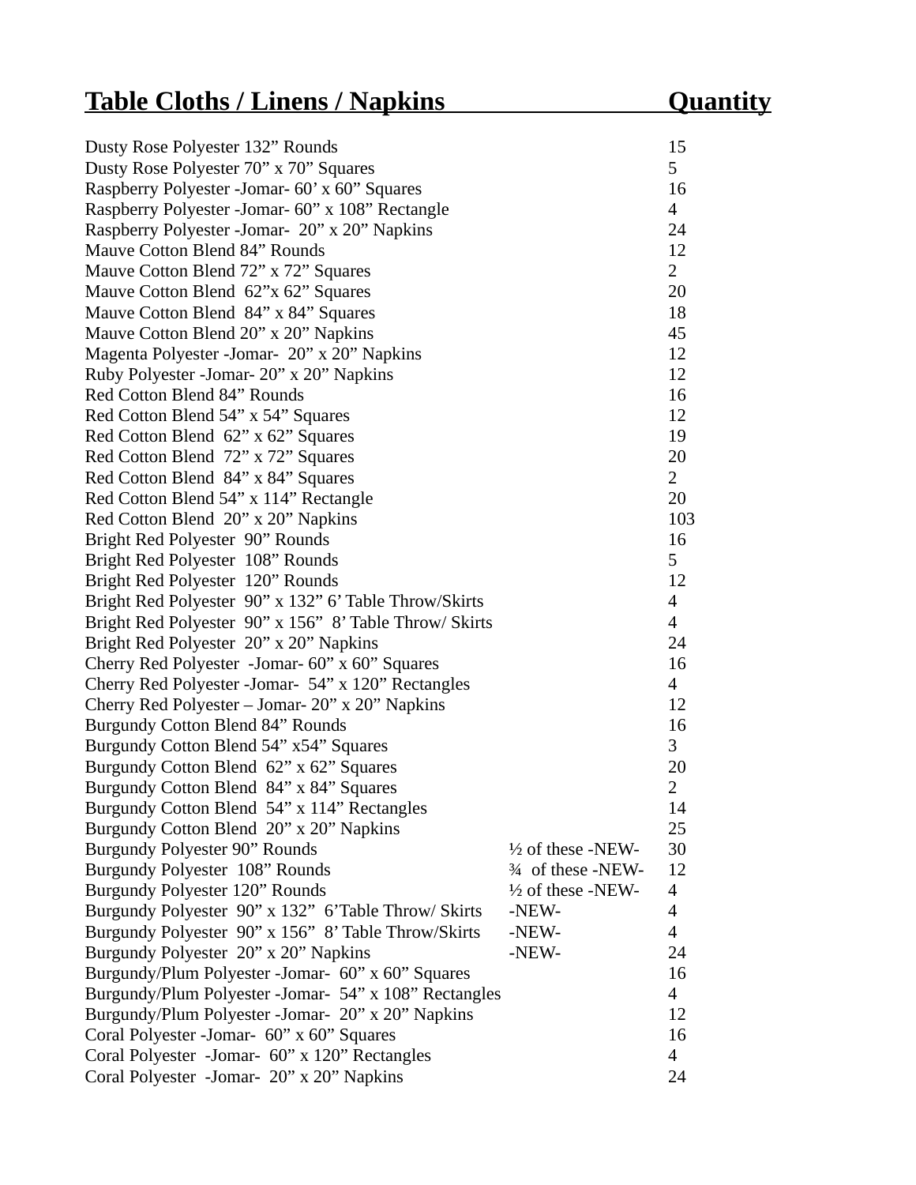| Table Cloths / Linens / Napkins | | Quantity |
|---|---|---|
| Dusty Rose Polyester 132” Rounds | | 15 |
| Dusty Rose Polyester 70” x 70” Squares | | 5 |
| Raspberry Polyester -Jomar- 60’ x 60” Squares | | 16 |
| Raspberry Polyester -Jomar- 60” x 108” Rectangle | | 4 |
| Raspberry Polyester -Jomar- 20” x 20” Napkins | | 24 |
| Mauve Cotton Blend 84” Rounds | | 12 |
| Mauve Cotton Blend 72” x 72” Squares | | 2 |
| Mauve Cotton Blend 62”x 62” Squares | | 20 |
| Mauve Cotton Blend 84” x 84” Squares | | 18 |
| Mauve Cotton Blend 20” x 20” Napkins | | 45 |
| Magenta Polyester -Jomar- 20” x 20” Napkins | | 12 |
| Ruby Polyester -Jomar- 20” x 20” Napkins | | 12 |
| Red Cotton Blend 84” Rounds | | 16 |
| Red Cotton Blend 54” x 54” Squares | | 12 |
| Red Cotton Blend 62” x 62” Squares | | 19 |
| Red Cotton Blend 72” x 72” Squares | | 20 |
| Red Cotton Blend 84” x 84” Squares | | 2 |
| Red Cotton Blend 54” x 114” Rectangle | | 20 |
| Red Cotton Blend 20” x 20” Napkins | | 103 |
| Bright Red Polyester 90” Rounds | | 16 |
| Bright Red Polyester 108” Rounds | | 5 |
| Bright Red Polyester 120” Rounds | | 12 |
| Bright Red Polyester 90” x 132” 6’ Table Throw/Skirts | | 4 |
| Bright Red Polyester 90” x 156” 8’ Table Throw/ Skirts | | 4 |
| Bright Red Polyester 20” x 20” Napkins | | 24 |
| Cherry Red Polyester -Jomar- 60” x 60” Squares | | 16 |
| Cherry Red Polyester -Jomar- 54” x 120” Rectangles | | 4 |
| Cherry Red Polyester – Jomar- 20” x 20” Napkins | | 12 |
| Burgundy Cotton Blend 84” Rounds | | 16 |
| Burgundy Cotton Blend 54” x54” Squares | | 3 |
| Burgundy Cotton Blend 62” x 62” Squares | | 20 |
| Burgundy Cotton Blend 84” x 84” Squares | | 2 |
| Burgundy Cotton Blend 54” x 114” Rectangles | | 14 |
| Burgundy Cotton Blend 20” x 20” Napkins | | 25 |
| Burgundy Polyester 90” Rounds | ½ of these -NEW- | 30 |
| Burgundy Polyester 108” Rounds | ¾ of these -NEW- | 12 |
| Burgundy Polyester 120” Rounds | ½ of these -NEW- | 4 |
| Burgundy Polyester 90” x 132” 6’Table Throw/ Skirts | -NEW- | 4 |
| Burgundy Polyester 90” x 156” 8’ Table Throw/Skirts | -NEW- | 4 |
| Burgundy Polyester 20” x 20” Napkins | -NEW- | 24 |
| Burgundy/Plum Polyester -Jomar- 60” x 60” Squares | | 16 |
| Burgundy/Plum Polyester -Jomar- 54” x 108” Rectangles | | 4 |
| Burgundy/Plum Polyester -Jomar- 20” x 20” Napkins | | 12 |
| Coral Polyester -Jomar- 60” x 60” Squares | | 16 |
| Coral Polyester -Jomar- 60” x 120” Rectangles | | 4 |
| Coral Polyester -Jomar- 20” x 20” Napkins | | 24 |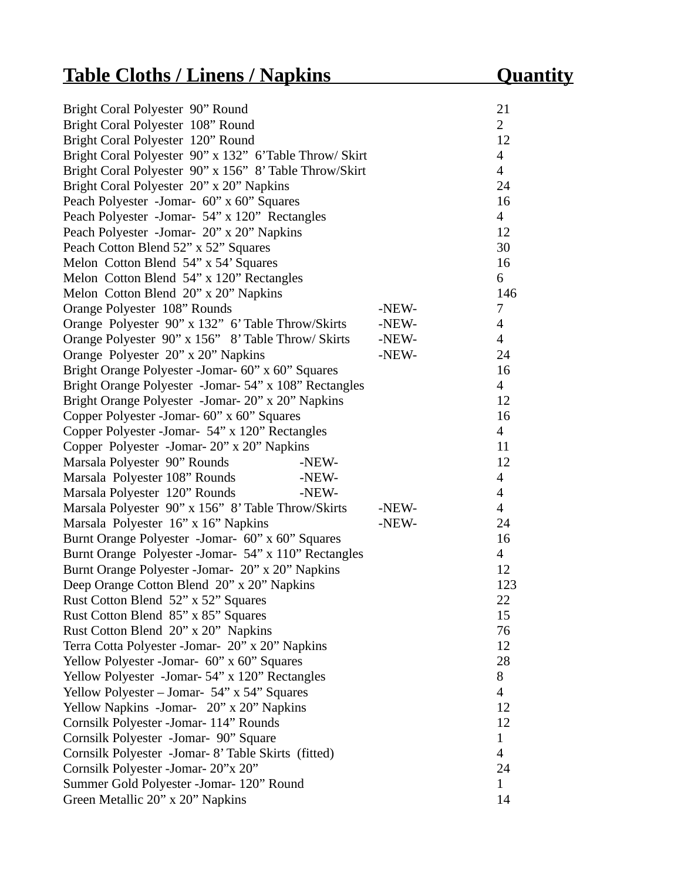| **Table Cloths / Linens / Napkins** | | **Quantity** |
|---|---|---|
| Bright Coral Polyester 90” Round | | 21 |
| Bright Coral Polyester 108” Round | | 2 |
| Bright Coral Polyester 120” Round | | 12 |
| Bright Coral Polyester 90” x 132” 6’Table Throw/ Skirt | | 4 |
| Bright Coral Polyester 90” x 156” 8’ Table Throw/Skirt | | 4 |
| Bright Coral Polyester 20” x 20” Napkins | | 24 |
| Peach Polyester -Jomar- 60” x 60” Squares | | 16 |
| Peach Polyester -Jomar- 54” x 120” Rectangles | | 4 |
| Peach Polyester -Jomar- 20” x 20” Napkins | | 12 |
| Peach Cotton Blend 52” x 52” Squares | | 30 |
| Melon Cotton Blend 54” x 54’ Squares | | 16 |
| Melon Cotton Blend 54” x 120” Rectangles | | 6 |
| Melon Cotton Blend 20” x 20” Napkins | | 146 |
| Orange Polyester 108” Rounds | -NEW- | 7 |
| Orange Polyester 90” x 132” 6’ Table Throw/Skirts | -NEW- | 4 |
| Orange Polyester 90” x 156” 8’ Table Throw/ Skirts | -NEW- | 4 |
| Orange Polyester 20” x 20” Napkins | -NEW- | 24 |
| Bright Orange Polyester -Jomar- 60” x 60” Squares | | 16 |
| Bright Orange Polyester -Jomar- 54” x 108” Rectangles | | 4 |
| Bright Orange Polyester -Jomar- 20” x 20” Napkins | | 12 |
| Copper Polyester -Jomar- 60” x 60” Squares | | 16 |
| Copper Polyester -Jomar- 54” x 120” Rectangles | | 4 |
| Copper Polyester -Jomar- 20” x 20” Napkins | | 11 |
| Marsala Polyester 90” Rounds -NEW- | | 12 |
| Marsala Polyester 108” Rounds -NEW- | | 4 |
| Marsala Polyester 120” Rounds -NEW- | | 4 |
| Marsala Polyester 90” x 156” 8’ Table Throw/Skirts | -NEW- | 4 |
| Marsala Polyester 16” x 16” Napkins | -NEW- | 24 |
| Burnt Orange Polyester -Jomar- 60” x 60” Squares | | 16 |
| Burnt Orange Polyester -Jomar- 54” x 110” Rectangles | | 4 |
| Burnt Orange Polyester -Jomar- 20” x 20” Napkins | | 12 |
| Deep Orange Cotton Blend 20” x 20” Napkins | | 123 |
| Rust Cotton Blend 52” x 52” Squares | | 22 |
| Rust Cotton Blend 85” x 85” Squares | | 15 |
| Rust Cotton Blend 20” x 20” Napkins | | 76 |
| Terra Cotta Polyester -Jomar- 20” x 20” Napkins | | 12 |
| Yellow Polyester -Jomar- 60” x 60” Squares | | 28 |
| Yellow Polyester -Jomar- 54” x 120” Rectangles | | 8 |
| Yellow Polyester – Jomar- 54” x 54” Squares | | 4 |
| Yellow Napkins -Jomar- 20” x 20” Napkins | | 12 |
| Cornsilk Polyester -Jomar- 114” Rounds | | 12 |
| Cornsilk Polyester -Jomar- 90” Square | | 1 |
| Cornsilk Polyester -Jomar- 8’ Table Skirts (fitted) | | 4 |
| Cornsilk Polyester -Jomar- 20”x 20” | | 24 |
| Summer Gold Polyester -Jomar- 120” Round | | 1 |
| Green Metallic 20” x 20” Napkins | | 14 |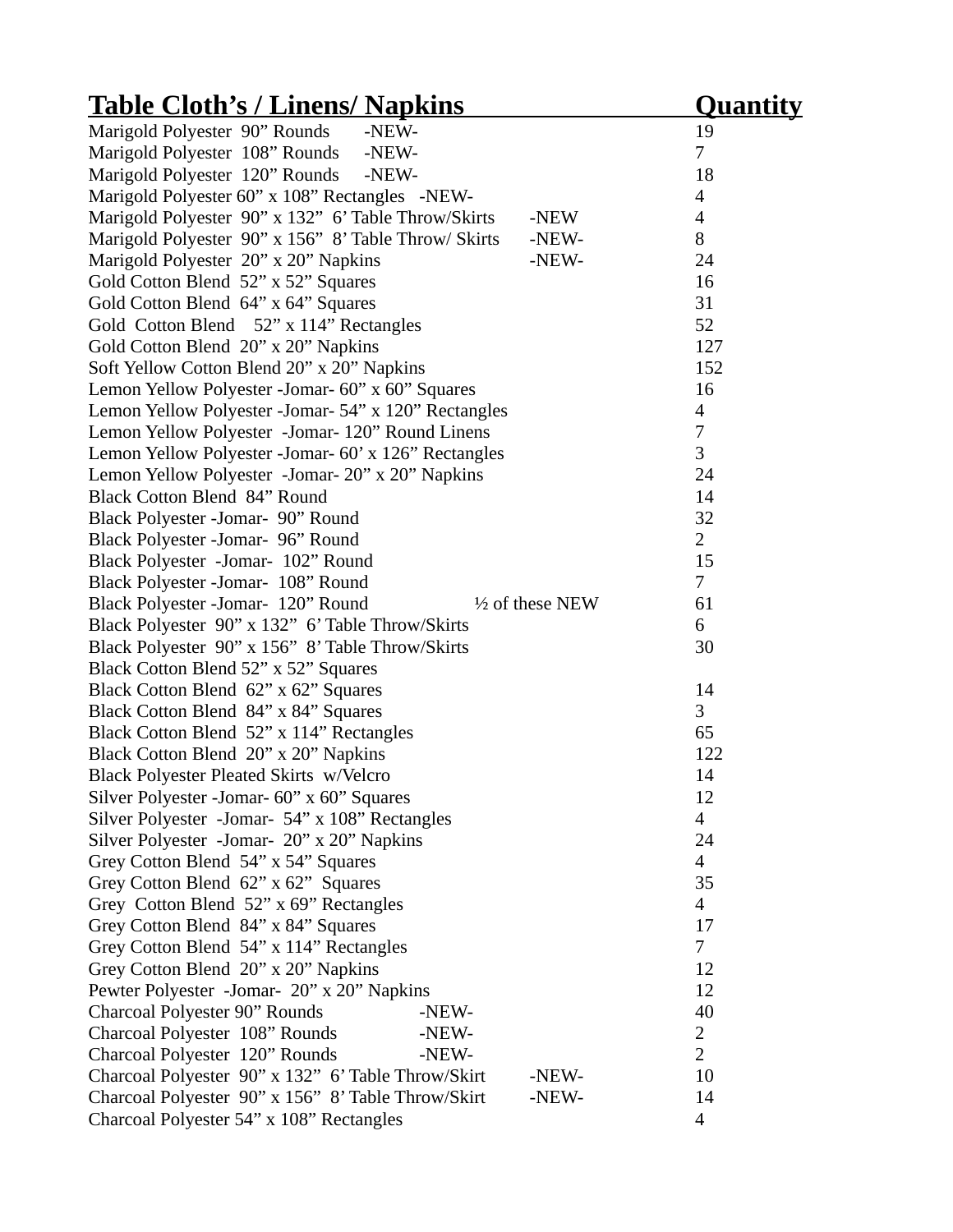| Table Cloth's / Linens/ Napkins | | Quantity |
|---|---|---|
| Marigold Polyester 90" Rounds -NEW- | | 19 |
| Marigold Polyester 108" Rounds -NEW- | | 7 |
| Marigold Polyester 120" Rounds -NEW- | | 18 |
| Marigold Polyester 60" x 108" Rectangles -NEW- | | 4 |
| Marigold Polyester 90" x 132" 6' Table Throw/Skirts | -NEW | 4 |
| Marigold Polyester 90" x 156" 8' Table Throw/ Skirts | -NEW- | 8 |
| Marigold Polyester 20" x 20" Napkins | -NEW- | 24 |
| Gold Cotton Blend 52" x 52" Squares | | 16 |
| Gold Cotton Blend 64" x 64" Squares | | 31 |
| Gold Cotton Blend 52" x 114" Rectangles | | 52 |
| Gold Cotton Blend 20" x 20" Napkins | | 127 |
| Soft Yellow Cotton Blend 20" x 20" Napkins | | 152 |
| Lemon Yellow Polyester -Jomar- 60" x 60" Squares | | 16 |
| Lemon Yellow Polyester -Jomar- 54" x 120" Rectangles | | 4 |
| Lemon Yellow Polyester -Jomar- 120" Round Linens | | 7 |
| Lemon Yellow Polyester -Jomar- 60' x 126" Rectangles | | 3 |
| Lemon Yellow Polyester -Jomar- 20" x 20" Napkins | | 24 |
| Black Cotton Blend 84" Round | | 14 |
| Black Polyester -Jomar- 90" Round | | 32 |
| Black Polyester -Jomar- 96" Round | | 2 |
| Black Polyester -Jomar- 102" Round | | 15 |
| Black Polyester -Jomar- 108" Round | | 7 |
| Black Polyester -Jomar- 120" Round | ½ of these NEW | 61 |
| Black Polyester 90" x 132" 6' Table Throw/Skirts | | 6 |
| Black Polyester 90" x 156" 8' Table Throw/Skirts | | 30 |
| Black Cotton Blend 52" x 52" Squares | | |
| Black Cotton Blend 62" x 62" Squares | | 14 |
| Black Cotton Blend 84" x 84" Squares | | 3 |
| Black Cotton Blend 52" x 114" Rectangles | | 65 |
| Black Cotton Blend 20" x 20" Napkins | | 122 |
| Black Polyester Pleated Skirts w/Velcro | | 14 |
| Silver Polyester -Jomar- 60" x 60" Squares | | 12 |
| Silver Polyester -Jomar- 54" x 108" Rectangles | | 4 |
| Silver Polyester -Jomar- 20" x 20" Napkins | | 24 |
| Grey Cotton Blend 54" x 54" Squares | | 4 |
| Grey Cotton Blend 62" x 62" Squares | | 35 |
| Grey Cotton Blend 52" x 69" Rectangles | | 4 |
| Grey Cotton Blend 84" x 84" Squares | | 17 |
| Grey Cotton Blend 54" x 114" Rectangles | | 7 |
| Grey Cotton Blend 20" x 20" Napkins | | 12 |
| Pewter Polyester -Jomar- 20" x 20" Napkins | | 12 |
| Charcoal Polyester 90" Rounds -NEW- | | 40 |
| Charcoal Polyester 108" Rounds -NEW- | | 2 |
| Charcoal Polyester 120" Rounds -NEW- | | 2 |
| Charcoal Polyester 90" x 132" 6' Table Throw/Skirt | -NEW- | 10 |
| Charcoal Polyester 90" x 156" 8' Table Throw/Skirt | -NEW- | 14 |
| Charcoal Polyester 54" x 108" Rectangles | | 4 |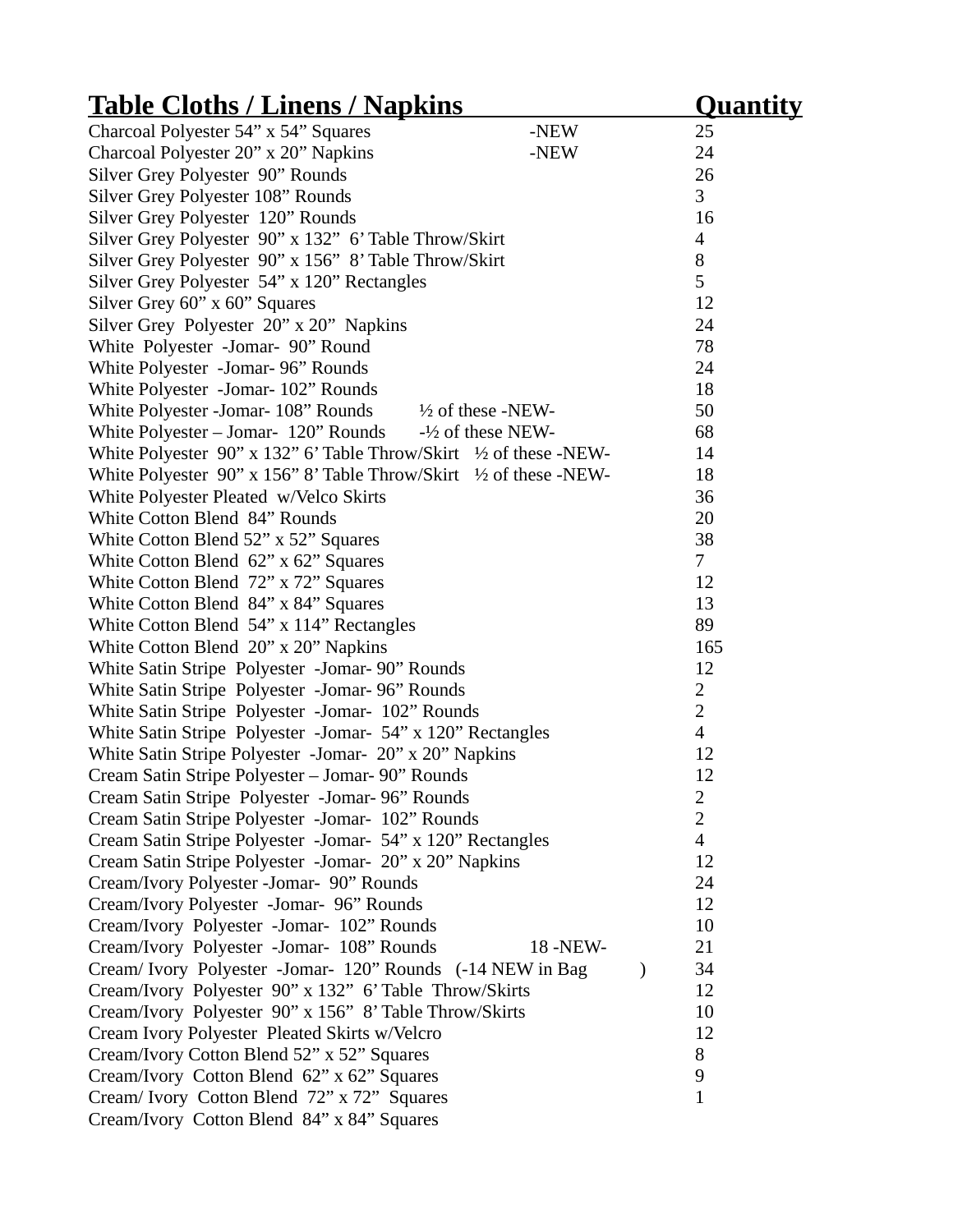| Table Cloths / Linens / Napkins | | Quantity |
|---|---|---|
| Charcoal Polyester 54” x 54” Squares | -NEW | 25 |
| Charcoal Polyester 20” x 20” Napkins | -NEW | 24 |
| Silver Grey Polyester 90” Rounds | | 26 |
| Silver Grey Polyester 108” Rounds | | 3 |
| Silver Grey Polyester 120” Rounds | | 16 |
| Silver Grey Polyester 90” x 132” 6’ Table Throw/Skirt | | 4 |
| Silver Grey Polyester 90” x 156” 8’ Table Throw/Skirt | | 8 |
| Silver Grey Polyester 54” x 120” Rectangles | | 5 |
| Silver Grey 60” x 60” Squares | | 12 |
| Silver Grey Polyester 20” x 20” Napkins | | 24 |
| White Polyester -Jomar- 90” Round | | 78 |
| White Polyester -Jomar- 96” Rounds | | 24 |
| White Polyester -Jomar- 102” Rounds | | 18 |
| White Polyester -Jomar- 108” Rounds | ½ of these -NEW- | 50 |
| White Polyester – Jomar- 120” Rounds | -½ of these NEW- | 68 |
| White Polyester 90” x 132” 6’ Table Throw/Skirt | ½ of these -NEW- | 14 |
| White Polyester 90” x 156” 8’ Table Throw/Skirt | ½ of these -NEW- | 18 |
| White Polyester Pleated w/Velco Skirts | | 36 |
| White Cotton Blend 84” Rounds | | 20 |
| White Cotton Blend 52” x 52” Squares | | 38 |
| White Cotton Blend 62” x 62” Squares | | 7 |
| White Cotton Blend 72” x 72” Squares | | 12 |
| White Cotton Blend 84” x 84” Squares | | 13 |
| White Cotton Blend 54” x 114” Rectangles | | 89 |
| White Cotton Blend 20” x 20” Napkins | | 165 |
| White Satin Stripe Polyester -Jomar- 90” Rounds | | 12 |
| White Satin Stripe Polyester -Jomar- 96” Rounds | | 2 |
| White Satin Stripe Polyester -Jomar- 102” Rounds | | 2 |
| White Satin Stripe Polyester -Jomar- 54” x 120” Rectangles | | 4 |
| White Satin Stripe Polyester -Jomar- 20” x 20” Napkins | | 12 |
| Cream Satin Stripe Polyester – Jomar- 90” Rounds | | 12 |
| Cream Satin Stripe Polyester -Jomar- 96” Rounds | | 2 |
| Cream Satin Stripe Polyester -Jomar- 102” Rounds | | 2 |
| Cream Satin Stripe Polyester -Jomar- 54” x 120” Rectangles | | 4 |
| Cream Satin Stripe Polyester -Jomar- 20” x 20” Napkins | | 12 |
| Cream/Ivory Polyester -Jomar- 90” Rounds | | 24 |
| Cream/Ivory Polyester -Jomar- 96” Rounds | | 12 |
| Cream/Ivory Polyester -Jomar- 102” Rounds | | 10 |
| Cream/Ivory Polyester -Jomar- 108” Rounds | 18 -NEW- | 21 |
| Cream/ Ivory Polyester -Jomar- 120” Rounds | (-14 NEW in Bag ) | 34 |
| Cream/Ivory Polyester 90” x 132” 6’ Table Throw/Skirts | | 12 |
| Cream/Ivory Polyester 90” x 156” 8’ Table Throw/Skirts | | 10 |
| Cream Ivory Polyester Pleated Skirts w/Velcro | | 12 |
| Cream/Ivory Cotton Blend 52” x 52” Squares | | 8 |
| Cream/Ivory Cotton Blend 62” x 62” Squares | | 9 |
| Cream/ Ivory Cotton Blend 72” x 72” Squares | | 1 |
| Cream/Ivory Cotton Blend 84” x 84” Squares | | |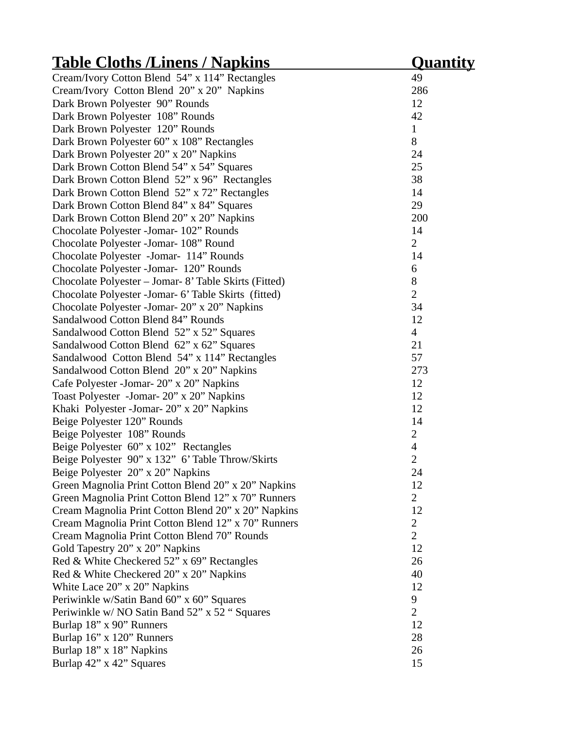| Table Cloths /Linens / Napkins | Quantity |
| --- | --- |
| Cream/Ivory Cotton Blend 54” x 114” Rectangles | 49 |
| Cream/Ivory Cotton Blend 20” x 20” Napkins | 286 |
| Dark Brown Polyester 90” Rounds | 12 |
| Dark Brown Polyester 108” Rounds | 42 |
| Dark Brown Polyester 120” Rounds | 1 |
| Dark Brown Polyester 60” x 108” Rectangles | 8 |
| Dark Brown Polyester 20” x 20” Napkins | 24 |
| Dark Brown Cotton Blend 54” x 54” Squares | 25 |
| Dark Brown Cotton Blend 52” x 96” Rectangles | 38 |
| Dark Brown Cotton Blend 52” x 72” Rectangles | 14 |
| Dark Brown Cotton Blend 84” x 84” Squares | 29 |
| Dark Brown Cotton Blend 20” x 20” Napkins | 200 |
| Chocolate Polyester -Jomar- 102” Rounds | 14 |
| Chocolate Polyester -Jomar- 108” Round | 2 |
| Chocolate Polyester -Jomar- 114” Rounds | 14 |
| Chocolate Polyester -Jomar- 120” Rounds | 6 |
| Chocolate Polyester – Jomar- 8’ Table Skirts (Fitted) | 8 |
| Chocolate Polyester -Jomar- 6’ Table Skirts (fitted) | 2 |
| Chocolate Polyester -Jomar- 20” x 20” Napkins | 34 |
| Sandalwood Cotton Blend 84” Rounds | 12 |
| Sandalwood Cotton Blend 52” x 52” Squares | 4 |
| Sandalwood Cotton Blend 62” x 62” Squares | 21 |
| Sandalwood Cotton Blend 54” x 114” Rectangles | 57 |
| Sandalwood Cotton Blend 20” x 20” Napkins | 273 |
| Cafe Polyester -Jomar- 20” x 20” Napkins | 12 |
| Toast Polyester -Jomar- 20” x 20” Napkins | 12 |
| Khaki Polyester -Jomar- 20” x 20” Napkins | 12 |
| Beige Polyester 120” Rounds | 14 |
| Beige Polyester 108” Rounds | 2 |
| Beige Polyester 60” x 102” Rectangles | 4 |
| Beige Polyester 90” x 132” 6’ Table Throw/Skirts | 2 |
| Beige Polyester 20” x 20” Napkins | 24 |
| Green Magnolia Print Cotton Blend 20” x 20” Napkins | 12 |
| Green Magnolia Print Cotton Blend 12” x 70” Runners | 2 |
| Cream Magnolia Print Cotton Blend 20” x 20” Napkins | 12 |
| Cream Magnolia Print Cotton Blend 12” x 70” Runners | 2 |
| Cream Magnolia Print Cotton Blend 70” Rounds | 2 |
| Gold Tapestry 20” x 20” Napkins | 12 |
| Red & White Checkered 52” x 69” Rectangles | 26 |
| Red & White Checkered 20” x 20” Napkins | 40 |
| White Lace 20” x 20” Napkins | 12 |
| Periwinkle w/Satin Band 60” x 60” Squares | 9 |
| Periwinkle w/ NO Satin Band 52” x 52 “ Squares | 2 |
| Burlap 18” x 90” Runners | 12 |
| Burlap 16” x 120” Runners | 28 |
| Burlap 18” x 18” Napkins | 26 |
| Burlap 42” x 42” Squares | 15 |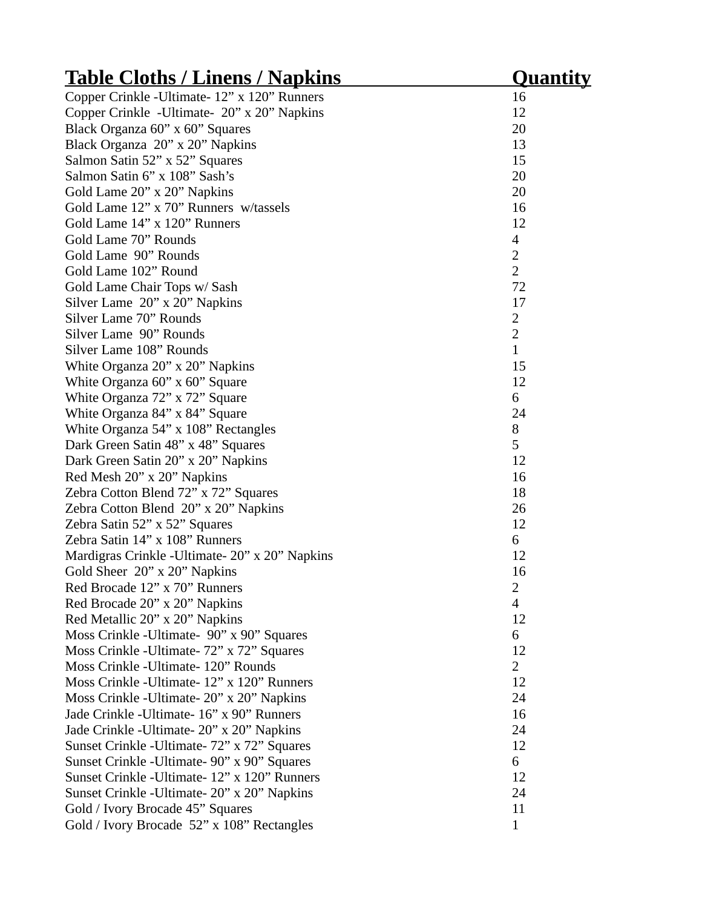| Table Cloths / Linens / Napkins | Quantity |
|---|---|
| Copper Crinkle -Ultimate- 12” x 120” Runners | 16 |
| Copper Crinkle -Ultimate- 20” x 20” Napkins | 12 |
| Black Organza 60” x 60” Squares | 20 |
| Black Organza 20” x 20” Napkins | 13 |
| Salmon Satin 52” x 52” Squares | 15 |
| Salmon Satin 6” x 108” Sash’s | 20 |
| Gold Lame 20” x 20” Napkins | 20 |
| Gold Lame 12” x 70” Runners w/tassels | 16 |
| Gold Lame 14” x 120” Runners | 12 |
| Gold Lame 70” Rounds | 4 |
| Gold Lame 90” Rounds | 2 |
| Gold Lame 102” Round | 2 |
| Gold Lame Chair Tops w/ Sash | 72 |
| Silver Lame 20” x 20” Napkins | 17 |
| Silver Lame 70” Rounds | 2 |
| Silver Lame 90” Rounds | 2 |
| Silver Lame 108” Rounds | 1 |
| White Organza 20” x 20” Napkins | 15 |
| White Organza 60” x 60” Square | 12 |
| White Organza 72” x 72” Square | 6 |
| White Organza 84” x 84” Square | 24 |
| White Organza 54” x 108” Rectangles | 8 |
| Dark Green Satin 48” x 48” Squares | 5 |
| Dark Green Satin 20” x 20” Napkins | 12 |
| Red Mesh 20” x 20” Napkins | 16 |
| Zebra Cotton Blend 72” x 72” Squares | 18 |
| Zebra Cotton Blend 20” x 20” Napkins | 26 |
| Zebra Satin 52” x 52” Squares | 12 |
| Zebra Satin 14” x 108” Runners | 6 |
| Mardigras Crinkle -Ultimate- 20” x 20” Napkins | 12 |
| Gold Sheer 20” x 20” Napkins | 16 |
| Red Brocade 12” x 70” Runners | 2 |
| Red Brocade 20” x 20” Napkins | 4 |
| Red Metallic 20” x 20” Napkins | 12 |
| Moss Crinkle -Ultimate- 90” x 90” Squares | 6 |
| Moss Crinkle -Ultimate- 72” x 72” Squares | 12 |
| Moss Crinkle -Ultimate- 120” Rounds | 2 |
| Moss Crinkle -Ultimate- 12” x 120” Runners | 12 |
| Moss Crinkle -Ultimate- 20” x 20” Napkins | 24 |
| Jade Crinkle -Ultimate- 16” x 90” Runners | 16 |
| Jade Crinkle -Ultimate- 20” x 20” Napkins | 24 |
| Sunset Crinkle -Ultimate- 72” x 72” Squares | 12 |
| Sunset Crinkle -Ultimate- 90” x 90” Squares | 6 |
| Sunset Crinkle -Ultimate- 12” x 120” Runners | 12 |
| Sunset Crinkle -Ultimate- 20” x 20” Napkins | 24 |
| Gold / Ivory Brocade 45” Squares | 11 |
| Gold / Ivory Brocade 52” x 108” Rectangles | 1 |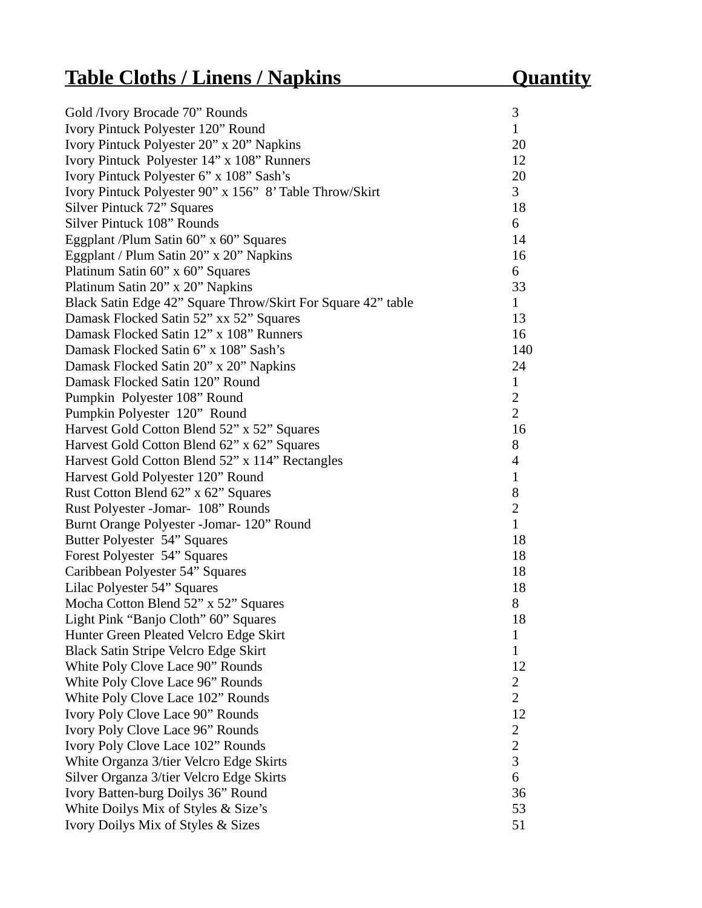| Table Cloths / Linens / Napkins | Quantity |
| --- | --- |
| Gold /Ivory Brocade 70” Rounds | 3 |
| Ivory Pintuck Polyester 120” Round | 1 |
| Ivory Pintuck Polyester 20” x 20” Napkins | 20 |
| Ivory Pintuck Polyester 14” x 108” Runners | 12 |
| Ivory Pintuck Polyester 6” x 108” Sash’s | 20 |
| Ivory Pintuck Polyester 90” x 156” 8’ Table Throw/Skirt | 3 |
| Silver Pintuck 72” Squares | 18 |
| Silver Pintuck 108” Rounds | 6 |
| Eggplant /Plum Satin 60” x 60” Squares | 14 |
| Eggplant / Plum Satin 20” x 20” Napkins | 16 |
| Platinum Satin 60” x 60” Squares | 6 |
| Platinum Satin 20” x 20” Napkins | 33 |
| Black Satin Edge 42” Square Throw/Skirt For Square 42” table | 1 |
| Damask Flocked Satin 52” xx 52” Squares | 13 |
| Damask Flocked Satin 12” x 108” Runners | 16 |
| Damask Flocked Satin 6” x 108” Sash’s | 140 |
| Damask Flocked Satin 20” x 20” Napkins | 24 |
| Damask Flocked Satin 120” Round | 1 |
| Pumpkin Polyester 108” Round | 2 |
| Pumpkin Polyester 120” Round | 2 |
| Harvest Gold Cotton Blend 52” x 52” Squares | 16 |
| Harvest Gold Cotton Blend 62” x 62” Squares | 8 |
| Harvest Gold Cotton Blend 52” x 114” Rectangles | 4 |
| Harvest Gold Polyester 120” Round | 1 |
| Rust Cotton Blend 62” x 62” Squares | 8 |
| Rust Polyester -Jomar- 108” Rounds | 2 |
| Burnt Orange Polyester -Jomar- 120” Round | 1 |
| Butter Polyester 54” Squares | 18 |
| Forest Polyester 54” Squares | 18 |
| Caribbean Polyester 54” Squares | 18 |
| Lilac Polyester 54” Squares | 18 |
| Mocha Cotton Blend 52” x 52” Squares | 8 |
| Light Pink “Banjo Cloth” 60” Squares | 18 |
| Hunter Green Pleated Velcro Edge Skirt | 1 |
| Black Satin Stripe Velcro Edge Skirt | 1 |
| White Poly Clove Lace 90” Rounds | 12 |
| White Poly Clove Lace 96” Rounds | 2 |
| White Poly Clove Lace 102” Rounds | 2 |
| Ivory Poly Clove Lace 90” Rounds | 12 |
| Ivory Poly Clove Lace 96” Rounds | 2 |
| Ivory Poly Clove Lace 102” Rounds | 2 |
| White Organza 3/tier Velcro Edge Skirts | 3 |
| Silver Organza 3/tier Velcro Edge Skirts | 6 |
| Ivory Batten-burg Doilys 36” Round | 36 |
| White Doilys Mix of Styles & Size’s | 53 |
| Ivory Doilys Mix of Styles & Sizes | 51 |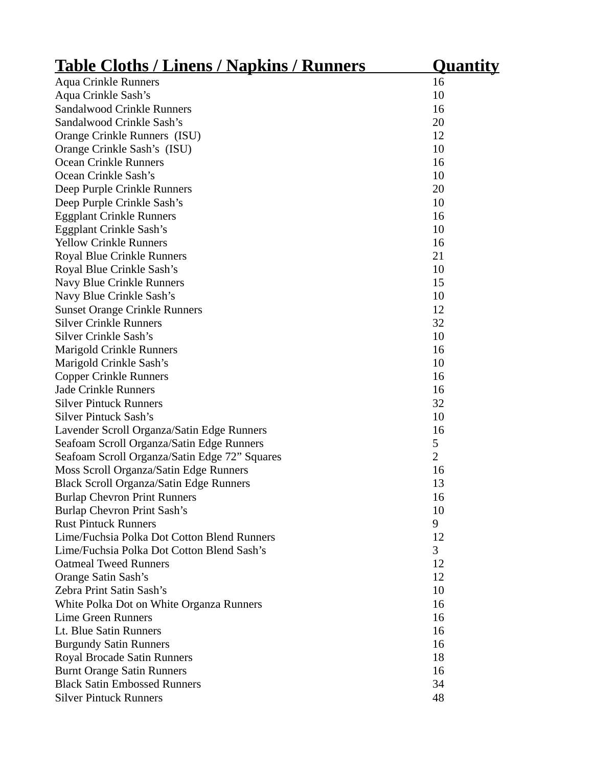| Table Cloths / Linens / Napkins / Runners | Quantity |
|---|---|
| Aqua Crinkle Runners | 16 |
| Aqua Crinkle Sash’s | 10 |
| Sandalwood Crinkle Runners | 16 |
| Sandalwood Crinkle Sash’s | 20 |
| Orange Crinkle Runners (ISU) | 12 |
| Orange Crinkle Sash’s (ISU) | 10 |
| Ocean Crinkle Runners | 16 |
| Ocean Crinkle Sash’s | 10 |
| Deep Purple Crinkle Runners | 20 |
| Deep Purple Crinkle Sash’s | 10 |
| Eggplant Crinkle Runners | 16 |
| Eggplant Crinkle Sash’s | 10 |
| Yellow Crinkle Runners | 16 |
| Royal Blue Crinkle Runners | 21 |
| Royal Blue Crinkle Sash’s | 10 |
| Navy Blue Crinkle Runners | 15 |
| Navy Blue Crinkle Sash’s | 10 |
| Sunset Orange Crinkle Runners | 12 |
| Silver Crinkle Runners | 32 |
| Silver Crinkle Sash’s | 10 |
| Marigold Crinkle Runners | 16 |
| Marigold Crinkle Sash’s | 10 |
| Copper Crinkle Runners | 16 |
| Jade Crinkle Runners | 16 |
| Silver Pintuck Runners | 32 |
| Silver Pintuck Sash’s | 10 |
| Lavender Scroll Organza/Satin Edge Runners | 16 |
| Seafoam Scroll Organza/Satin Edge Runners | 5 |
| Seafoam Scroll Organza/Satin Edge 72” Squares | 2 |
| Moss Scroll Organza/Satin Edge Runners | 16 |
| Black Scroll Organza/Satin Edge Runners | 13 |
| Burlap Chevron Print Runners | 16 |
| Burlap Chevron Print Sash’s | 10 |
| Rust Pintuck Runners | 9 |
| Lime/Fuchsia Polka Dot Cotton Blend Runners | 12 |
| Lime/Fuchsia Polka Dot Cotton Blend Sash’s | 3 |
| Oatmeal Tweed Runners | 12 |
| Orange Satin Sash’s | 12 |
| Zebra Print Satin Sash’s | 10 |
| White Polka Dot on White Organza Runners | 16 |
| Lime Green Runners | 16 |
| Lt. Blue Satin Runners | 16 |
| Burgundy Satin Runners | 16 |
| Royal Brocade Satin Runners | 18 |
| Burnt Orange Satin Runners | 16 |
| Black Satin Embossed Runners | 34 |
| Silver Pintuck Runners | 48 |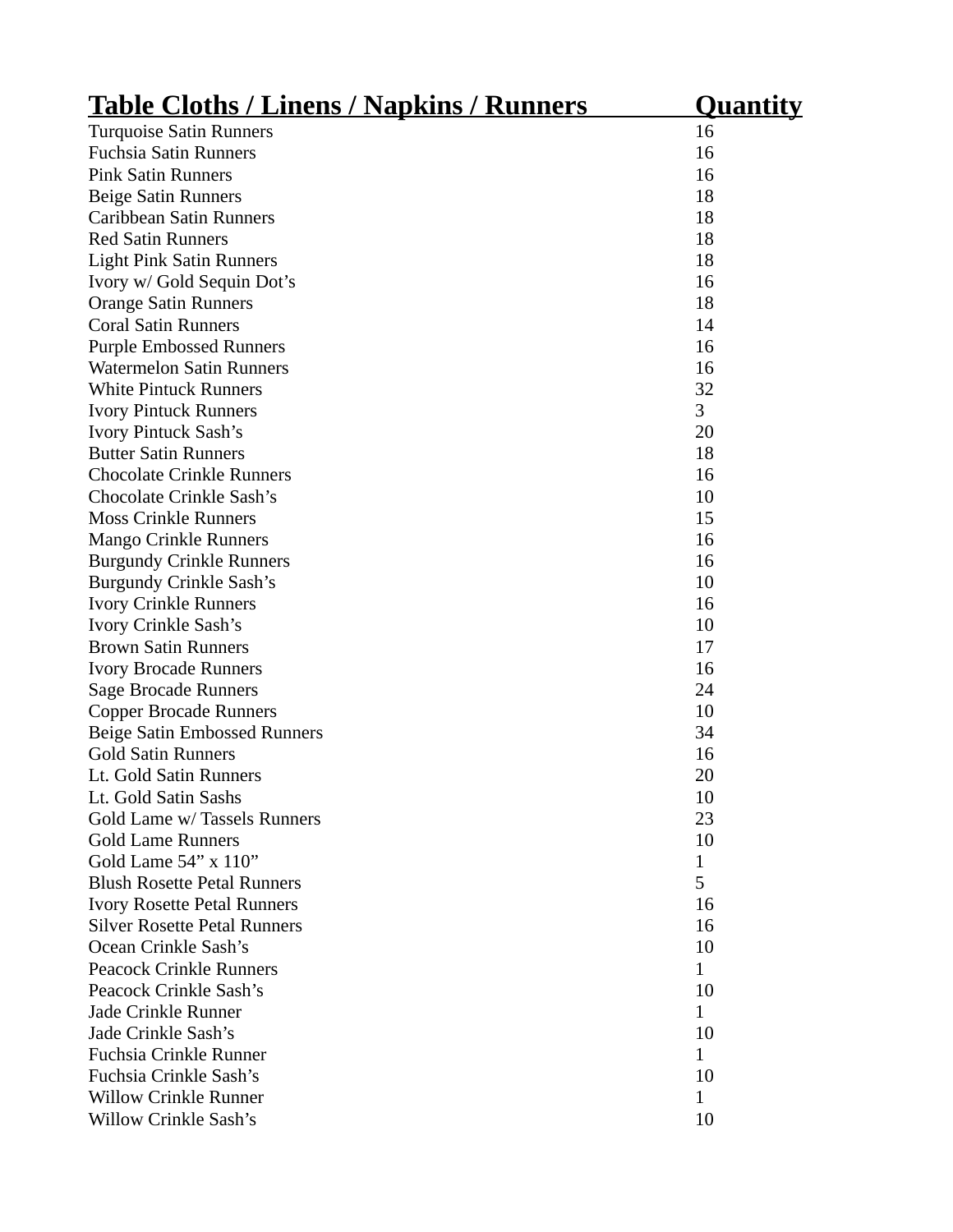| Table Cloths / Linens / Napkins / Runners | Quantity |
|---|---|
| Turquoise Satin Runners | 16 |
| Fuchsia Satin Runners | 16 |
| Pink Satin Runners | 16 |
| Beige Satin Runners | 18 |
| Caribbean Satin Runners | 18 |
| Red Satin Runners | 18 |
| Light Pink Satin Runners | 18 |
| Ivory w/ Gold Sequin Dot's | 16 |
| Orange Satin Runners | 18 |
| Coral Satin Runners | 14 |
| Purple Embossed Runners | 16 |
| Watermelon Satin Runners | 16 |
| White Pintuck Runners | 32 |
| Ivory Pintuck Runners | 3 |
| Ivory Pintuck Sash's | 20 |
| Butter Satin Runners | 18 |
| Chocolate Crinkle Runners | 16 |
| Chocolate Crinkle Sash's | 10 |
| Moss Crinkle Runners | 15 |
| Mango Crinkle Runners | 16 |
| Burgundy Crinkle Runners | 16 |
| Burgundy Crinkle Sash's | 10 |
| Ivory Crinkle Runners | 16 |
| Ivory Crinkle Sash's | 10 |
| Brown Satin Runners | 17 |
| Ivory Brocade Runners | 16 |
| Sage Brocade Runners | 24 |
| Copper Brocade Runners | 10 |
| Beige Satin Embossed Runners | 34 |
| Gold Satin Runners | 16 |
| Lt. Gold Satin Runners | 20 |
| Lt. Gold Satin Sashs | 10 |
| Gold Lame w/ Tassels Runners | 23 |
| Gold Lame Runners | 10 |
| Gold Lame 54" x 110" | 1 |
| Blush Rosette Petal Runners | 5 |
| Ivory Rosette Petal Runners | 16 |
| Silver Rosette Petal Runners | 16 |
| Ocean Crinkle Sash's | 10 |
| Peacock Crinkle Runners | 1 |
| Peacock Crinkle Sash's | 10 |
| Jade Crinkle Runner | 1 |
| Jade Crinkle Sash's | 10 |
| Fuchsia Crinkle Runner | 1 |
| Fuchsia Crinkle Sash's | 10 |
| Willow Crinkle Runner | 1 |
| Willow Crinkle Sash's | 10 |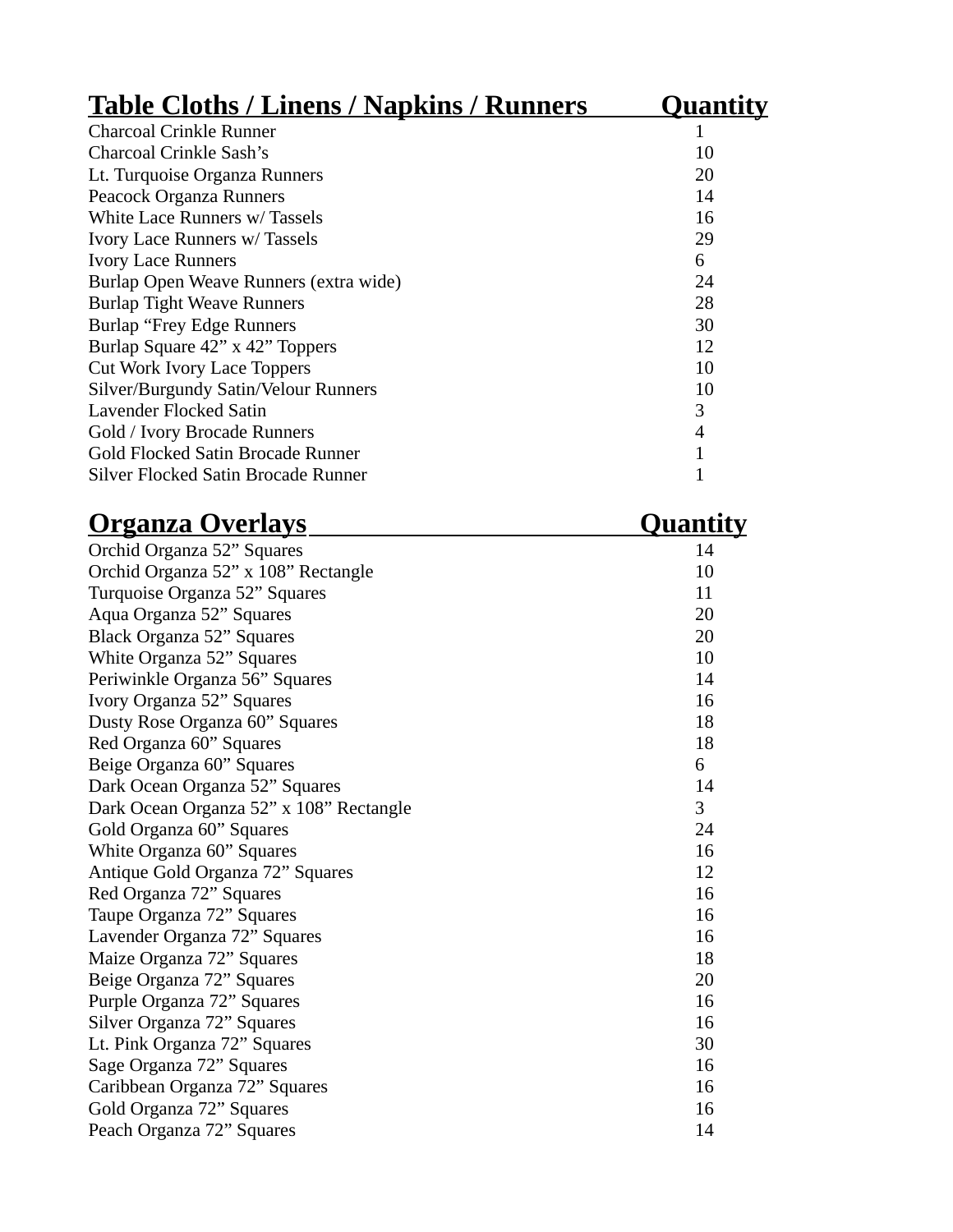| Table Cloths / Linens / Napkins / Runners | Quantity |
| --- | --- |
| Charcoal Crinkle Runner | 1 |
| Charcoal Crinkle Sash’s | 10 |
| Lt. Turquoise Organza Runners | 20 |
| Peacock Organza Runners | 14 |
| White Lace Runners w/ Tassels | 16 |
| Ivory Lace Runners w/ Tassels | 29 |
| Ivory Lace Runners | 6 |
| Burlap Open Weave Runners (extra wide) | 24 |
| Burlap Tight Weave Runners | 28 |
| Burlap “Frey Edge Runners | 30 |
| Burlap Square 42” x 42” Toppers | 12 |
| Cut Work Ivory Lace Toppers | 10 |
| Silver/Burgundy Satin/Velour Runners | 10 |
| Lavender Flocked Satin | 3 |
| Gold / Ivory Brocade Runners | 4 |
| Gold Flocked Satin Brocade Runner | 1 |
| Silver Flocked Satin Brocade Runner | 1 |

| Organza Overlays | Quantity |
| --- | --- |
| Orchid Organza 52” Squares | 14 |
| Orchid Organza 52” x 108” Rectangle | 10 |
| Turquoise Organza 52” Squares | 11 |
| Aqua Organza 52” Squares | 20 |
| Black Organza 52” Squares | 20 |
| White Organza 52” Squares | 10 |
| Periwinkle Organza 56” Squares | 14 |
| Ivory Organza 52” Squares | 16 |
| Dusty Rose Organza 60” Squares | 18 |
| Red Organza 60” Squares | 18 |
| Beige Organza 60” Squares | 6 |
| Dark Ocean Organza 52” Squares | 14 |
| Dark Ocean Organza 52” x 108” Rectangle | 3 |
| Gold Organza 60” Squares | 24 |
| White Organza 60” Squares | 16 |
| Antique Gold Organza 72” Squares | 12 |
| Red Organza 72” Squares | 16 |
| Taupe Organza 72” Squares | 16 |
| Lavender Organza 72” Squares | 16 |
| Maize Organza 72” Squares | 18 |
| Beige Organza 72” Squares | 20 |
| Purple Organza 72” Squares | 16 |
| Silver Organza 72” Squares | 16 |
| Lt. Pink Organza 72” Squares | 30 |
| Sage Organza 72” Squares | 16 |
| Caribbean Organza 72” Squares | 16 |
| Gold Organza 72” Squares | 16 |
| Peach Organza 72” Squares | 14 |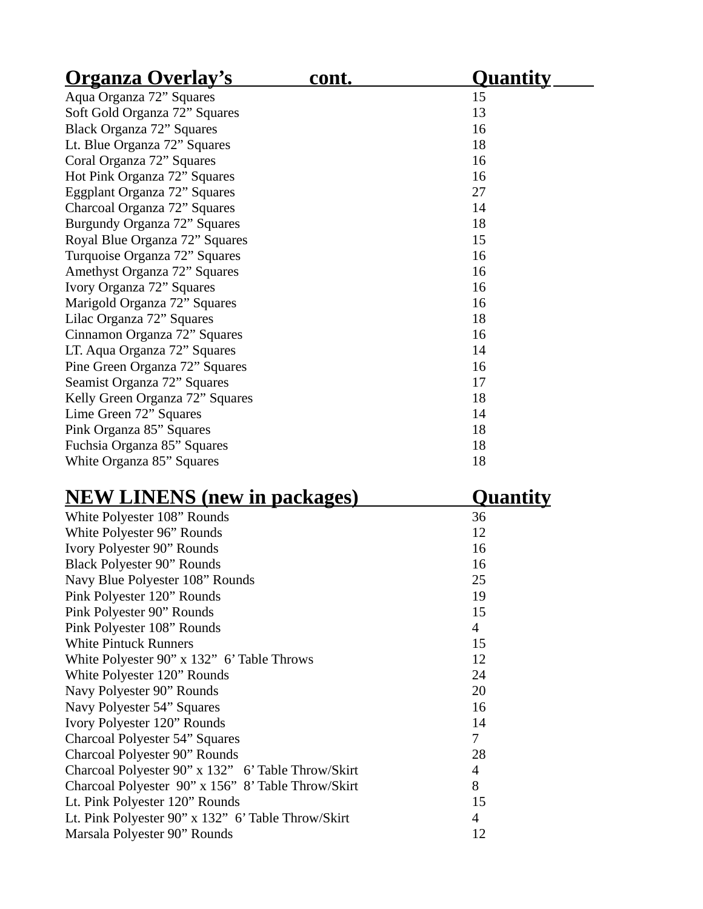| Organza Overlay’s cont. | Quantity |
|---|---|
| Aqua Organza 72” Squares | 15 |
| Soft Gold Organza 72” Squares | 13 |
| Black Organza 72” Squares | 16 |
| Lt. Blue Organza 72” Squares | 18 |
| Coral Organza 72” Squares | 16 |
| Hot Pink Organza 72” Squares | 16 |
| Eggplant Organza 72” Squares | 27 |
| Charcoal Organza 72” Squares | 14 |
| Burgundy Organza 72” Squares | 18 |
| Royal Blue Organza 72” Squares | 15 |
| Turquoise Organza 72” Squares | 16 |
| Amethyst Organza 72” Squares | 16 |
| Ivory Organza 72” Squares | 16 |
| Marigold Organza 72” Squares | 16 |
| Lilac Organza 72” Squares | 18 |
| Cinnamon Organza 72” Squares | 16 |
| LT. Aqua Organza 72” Squares | 14 |
| Pine Green Organza 72” Squares | 16 |
| Seamist Organza 72” Squares | 17 |
| Kelly Green Organza 72” Squares | 18 |
| Lime Green 72” Squares | 14 |
| Pink Organza 85” Squares | 18 |
| Fuchsia Organza 85” Squares | 18 |
| White Organza 85” Squares | 18 |

| NEW LINENS (new in packages) | Quantity |
|---|---|
| White Polyester 108” Rounds | 36 |
| White Polyester 96” Rounds | 12 |
| Ivory Polyester 90” Rounds | 16 |
| Black Polyester 90” Rounds | 16 |
| Navy Blue Polyester 108” Rounds | 25 |
| Pink Polyester 120” Rounds | 19 |
| Pink Polyester 90” Rounds | 15 |
| Pink Polyester 108” Rounds | 4 |
| White Pintuck Runners | 15 |
| White Polyester 90” x 132” 6’ Table Throws | 12 |
| White Polyester 120” Rounds | 24 |
| Navy Polyester 90” Rounds | 20 |
| Navy Polyester 54” Squares | 16 |
| Ivory Polyester 120” Rounds | 14 |
| Charcoal Polyester 54” Squares | 7 |
| Charcoal Polyester 90” Rounds | 28 |
| Charcoal Polyester 90” x 132” 6’ Table Throw/Skirt | 4 |
| Charcoal Polyester 90” x 156” 8’ Table Throw/Skirt | 8 |
| Lt. Pink Polyester 120” Rounds | 15 |
| Lt. Pink Polyester 90” x 132” 6’ Table Throw/Skirt | 4 |
| Marsala Polyester 90” Rounds | 12 |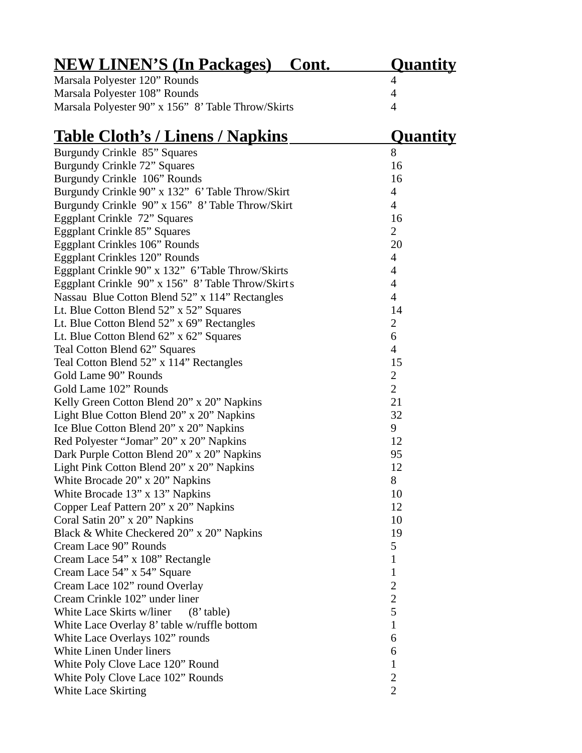| NEW LINEN'S (In Packages) Cont. | Quantity |
|---|---|
| Marsala Polyester 120" Rounds | 4 |
| Marsala Polyester 108" Rounds | 4 |
| Marsala Polyester 90" x 156" 8' Table Throw/Skirts | 4 |

| Table Cloth's / Linens / Napkins | Quantity |
|---|---|
| Burgundy Crinkle 85" Squares | 8 |
| Burgundy Crinkle 72" Squares | 16 |
| Burgundy Crinkle 106" Rounds | 16 |
| Burgundy Crinkle 90" x 132" 6' Table Throw/Skirt | 4 |
| Burgundy Crinkle 90" x 156" 8' Table Throw/Skirt | 4 |
| Eggplant Crinkle 72" Squares | 16 |
| Eggplant Crinkle 85" Squares | 2 |
| Eggplant Crinkles 106" Rounds | 20 |
| Eggplant Crinkles 120" Rounds | 4 |
| Eggplant Crinkle 90" x 132" 6'Table Throw/Skirts | 4 |
| Eggplant Crinkle 90" x 156" 8' Table Throw/Skirts | 4 |
| Nassau Blue Cotton Blend 52" x 114" Rectangles | 4 |
| Lt. Blue Cotton Blend 52" x 52" Squares | 14 |
| Lt. Blue Cotton Blend 52" x 69" Rectangles | 2 |
| Lt. Blue Cotton Blend 62" x 62" Squares | 6 |
| Teal Cotton Blend 62" Squares | 4 |
| Teal Cotton Blend 52" x 114" Rectangles | 15 |
| Gold Lame 90" Rounds | 2 |
| Gold Lame 102" Rounds | 2 |
| Kelly Green Cotton Blend 20" x 20" Napkins | 21 |
| Light Blue Cotton Blend 20" x 20" Napkins | 32 |
| Ice Blue Cotton Blend 20" x 20" Napkins | 9 |
| Red Polyester "Jomar" 20" x 20" Napkins | 12 |
| Dark Purple Cotton Blend 20" x 20" Napkins | 95 |
| Light Pink Cotton Blend 20" x 20" Napkins | 12 |
| White Brocade 20" x 20" Napkins | 8 |
| White Brocade 13" x 13" Napkins | 10 |
| Copper Leaf Pattern 20" x 20" Napkins | 12 |
| Coral Satin 20" x 20" Napkins | 10 |
| Black & White Checkered 20" x 20" Napkins | 19 |
| Cream Lace 90" Rounds | 5 |
| Cream Lace 54" x 108" Rectangle | 1 |
| Cream Lace 54" x 54" Square | 1 |
| Cream Lace 102" round Overlay | 2 |
| Cream Crinkle 102" under liner | 2 |
| White Lace Skirts w/liner (8' table) | 5 |
| White Lace Overlay 8' table w/ruffle bottom | 1 |
| White Lace Overlays 102" rounds | 6 |
| White Linen Under liners | 6 |
| White Poly Clove Lace 120" Round | 1 |
| White Poly Clove Lace 102" Rounds | 2 |
| White Lace Skirting | 2 |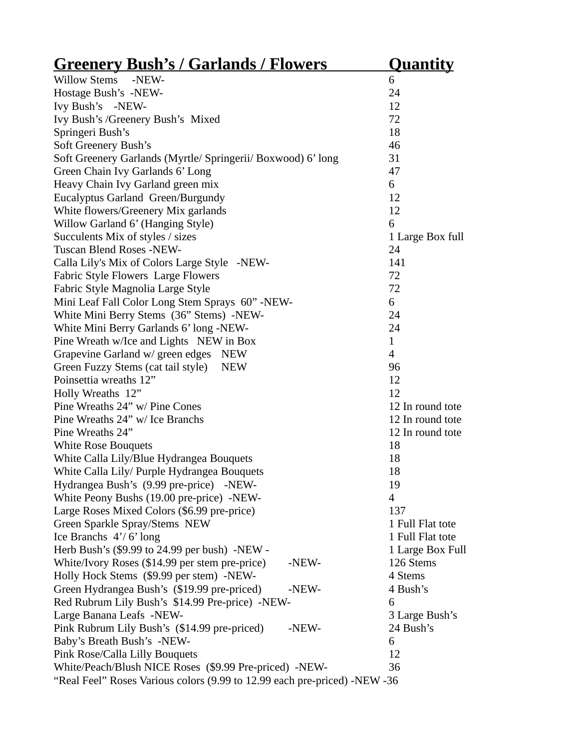| Greenery Bush's / Garlands / Flowers | Quantity |
|---|---|
| Willow Stems -NEW- | 6 |
| Hostage Bush's -NEW- | 24 |
| Ivy Bush's -NEW- | 12 |
| Ivy Bush's /Greenery Bush's Mixed | 72 |
| Springeri Bush's | 18 |
| Soft Greenery Bush's | 46 |
| Soft Greenery Garlands (Myrtle/ Springerii/ Boxwood) 6' long | 31 |
| Green Chain Ivy Garlands 6' Long | 47 |
| Heavy Chain Ivy Garland green mix | 6 |
| Eucalyptus Garland Green/Burgundy | 12 |
| White flowers/Greenery Mix garlands | 12 |
| Willow Garland 6' (Hanging Style) | 6 |
| Succulents Mix of styles / sizes | 1 Large Box full |
| Tuscan Blend Roses -NEW- | 24 |
| Calla Lily's Mix of Colors Large Style -NEW- | 141 |
| Fabric Style Flowers Large Flowers | 72 |
| Fabric Style Magnolia Large Style | 72 |
| Mini Leaf Fall Color Long Stem Sprays 60" -NEW- | 6 |
| White Mini Berry Stems (36" Stems) -NEW- | 24 |
| White Mini Berry Garlands 6' long -NEW- | 24 |
| Pine Wreath w/Ice and Lights NEW in Box | 1 |
| Grapevine Garland w/ green edges NEW | 4 |
| Green Fuzzy Stems (cat tail style) NEW | 96 |
| Poinsettia wreaths 12" | 12 |
| Holly Wreaths 12" | 12 |
| Pine Wreaths 24" w/ Pine Cones | 12 In round tote |
| Pine Wreaths 24" w/ Ice Branchs | 12 In round tote |
| Pine Wreaths 24" | 12 In round tote |
| White Rose Bouquets | 18 |
| White Calla Lily/Blue Hydrangea Bouquets | 18 |
| White Calla Lily/ Purple Hydrangea Bouquets | 18 |
| Hydrangea Bush's (9.99 pre-price) -NEW- | 19 |
| White Peony Bushs (19.00 pre-price) -NEW- | 4 |
| Large Roses Mixed Colors ($6.99 pre-price) | 137 |
| Green Sparkle Spray/Stems NEW | 1 Full Flat tote |
| Ice Branchs 4'/ 6' long | 1 Full Flat tote |
| Herb Bush's ($9.99 to 24.99 per bush) -NEW - | 1 Large Box Full |
| White/Ivory Roses ($14.99 per stem pre-price) -NEW- | 126 Stems |
| Holly Hock Stems ($9.99 per stem) -NEW- | 4 Stems |
| Green Hydrangea Bush's ($19.99 pre-priced) -NEW- | 4 Bush's |
| Red Rubrum Lily Bush's $14.99 Pre-price) -NEW- | 6 |
| Large Banana Leafs -NEW- | 3 Large Bush's |
| Pink Rubrum Lily Bush's ($14.99 pre-priced) -NEW- | 24 Bush's |
| Baby's Breath Bush's -NEW- | 6 |
| Pink Rose/Calla Lilly Bouquets | 12 |
| White/Peach/Blush NICE Roses ($9.99 Pre-priced) -NEW- | 36 |
| "Real Feel" Roses Various colors (9.99 to 12.99 each pre-priced) -NEW - | 36 |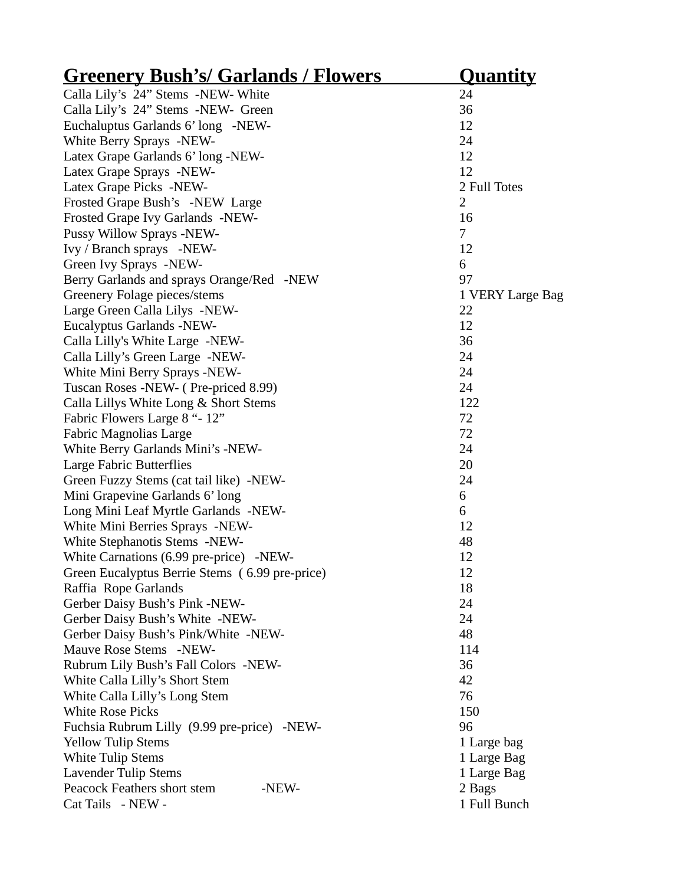| Greenery Bush's/ Garlands / Flowers | Quantity |
|---|---|
| Calla Lily's 24" Stems -NEW- White | 24 |
| Calla Lily's 24" Stems -NEW- Green | 36 |
| Euchaluptus Garlands 6' long -NEW- | 12 |
| White Berry Sprays -NEW- | 24 |
| Latex Grape Garlands 6' long -NEW- | 12 |
| Latex Grape Sprays -NEW- | 12 |
| Latex Grape Picks -NEW- | 2 Full Totes |
| Frosted Grape Bush's -NEW Large | 2 |
| Frosted Grape Ivy Garlands -NEW- | 16 |
| Pussy Willow Sprays -NEW- | 7 |
| Ivy / Branch sprays -NEW- | 12 |
| Green Ivy Sprays -NEW- | 6 |
| Berry Garlands and sprays Orange/Red -NEW | 97 |
| Greenery Folage pieces/stems | 1 VERY Large Bag |
| Large Green Calla Lilys -NEW- | 22 |
| Eucalyptus Garlands -NEW- | 12 |
| Calla Lilly's White Large -NEW- | 36 |
| Calla Lilly's Green Large -NEW- | 24 |
| White Mini Berry Sprays -NEW- | 24 |
| Tuscan Roses -NEW- ( Pre-priced 8.99) | 24 |
| Calla Lillys White Long & Short Stems | 122 |
| Fabric Flowers Large 8 "- 12" | 72 |
| Fabric Magnolias Large | 72 |
| White Berry Garlands Mini's -NEW- | 24 |
| Large Fabric Butterflies | 20 |
| Green Fuzzy Stems (cat tail like) -NEW- | 24 |
| Mini Grapevine Garlands 6' long | 6 |
| Long Mini Leaf Myrtle Garlands -NEW- | 6 |
| White Mini Berries Sprays -NEW- | 12 |
| White Stephanotis Stems -NEW- | 48 |
| White Carnations (6.99 pre-price) -NEW- | 12 |
| Green Eucalyptus Berrie Stems ( 6.99 pre-price) | 12 |
| Raffia Rope Garlands | 18 |
| Gerber Daisy Bush's Pink -NEW- | 24 |
| Gerber Daisy Bush's White -NEW- | 24 |
| Gerber Daisy Bush's Pink/White -NEW- | 48 |
| Mauve Rose Stems -NEW- | 114 |
| Rubrum Lily Bush's Fall Colors -NEW- | 36 |
| White Calla Lilly's Short Stem | 42 |
| White Calla Lilly's Long Stem | 76 |
| White Rose Picks | 150 |
| Fuchsia Rubrum Lilly (9.99 pre-price) -NEW- | 96 |
| Yellow Tulip Stems | 1 Large bag |
| White Tulip Stems | 1 Large Bag |
| Lavender Tulip Stems | 1 Large Bag |
| Peacock Feathers short stem -NEW- | 2 Bags |
| Cat Tails - NEW - | 1 Full Bunch |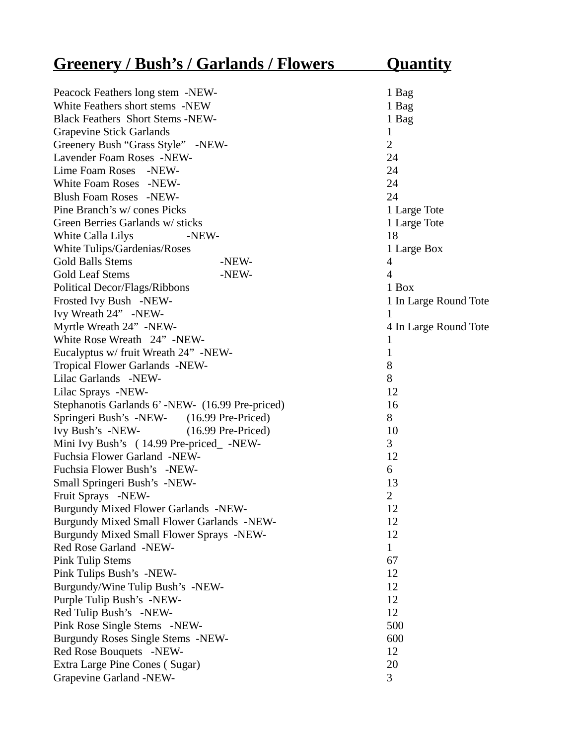| Greenery / Bush's / Garlands / Flowers | Quantity |
|---|---|
| Peacock Feathers long stem -NEW- | 1 Bag |
| White Feathers short stems -NEW | 1 Bag |
| Black Feathers Short Stems -NEW- | 1 Bag |
| Grapevine Stick Garlands | 1 |
| Greenery Bush "Grass Style" -NEW- | 2 |
| Lavender Foam Roses -NEW- | 24 |
| Lime Foam Roses -NEW- | 24 |
| White Foam Roses -NEW- | 24 |
| Blush Foam Roses -NEW- | 24 |
| Pine Branch's w/ cones Picks | 1 Large Tote |
| Green Berries Garlands w/ sticks | 1 Large Tote |
| White Calla Lilys -NEW- | 18 |
| White Tulips/Gardenias/Roses | 1 Large Box |
| Gold Balls Stems -NEW- | 4 |
| Gold Leaf Stems -NEW- | 4 |
| Political Decor/Flags/Ribbons | 1 Box |
| Frosted Ivy Bush -NEW- | 1 In Large Round Tote |
| Ivy Wreath 24" -NEW- | 1 |
| Myrtle Wreath 24" -NEW- | 4 In Large Round Tote |
| White Rose Wreath 24" -NEW- | 1 |
| Eucalyptus w/ fruit Wreath 24" -NEW- | 1 |
| Tropical Flower Garlands -NEW- | 8 |
| Lilac Garlands -NEW- | 8 |
| Lilac Sprays -NEW- | 12 |
| Stephanotis Garlands 6' -NEW- (16.99 Pre-priced) | 16 |
| Springeri Bush's -NEW- (16.99 Pre-Priced) | 8 |
| Ivy Bush's -NEW- (16.99 Pre-Priced) | 10 |
| Mini Ivy Bush's ( 14.99 Pre-priced_ -NEW- | 3 |
| Fuchsia Flower Garland -NEW- | 12 |
| Fuchsia Flower Bush's -NEW- | 6 |
| Small Springeri Bush's -NEW- | 13 |
| Fruit Sprays -NEW- | 2 |
| Burgundy Mixed Flower Garlands -NEW- | 12 |
| Burgundy Mixed Small Flower Garlands -NEW- | 12 |
| Burgundy Mixed Small Flower Sprays -NEW- | 12 |
| Red Rose Garland -NEW- | 1 |
| Pink Tulip Stems | 67 |
| Pink Tulips Bush's -NEW- | 12 |
| Burgundy/Wine Tulip Bush's -NEW- | 12 |
| Purple Tulip Bush's -NEW- | 12 |
| Red Tulip Bush's -NEW- | 12 |
| Pink Rose Single Stems -NEW- | 500 |
| Burgundy Roses Single Stems -NEW- | 600 |
| Red Rose Bouquets -NEW- | 12 |
| Extra Large Pine Cones ( Sugar) | 20 |
| Grapevine Garland -NEW- | 3 |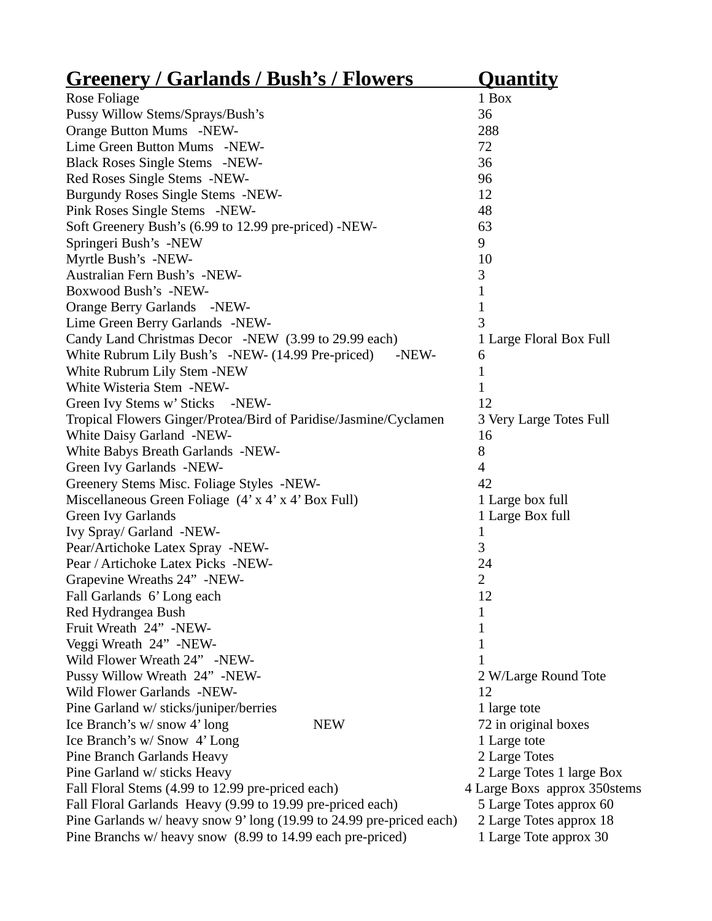| Greenery / Garlands / Bush's / Flowers | Quantity |
|---|---|
| Rose Foliage | 1 Box |
| Pussy Willow Stems/Sprays/Bush's | 36 |
| Orange Button Mums -NEW- | 288 |
| Lime Green Button Mums -NEW- | 72 |
| Black Roses Single Stems -NEW- | 36 |
| Red Roses Single Stems -NEW- | 96 |
| Burgundy Roses Single Stems -NEW- | 12 |
| Pink Roses Single Stems -NEW- | 48 |
| Soft Greenery Bush's (6.99 to 12.99 pre-priced) -NEW- | 63 |
| Springeri Bush's -NEW | 9 |
| Myrtle Bush's -NEW- | 10 |
| Australian Fern Bush's -NEW- | 3 |
| Boxwood Bush's -NEW- | 1 |
| Orange Berry Garlands -NEW- | 1 |
| Lime Green Berry Garlands -NEW- | 3 |
| Candy Land Christmas Decor -NEW (3.99 to 29.99 each) | 1 Large Floral Box Full |
| White Rubrum Lily Bush's -NEW- (14.99 Pre-priced) -NEW- | 6 |
| White Rubrum Lily Stem -NEW | 1 |
| White Wisteria Stem -NEW- | 1 |
| Green Ivy Stems w' Sticks -NEW- | 12 |
| Tropical Flowers Ginger/Protea/Bird of Paridise/Jasmine/Cyclamen | 3 Very Large Totes Full |
| White Daisy Garland -NEW- | 16 |
| White Babys Breath Garlands -NEW- | 8 |
| Green Ivy Garlands -NEW- | 4 |
| Greenery Stems Misc. Foliage Styles -NEW- | 42 |
| Miscellaneous Green Foliage (4' x 4' x 4' Box Full) | 1 Large box full |
| Green Ivy Garlands | 1 Large Box full |
| Ivy Spray/ Garland -NEW- | 1 |
| Pear/Artichoke Latex Spray -NEW- | 3 |
| Pear / Artichoke Latex Picks -NEW- | 24 |
| Grapevine Wreaths 24" -NEW- | 2 |
| Fall Garlands 6' Long each | 12 |
| Red Hydrangea Bush | 1 |
| Fruit Wreath 24" -NEW- | 1 |
| Veggi Wreath 24" -NEW- | 1 |
| Wild Flower Wreath 24" -NEW- | 1 |
| Pussy Willow Wreath 24" -NEW- | 2 W/Large Round Tote |
| Wild Flower Garlands -NEW- | 12 |
| Pine Garland w/ sticks/juniper/berries | 1 large tote |
| Ice Branch's w/ snow 4' long NEW | 72 in original boxes |
| Ice Branch's w/ Snow 4' Long | 1 Large tote |
| Pine Branch Garlands Heavy | 2 Large Totes |
| Pine Garland w/ sticks Heavy | 2 Large Totes 1 large Box |
| Fall Floral Stems (4.99 to 12.99 pre-priced each) | 4 Large Boxs approx 350stems |
| Fall Floral Garlands Heavy (9.99 to 19.99 pre-priced each) | 5 Large Totes approx 60 |
| Pine Garlands w/ heavy snow 9' long (19.99 to 24.99 pre-priced each) | 2 Large Totes approx 18 |
| Pine Branchs w/ heavy snow (8.99 to 14.99 each pre-priced) | 1 Large Tote approx 30 |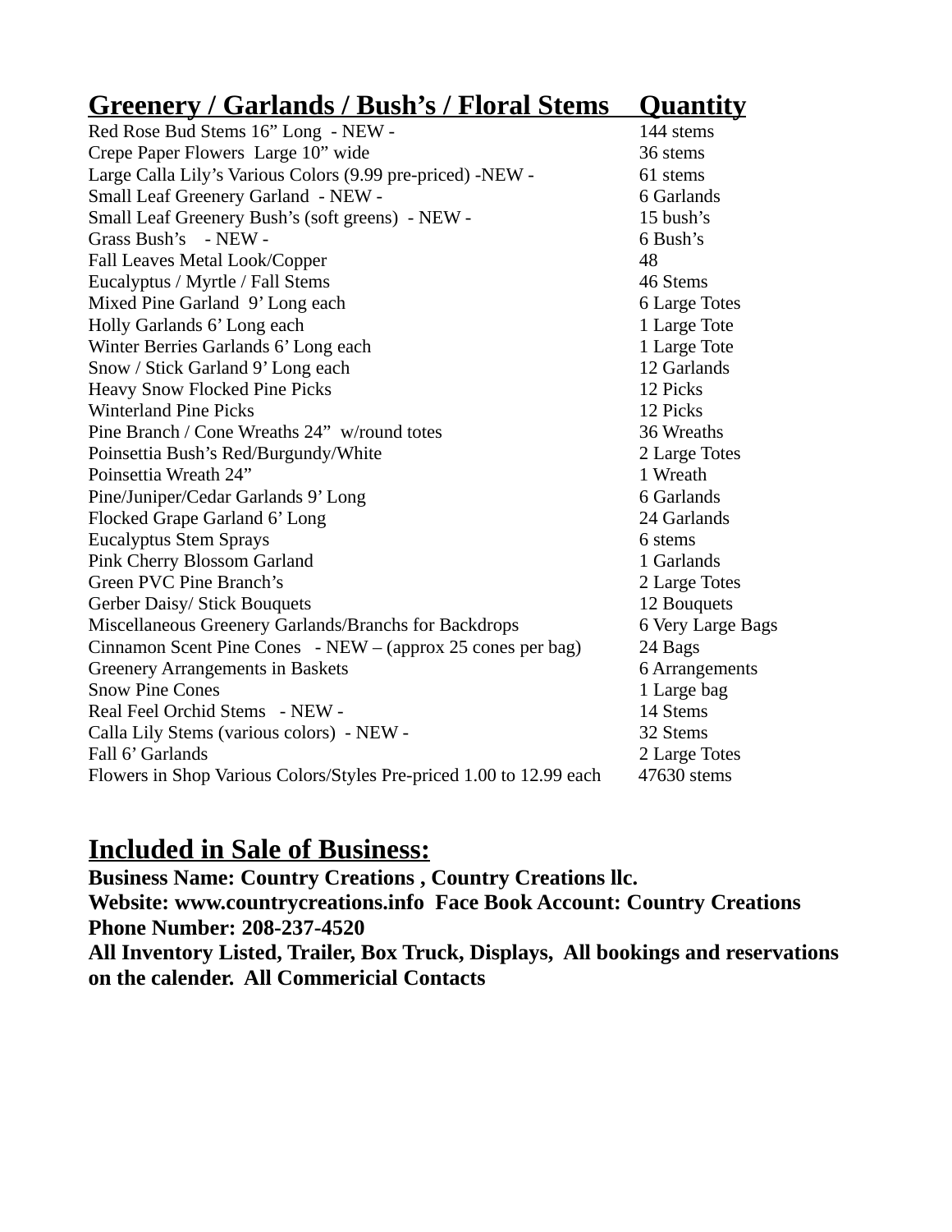| Greenery / Garlands / Bush's / Floral Stems | Quantity |
|---|---|
| Red Rose Bud Stems 16" Long - NEW - | 144 stems |
| Crepe Paper Flowers Large 10" wide | 36 stems |
| Large Calla Lily's Various Colors (9.99 pre-priced) -NEW - | 61 stems |
| Small Leaf Greenery Garland - NEW - | 6 Garlands |
| Small Leaf Greenery Bush's (soft greens) - NEW - | 15 bush's |
| Grass Bush's - NEW - | 6 Bush's |
| Fall Leaves Metal Look/Copper | 48 |
| Eucalyptus / Myrtle / Fall Stems | 46 Stems |
| Mixed Pine Garland 9' Long each | 6 Large Totes |
| Holly Garlands 6' Long each | 1 Large Tote |
| Winter Berries Garlands 6' Long each | 1 Large Tote |
| Snow / Stick Garland 9' Long each | 12 Garlands |
| Heavy Snow Flocked Pine Picks | 12 Picks |
| Winterland Pine Picks | 12 Picks |
| Pine Branch / Cone Wreaths 24" w/round totes | 36 Wreaths |
| Poinsettia Bush's Red/Burgundy/White | 2 Large Totes |
| Poinsettia Wreath 24" | 1 Wreath |
| Pine/Juniper/Cedar Garlands 9' Long | 6 Garlands |
| Flocked Grape Garland 6' Long | 24 Garlands |
| Eucalyptus Stem Sprays | 6 stems |
| Pink Cherry Blossom Garland | 1 Garlands |
| Green PVC Pine Branch's | 2 Large Totes |
| Gerber Daisy/ Stick Bouquets | 12 Bouquets |
| Miscellaneous Greenery Garlands/Branchs for Backdrops | 6 Very Large Bags |
| Cinnamon Scent Pine Cones - NEW – (approx 25 cones per bag) | 24 Bags |
| Greenery Arrangements in Baskets | 6 Arrangements |
| Snow Pine Cones | 1 Large bag |
| Real Feel Orchid Stems - NEW - | 14 Stems |
| Calla Lily Stems (various colors) - NEW - | 32 Stems |
| Fall 6' Garlands | 2 Large Totes |
| Flowers in Shop Various Colors/Styles Pre-priced 1.00 to 12.99 each | 47630 stems |

## Included in Sale of Business:

**Business Name: Country Creations , Country Creations llc.**
**Website: www.countrycreations.info Face Book Account: Country Creations**
**Phone Number: 208-237-4520**
**All Inventory Listed, Trailer, Box Truck, Displays, All bookings and reservations on the calender. All Commericial Contacts**